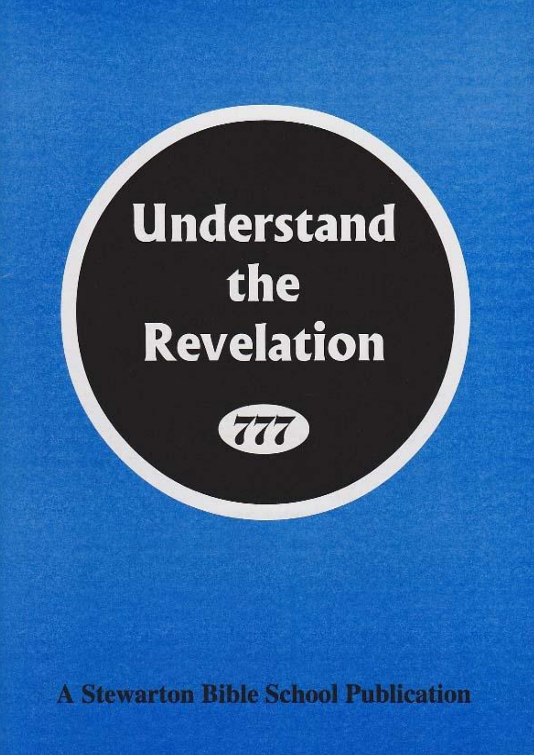# Understand the Revelation

777

A Stewarton Bible School Publication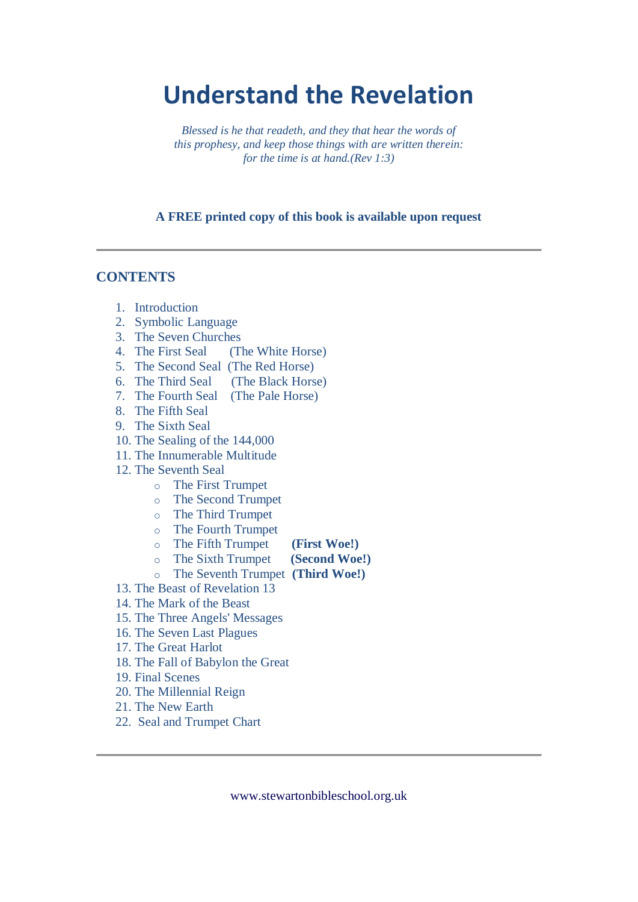# Understand the Revelation

*Blessed is he that readeth, and they that hear the words of this prophesy, and keep those things with are written therein: for the time is at hand.(Rev 1:3)*

**A FREE printed copy of this book is available upon request**

---

## CONTENTS

1. Introduction
2. Symbolic Language
3. The Seven Churches
4. The First Seal (The White Horse)
5. The Second Seal (The Red Horse)
6. The Third Seal (The Black Horse)
7. The Fourth Seal (The Pale Horse)
8. The Fifth Seal
9. The Sixth Seal
10. The Sealing of the 144,000
11. The Innumerable Multitude
12. The Seventh Seal
    - The First Trumpet
    - The Second Trumpet
    - The Third Trumpet
    - The Fourth Trumpet
    - The Fifth Trumpet **(First Woe!)**
    - The Sixth Trumpet **(Second Woe!)**
    - The Seventh Trumpet **(Third Woe!)**
13. The Beast of Revelation 13
14. The Mark of the Beast
15. The Three Angels' Messages
16. The Seven Last Plagues
17. The Great Harlot
18. The Fall of Babylon the Great
19. Final Scenes
20. The Millennial Reign
21. The New Earth
22. Seal and Trumpet Chart

---

www.stewartonbibleschool.org.uk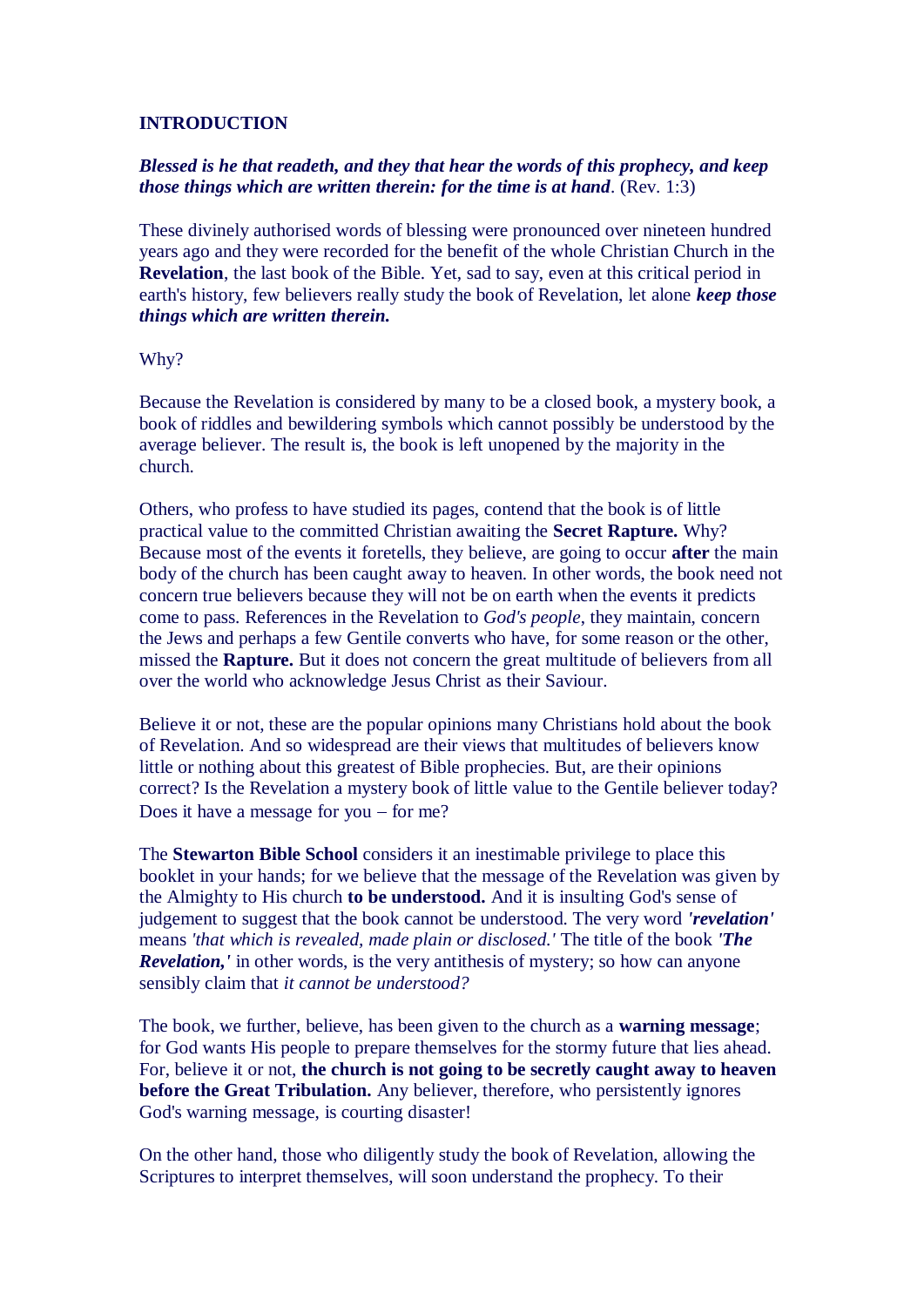**INTRODUCTION**

***Blessed is he that readeth, and they that hear the words of this prophecy, and keep those things which are written therein: for the time is at hand***. (Rev. 1:3)

These divinely authorised words of blessing were pronounced over nineteen hundred years ago and they were recorded for the benefit of the whole Christian Church in the **Revelation**, the last book of the Bible. Yet, sad to say, even at this critical period in earth's history, few believers really study the book of Revelation, let alone ***keep those things which are written therein.***

Why?

Because the Revelation is considered by many to be a closed book, a mystery book, a book of riddles and bewildering symbols which cannot possibly be understood by the average believer. The result is, the book is left unopened by the majority in the church.

Others, who profess to have studied its pages, contend that the book is of little practical value to the committed Christian awaiting the **Secret Rapture.** Why? Because most of the events it foretells, they believe, are going to occur **after** the main body of the church has been caught away to heaven. In other words, the book need not concern true believers because they will not be on earth when the events it predicts come to pass. References in the Revelation to *God's people*, they maintain, concern the Jews and perhaps a few Gentile converts who have, for some reason or the other, missed the **Rapture.** But it does not concern the great multitude of believers from all over the world who acknowledge Jesus Christ as their Saviour.

Believe it or not, these are the popular opinions many Christians hold about the book of Revelation. And so widespread are their views that multitudes of believers know little or nothing about this greatest of Bible prophecies. But, are their opinions correct? Is the Revelation a mystery book of little value to the Gentile believer today? Does it have a message for you – for me?

The **Stewarton Bible School** considers it an inestimable privilege to place this booklet in your hands; for we believe that the message of the Revelation was given by the Almighty to His church **to be understood.** And it is insulting God's sense of judgement to suggest that the book cannot be understood. The very word ***'revelation'*** means *'that which is revealed, made plain or disclosed.'* The title of the book ***'The Revelation,'*** in other words, is the very antithesis of mystery; so how can anyone sensibly claim that *it cannot be understood?*

The book, we further, believe, has been given to the church as a **warning message**; for God wants His people to prepare themselves for the stormy future that lies ahead. For, believe it or not, **the church is not going to be secretly caught away to heaven before the Great Tribulation.** Any believer, therefore, who persistently ignores God's warning message, is courting disaster!

On the other hand, those who diligently study the book of Revelation, allowing the Scriptures to interpret themselves, will soon understand the prophecy. To their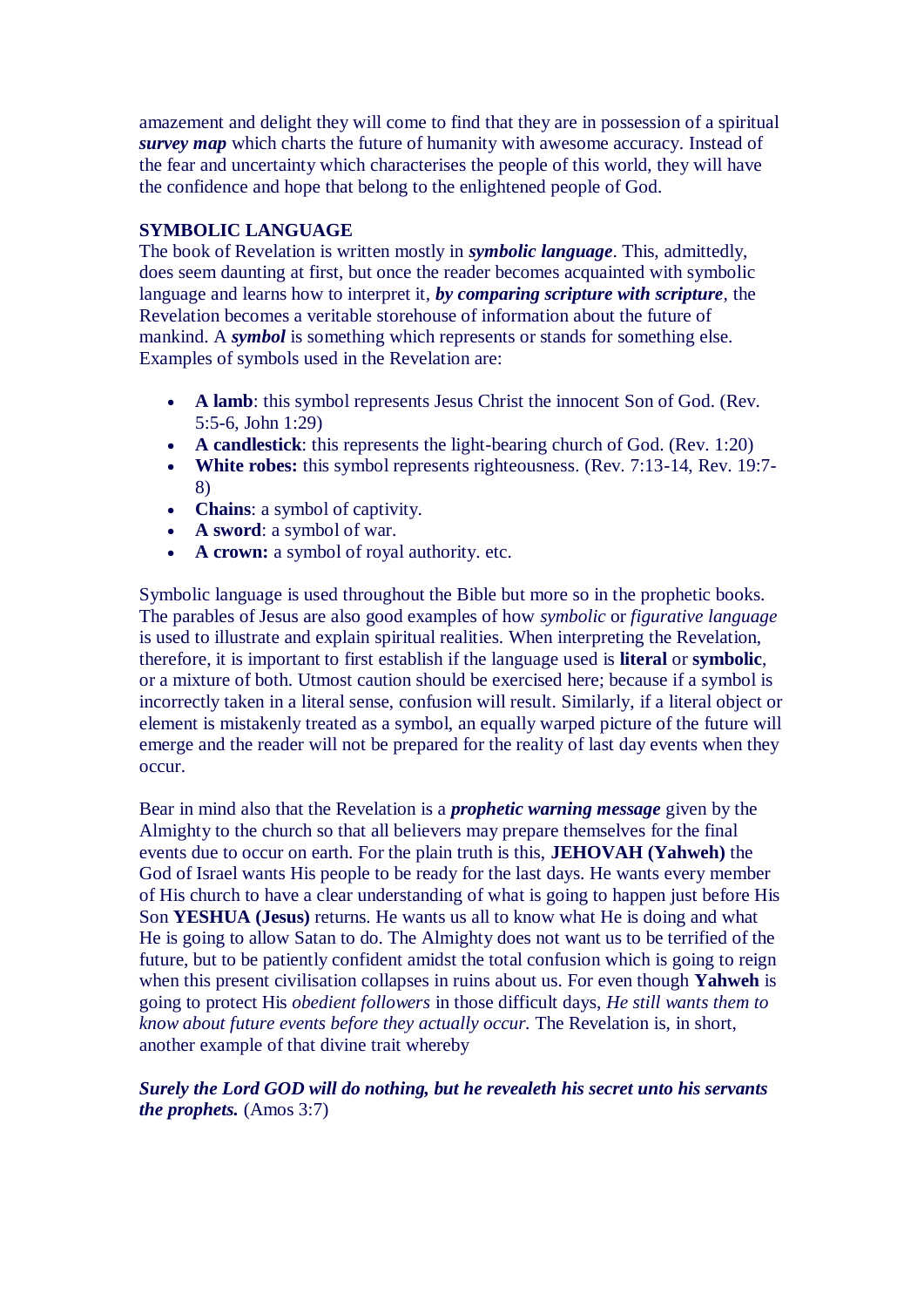amazement and delight they will come to find that they are in possession of a spiritual ***survey map*** which charts the future of humanity with awesome accuracy. Instead of the fear and uncertainty which characterises the people of this world, they will have the confidence and hope that belong to the enlightened people of God.

**SYMBOLIC LANGUAGE**

The book of Revelation is written mostly in ***symbolic language***. This, admittedly, does seem daunting at first, but once the reader becomes acquainted with symbolic language and learns how to interpret it, ***by comparing scripture with scripture***, the Revelation becomes a veritable storehouse of information about the future of mankind. A ***symbol*** is something which represents or stands for something else. Examples of symbols used in the Revelation are:

- **A lamb**: this symbol represents Jesus Christ the innocent Son of God. (Rev. 5:5-6, John 1:29)
- **A candlestick**: this represents the light-bearing church of God. (Rev. 1:20)
- **White robes:** this symbol represents righteousness. (Rev. 7:13-14, Rev. 19:7-8)
- **Chains**: a symbol of captivity.
- **A sword**: a symbol of war.
- **A crown:** a symbol of royal authority. etc.

Symbolic language is used throughout the Bible but more so in the prophetic books. The parables of Jesus are also good examples of how *symbolic* or *figurative language* is used to illustrate and explain spiritual realities. When interpreting the Revelation, therefore, it is important to first establish if the language used is **literal** or **symbolic**, or a mixture of both. Utmost caution should be exercised here; because if a symbol is incorrectly taken in a literal sense, confusion will result. Similarly, if a literal object or element is mistakenly treated as a symbol, an equally warped picture of the future will emerge and the reader will not be prepared for the reality of last day events when they occur.

Bear in mind also that the Revelation is a ***prophetic warning message*** given by the Almighty to the church so that all believers may prepare themselves for the final events due to occur on earth. For the plain truth is this, **JEHOVAH (Yahweh)** the God of Israel wants His people to be ready for the last days. He wants every member of His church to have a clear understanding of what is going to happen just before His Son **YESHUA (Jesus)** returns. He wants us all to know what He is doing and what He is going to allow Satan to do. The Almighty does not want us to be terrified of the future, but to be patiently confident amidst the total confusion which is going to reign when this present civilisation collapses in ruins about us. For even though **Yahweh** is going to protect His *obedient followers* in those difficult days, *He still wants them to know about future events before they actually occur.* The Revelation is, in short, another example of that divine trait whereby

***Surely the Lord GOD will do nothing, but he revealeth his secret unto his servants the prophets.*** (Amos 3:7)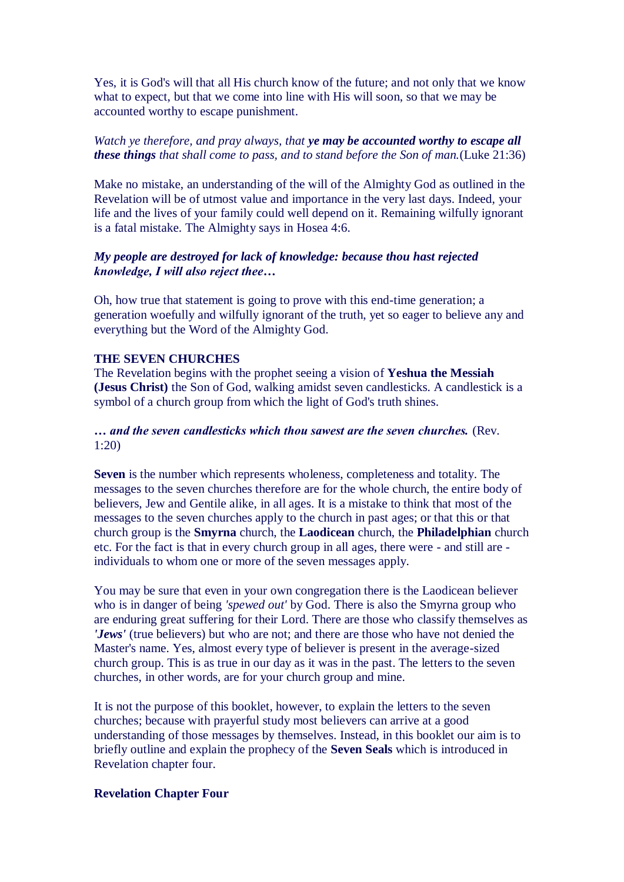Yes, it is God's will that all His church know of the future; and not only that we know what to expect, but that we come into line with His will soon, so that we may be accounted worthy to escape punishment.

*Watch ye therefore, and pray always, that* ***ye may be accounted worthy to escape all these things*** *that shall come to pass, and to stand before the Son of man.*(Luke 21:36)

Make no mistake, an understanding of the will of the Almighty God as outlined in the Revelation will be of utmost value and importance in the very last days. Indeed, your life and the lives of your family could well depend on it. Remaining wilfully ignorant is a fatal mistake. The Almighty says in Hosea 4:6.

***My people are destroyed for lack of knowledge: because thou hast rejected knowledge, I will also reject thee…***

Oh, how true that statement is going to prove with this end-time generation; a generation woefully and wilfully ignorant of the truth, yet so eager to believe any and everything but the Word of the Almighty God.

**THE SEVEN CHURCHES**

The Revelation begins with the prophet seeing a vision of **Yeshua the Messiah (Jesus Christ)** the Son of God, walking amidst seven candlesticks. A candlestick is a symbol of a church group from which the light of God's truth shines.

***… and the seven candlesticks which thou sawest are the seven churches.*** (Rev. 1:20)

**Seven** is the number which represents wholeness, completeness and totality. The messages to the seven churches therefore are for the whole church, the entire body of believers, Jew and Gentile alike, in all ages. It is a mistake to think that most of the messages to the seven churches apply to the church in past ages; or that this or that church group is the **Smyrna** church, the **Laodicean** church, the **Philadelphian** church etc. For the fact is that in every church group in all ages, there were - and still are - individuals to whom one or more of the seven messages apply.

You may be sure that even in your own congregation there is the Laodicean believer who is in danger of being *'spewed out'* by God. There is also the Smyrna group who are enduring great suffering for their Lord. There are those who classify themselves as ***'Jews'*** (true believers) but who are not; and there are those who have not denied the Master's name. Yes, almost every type of believer is present in the average-sized church group. This is as true in our day as it was in the past. The letters to the seven churches, in other words, are for your church group and mine.

It is not the purpose of this booklet, however, to explain the letters to the seven churches; because with prayerful study most believers can arrive at a good understanding of those messages by themselves. Instead, in this booklet our aim is to briefly outline and explain the prophecy of the **Seven Seals** which is introduced in Revelation chapter four.

**Revelation Chapter Four**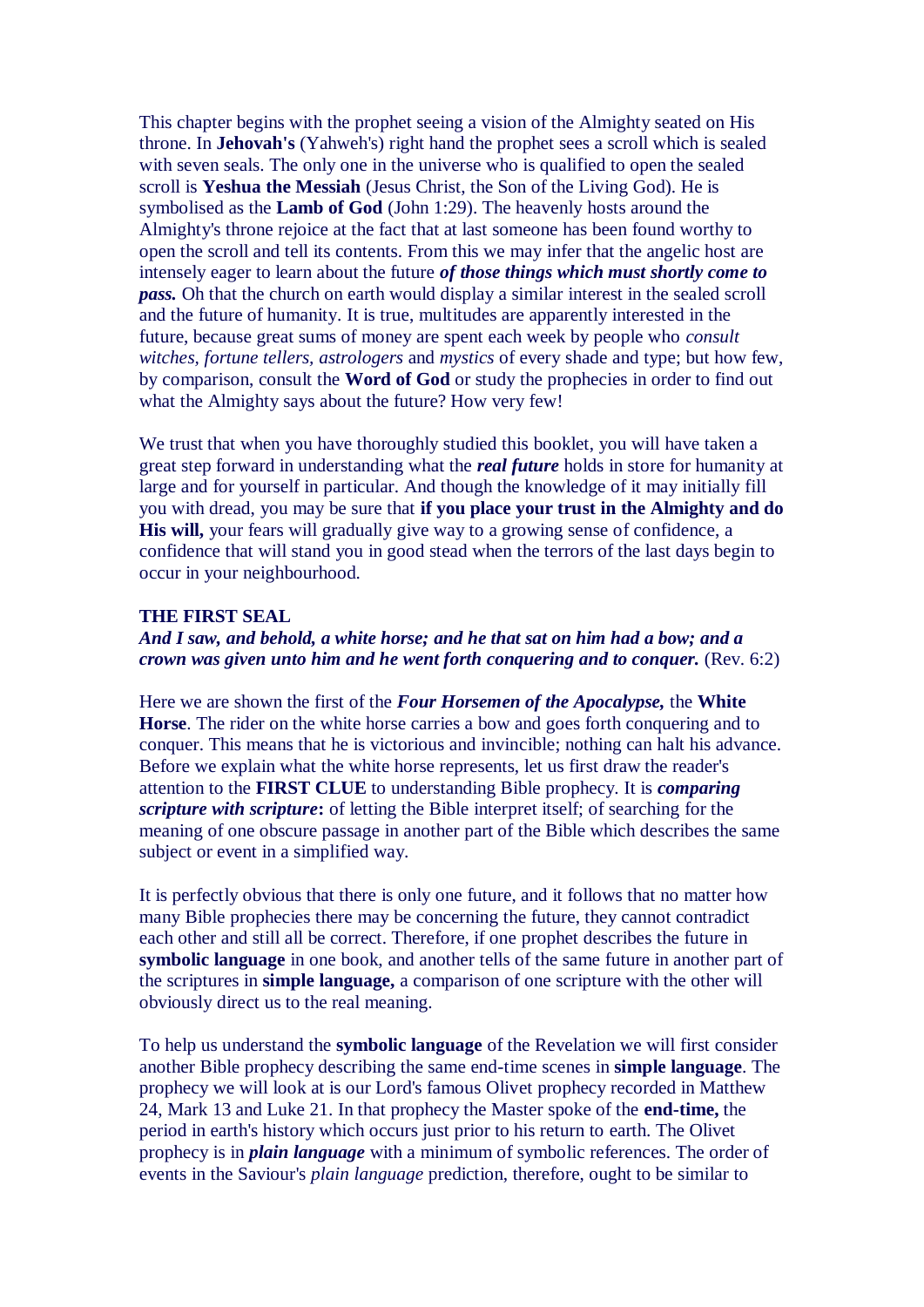This chapter begins with the prophet seeing a vision of the Almighty seated on His throne. In **Jehovah's** (Yahweh's) right hand the prophet sees a scroll which is sealed with seven seals. The only one in the universe who is qualified to open the sealed scroll is **Yeshua the Messiah** (Jesus Christ, the Son of the Living God). He is symbolised as the **Lamb of God** (John 1:29). The heavenly hosts around the Almighty's throne rejoice at the fact that at last someone has been found worthy to open the scroll and tell its contents. From this we may infer that the angelic host are intensely eager to learn about the future ***of those things which must shortly come to pass.*** Oh that the church on earth would display a similar interest in the sealed scroll and the future of humanity. It is true, multitudes are apparently interested in the future, because great sums of money are spent each week by people who *consult witches, fortune tellers, astrologers* and *mystics* of every shade and type; but how few, by comparison, consult the **Word of God** or study the prophecies in order to find out what the Almighty says about the future? How very few!

We trust that when you have thoroughly studied this booklet, you will have taken a great step forward in understanding what the ***real future*** holds in store for humanity at large and for yourself in particular. And though the knowledge of it may initially fill you with dread, you may be sure that **if you place your trust in the Almighty and do His will,** your fears will gradually give way to a growing sense of confidence, a confidence that will stand you in good stead when the terrors of the last days begin to occur in your neighbourhood.

**THE FIRST SEAL**

***And I saw, and behold, a white horse; and he that sat on him had a bow; and a crown was given unto him and he went forth conquering and to conquer.*** (Rev. 6:2)

Here we are shown the first of the ***Four Horsemen of the Apocalypse,*** the **White Horse**. The rider on the white horse carries a bow and goes forth conquering and to conquer. This means that he is victorious and invincible; nothing can halt his advance. Before we explain what the white horse represents, let us first draw the reader's attention to the **FIRST CLUE** to understanding Bible prophecy. It is ***comparing scripture with scripture*:** of letting the Bible interpret itself; of searching for the meaning of one obscure passage in another part of the Bible which describes the same subject or event in a simplified way.

It is perfectly obvious that there is only one future, and it follows that no matter how many Bible prophecies there may be concerning the future, they cannot contradict each other and still all be correct. Therefore, if one prophet describes the future in **symbolic language** in one book, and another tells of the same future in another part of the scriptures in **simple language,** a comparison of one scripture with the other will obviously direct us to the real meaning.

To help us understand the **symbolic language** of the Revelation we will first consider another Bible prophecy describing the same end-time scenes in **simple language**. The prophecy we will look at is our Lord's famous Olivet prophecy recorded in Matthew 24, Mark 13 and Luke 21. In that prophecy the Master spoke of the **end-time,** the period in earth's history which occurs just prior to his return to earth. The Olivet prophecy is in ***plain language*** with a minimum of symbolic references. The order of events in the Saviour's *plain language* prediction, therefore, ought to be similar to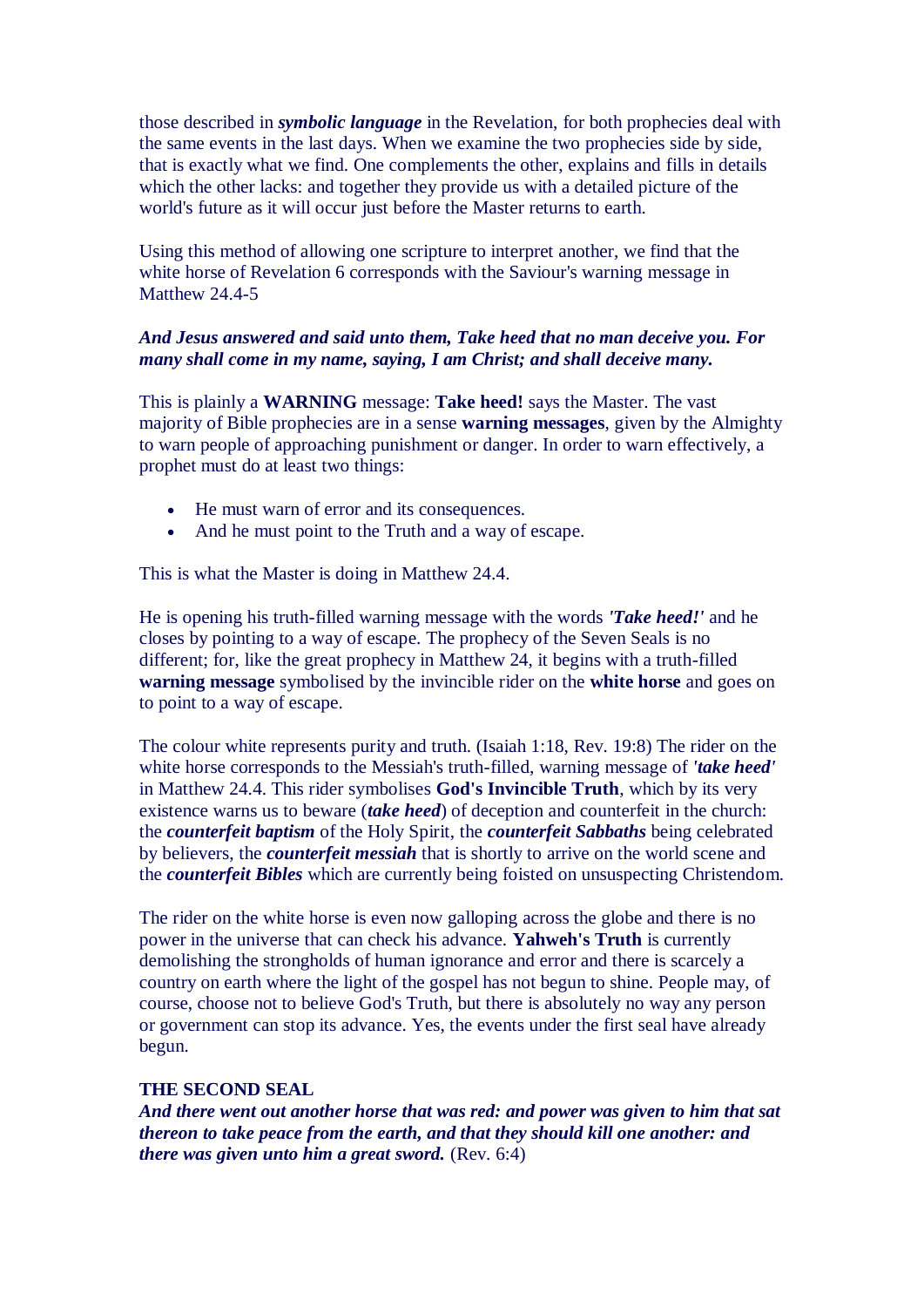those described in ***symbolic language*** in the Revelation, for both prophecies deal with the same events in the last days. When we examine the two prophecies side by side, that is exactly what we find. One complements the other, explains and fills in details which the other lacks: and together they provide us with a detailed picture of the world's future as it will occur just before the Master returns to earth.

Using this method of allowing one scripture to interpret another, we find that the white horse of Revelation 6 corresponds with the Saviour's warning message in Matthew 24.4-5

***And Jesus answered and said unto them, Take heed that no man deceive you. For many shall come in my name, saying, I am Christ; and shall deceive many.***

This is plainly a **WARNING** message: **Take heed!** says the Master. The vast majority of Bible prophecies are in a sense **warning messages**, given by the Almighty to warn people of approaching punishment or danger. In order to warn effectively, a prophet must do at least two things:

- He must warn of error and its consequences.
- And he must point to the Truth and a way of escape.

This is what the Master is doing in Matthew 24.4.

He is opening his truth-filled warning message with the words ***'Take heed!'*** and he closes by pointing to a way of escape. The prophecy of the Seven Seals is no different; for, like the great prophecy in Matthew 24, it begins with a truth-filled **warning message** symbolised by the invincible rider on the **white horse** and goes on to point to a way of escape.

The colour white represents purity and truth. (Isaiah 1:18, Rev. 19:8) The rider on the white horse corresponds to the Messiah's truth-filled, warning message of ***'take heed'*** in Matthew 24.4. This rider symbolises **God's Invincible Truth**, which by its very existence warns us to beware (***take heed***) of deception and counterfeit in the church: the ***counterfeit baptism*** of the Holy Spirit, the ***counterfeit Sabbaths*** being celebrated by believers, the ***counterfeit messiah*** that is shortly to arrive on the world scene and the ***counterfeit Bibles*** which are currently being foisted on unsuspecting Christendom.

The rider on the white horse is even now galloping across the globe and there is no power in the universe that can check his advance. **Yahweh's Truth** is currently demolishing the strongholds of human ignorance and error and there is scarcely a country on earth where the light of the gospel has not begun to shine. People may, of course, choose not to believe God's Truth, but there is absolutely no way any person or government can stop its advance. Yes, the events under the first seal have already begun.

**THE SECOND SEAL**

***And there went out another horse that was red: and power was given to him that sat thereon to take peace from the earth, and that they should kill one another: and there was given unto him a great sword.*** (Rev. 6:4)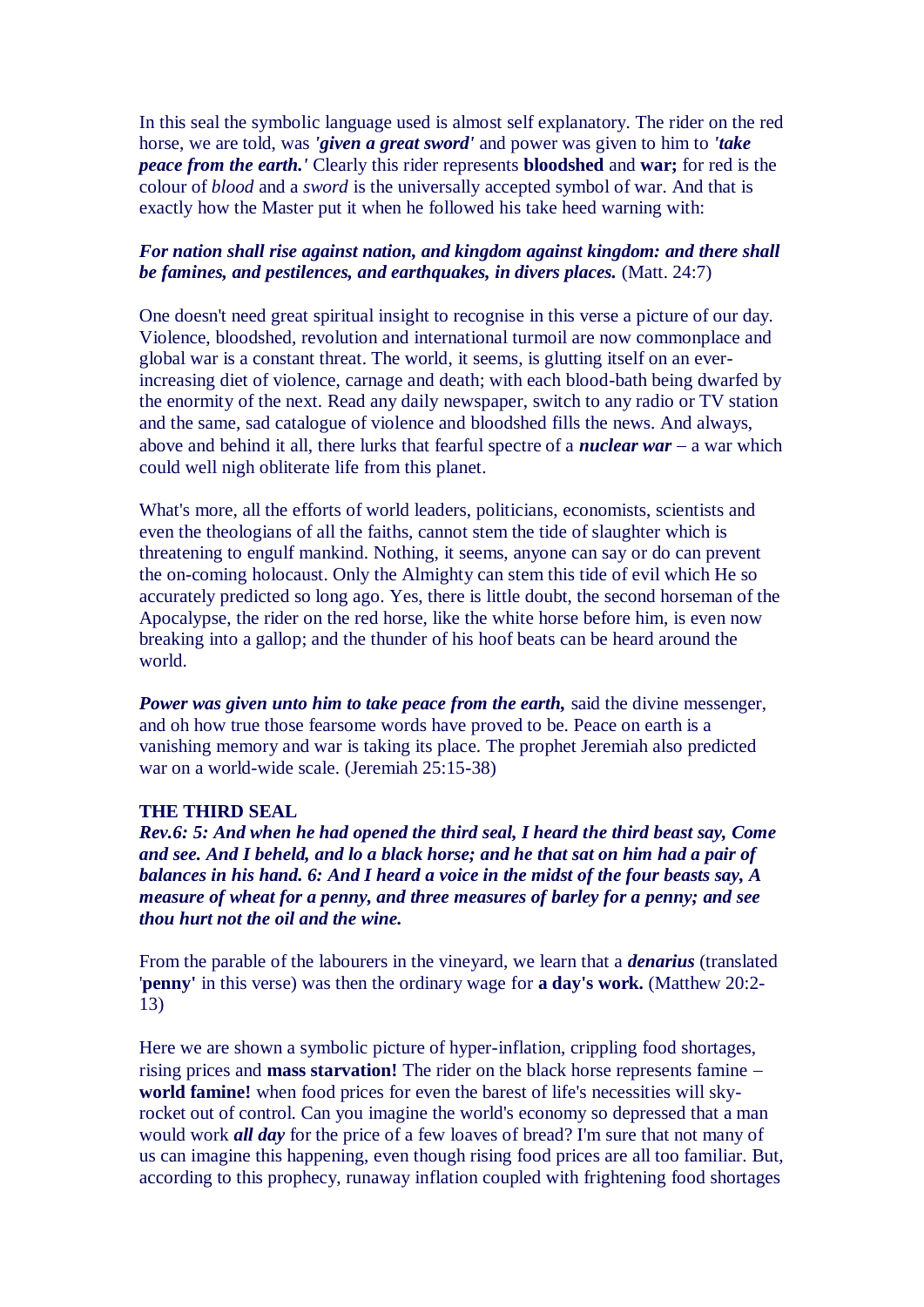In this seal the symbolic language used is almost self explanatory. The rider on the red horse, we are told, was ***'given a great sword'*** and power was given to him to ***'take peace from the earth.'*** Clearly this rider represents **bloodshed** and **war;** for red is the colour of *blood* and a *sword* is the universally accepted symbol of war. And that is exactly how the Master put it when he followed his take heed warning with:

***For nation shall rise against nation, and kingdom against kingdom: and there shall be famines, and pestilences, and earthquakes, in divers places.*** (Matt. 24:7)

One doesn't need great spiritual insight to recognise in this verse a picture of our day. Violence, bloodshed, revolution and international turmoil are now commonplace and global war is a constant threat. The world, it seems, is glutting itself on an ever-increasing diet of violence, carnage and death; with each blood-bath being dwarfed by the enormity of the next. Read any daily newspaper, switch to any radio or TV station and the same, sad catalogue of violence and bloodshed fills the news. And always, above and behind it all, there lurks that fearful spectre of a ***nuclear war*** – a war which could well nigh obliterate life from this planet.

What's more, all the efforts of world leaders, politicians, economists, scientists and even the theologians of all the faiths, cannot stem the tide of slaughter which is threatening to engulf mankind. Nothing, it seems, anyone can say or do can prevent the on-coming holocaust. Only the Almighty can stem this tide of evil which He so accurately predicted so long ago. Yes, there is little doubt, the second horseman of the Apocalypse, the rider on the red horse, like the white horse before him, is even now breaking into a gallop; and the thunder of his hoof beats can be heard around the world.

***Power was given unto him to take peace from the earth,*** said the divine messenger, and oh how true those fearsome words have proved to be. Peace on earth is a vanishing memory and war is taking its place. The prophet Jeremiah also predicted war on a world-wide scale. (Jeremiah 25:15-38)

**THE THIRD SEAL**
***Rev.6: 5: And when he had opened the third seal, I heard the third beast say, Come and see. And I beheld, and lo a black horse; and he that sat on him had a pair of balances in his hand. 6: And I heard a voice in the midst of the four beasts say, A measure of wheat for a penny, and three measures of barley for a penny; and see thou hurt not the oil and the wine.***

From the parable of the labourers in the vineyard, we learn that a ***denarius*** (translated '**penny'** in this verse) was then the ordinary wage for **a day's work.** (Matthew 20:2-13)

Here we are shown a symbolic picture of hyper-inflation, crippling food shortages, rising prices and **mass starvation!** The rider on the black horse represents famine – **world famine!** when food prices for even the barest of life's necessities will sky-rocket out of control. Can you imagine the world's economy so depressed that a man would work ***all day*** for the price of a few loaves of bread? I'm sure that not many of us can imagine this happening, even though rising food prices are all too familiar. But, according to this prophecy, runaway inflation coupled with frightening food shortages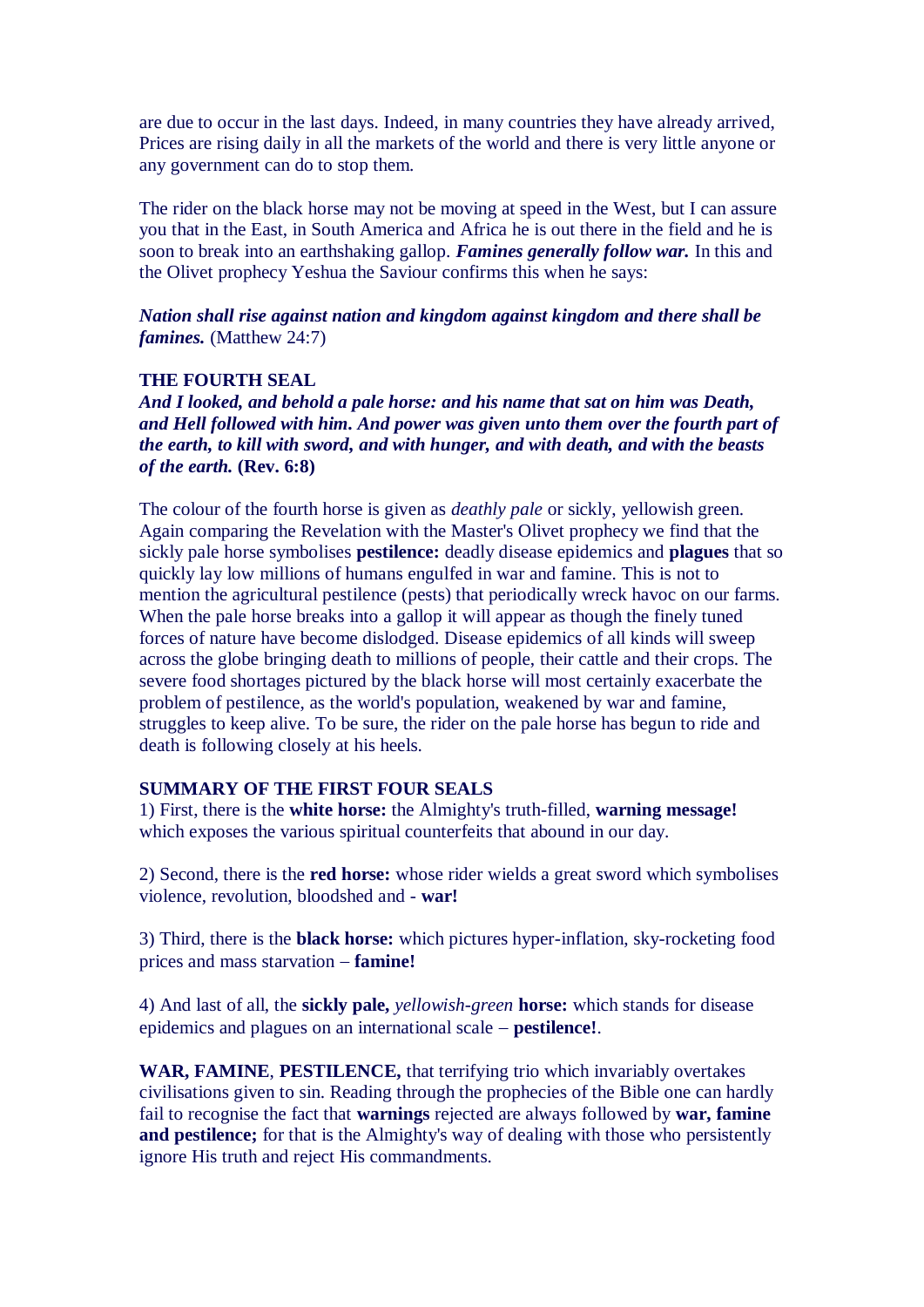are due to occur in the last days. Indeed, in many countries they have already arrived, Prices are rising daily in all the markets of the world and there is very little anyone or any government can do to stop them.

The rider on the black horse may not be moving at speed in the West, but I can assure you that in the East, in South America and Africa he is out there in the field and he is soon to break into an earthshaking gallop. ***Famines generally follow war.*** In this and the Olivet prophecy Yeshua the Saviour confirms this when he says:

***Nation shall rise against nation and kingdom against kingdom and there shall be famines.*** (Matthew 24:7)

**THE FOURTH SEAL**

***And I looked, and behold a pale horse: and his name that sat on him was Death, and Hell followed with him. And power was given unto them over the fourth part of the earth, to kill with sword, and with hunger, and with death, and with the beasts of the earth.*** **(Rev. 6:8)**

The colour of the fourth horse is given as *deathly pale* or sickly, yellowish green. Again comparing the Revelation with the Master's Olivet prophecy we find that the sickly pale horse symbolises **pestilence:** deadly disease epidemics and **plagues** that so quickly lay low millions of humans engulfed in war and famine. This is not to mention the agricultural pestilence (pests) that periodically wreck havoc on our farms. When the pale horse breaks into a gallop it will appear as though the finely tuned forces of nature have become dislodged. Disease epidemics of all kinds will sweep across the globe bringing death to millions of people, their cattle and their crops. The severe food shortages pictured by the black horse will most certainly exacerbate the problem of pestilence, as the world's population, weakened by war and famine, struggles to keep alive. To be sure, the rider on the pale horse has begun to ride and death is following closely at his heels.

**SUMMARY OF THE FIRST FOUR SEALS**

1) First, there is the **white horse:** the Almighty's truth-filled, **warning message!** which exposes the various spiritual counterfeits that abound in our day.

2) Second, there is the **red horse:** whose rider wields a great sword which symbolises violence, revolution, bloodshed and - **war!**

3) Third, there is the **black horse:** which pictures hyper-inflation, sky-rocketing food prices and mass starvation – **famine!**

4) And last of all, the **sickly pale,** *yellowish-green* **horse:** which stands for disease epidemics and plagues on an international scale – **pestilence!**.

**WAR, FAMINE**, **PESTILENCE,** that terrifying trio which invariably overtakes civilisations given to sin. Reading through the prophecies of the Bible one can hardly fail to recognise the fact that **warnings** rejected are always followed by **war, famine and pestilence;** for that is the Almighty's way of dealing with those who persistently ignore His truth and reject His commandments.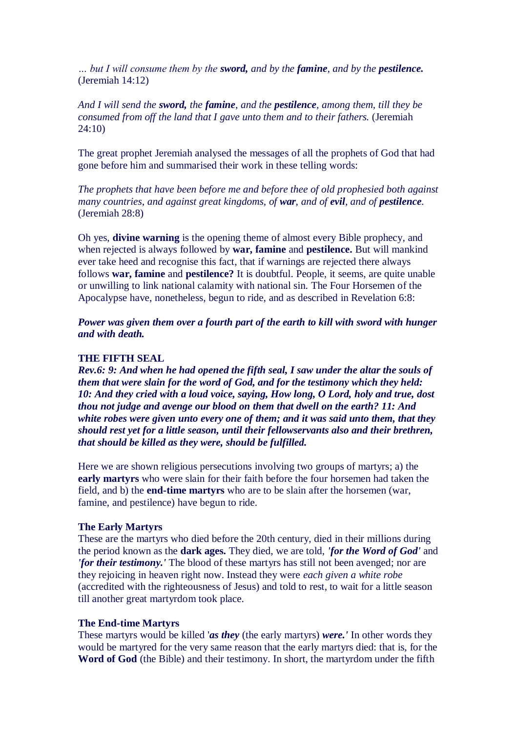*… but I will consume them by the **sword,** and by the **famine**, and by the **pestilence.*** (Jeremiah 14:12)

*And I will send the **sword,** the **famine**, and the **pestilence**, among them, till they be consumed from off the land that I gave unto them and to their fathers.* (Jeremiah 24:10)

The great prophet Jeremiah analysed the messages of all the prophets of God that had gone before him and summarised their work in these telling words:

*The prophets that have been before me and before thee of old prophesied both against many countries, and against great kingdoms, of **war**, and of **evil**, and of **pestilence**.* (Jeremiah 28:8)

Oh yes, **divine warning** is the opening theme of almost every Bible prophecy, and when rejected is always followed by **war, famine** and **pestilence.** But will mankind ever take heed and recognise this fact, that if warnings are rejected there always follows **war, famine** and **pestilence?** It is doubtful. People, it seems, are quite unable or unwilling to link national calamity with national sin. The Four Horsemen of the Apocalypse have, nonetheless, begun to ride, and as described in Revelation 6:8:

***Power was given them over a fourth part of the earth to kill with sword with hunger and with death.***

**THE FIFTH SEAL**
***Rev.6: 9: And when he had opened the fifth seal, I saw under the altar the souls of them that were slain for the word of God, and for the testimony which they held: 10: And they cried with a loud voice, saying, How long, O Lord, holy and true, dost thou not judge and avenge our blood on them that dwell on the earth? 11: And white robes were given unto every one of them; and it was said unto them, that they should rest yet for a little season, until their fellowservants also and their brethren, that should be killed as they were, should be fulfilled.***

Here we are shown religious persecutions involving two groups of martyrs; a) the **early martyrs** who were slain for their faith before the four horsemen had taken the field, and b) the **end-time martyrs** who are to be slain after the horsemen (war, famine, and pestilence) have begun to ride.

**The Early Martyrs**
These are the martyrs who died before the 20th century, died in their millions during the period known as the **dark ages.** They died, we are told, ***'for the Word of God'*** and ***'for their testimony.'*** The blood of these martyrs has still not been avenged; nor are they rejoicing in heaven right now. Instead they were *each given a white robe* (accredited with the righteousness of Jesus) and told to rest, to wait for a little season till another great martyrdom took place.

**The End-time Martyrs**
These martyrs would be killed '***as they*** (the early martyrs) ***were.'*** In other words they would be martyred for the very same reason that the early martyrs died: that is, for the **Word of God** (the Bible) and their testimony. In short, the martyrdom under the fifth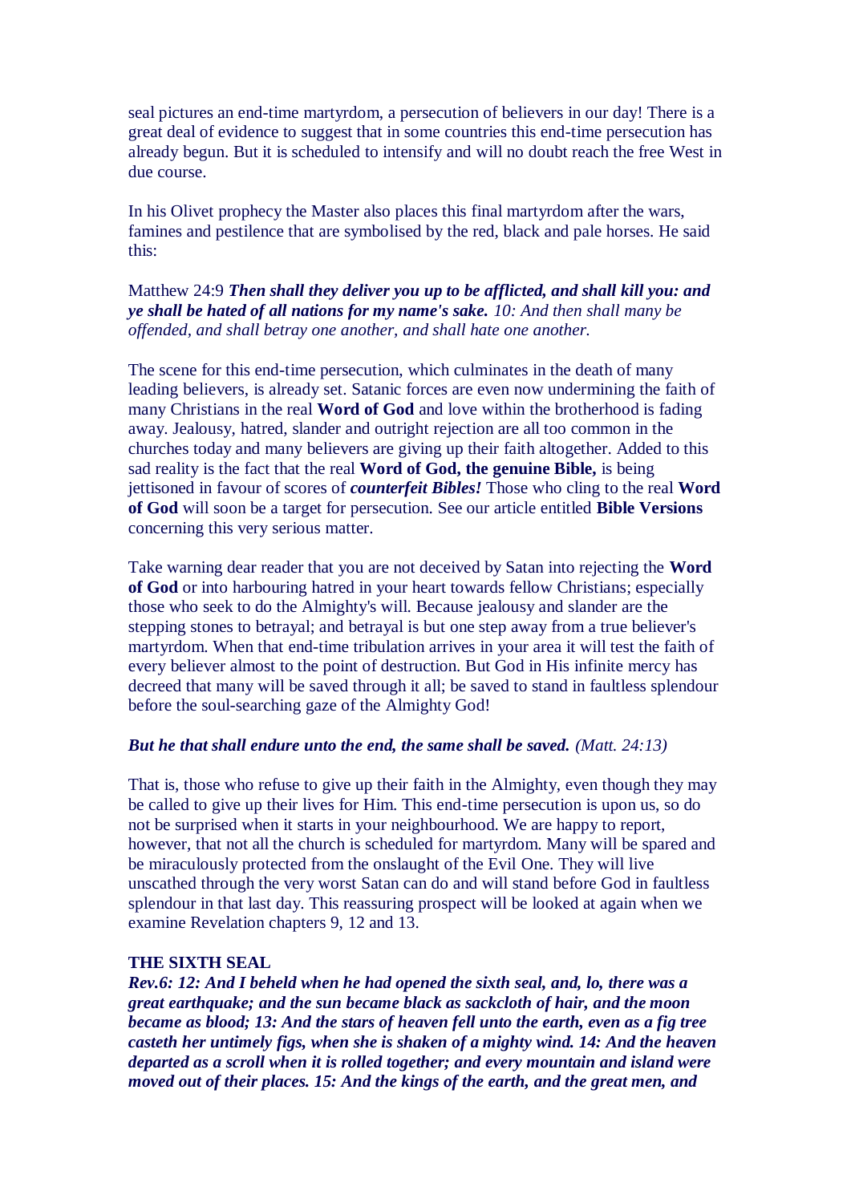seal pictures an end-time martyrdom, a persecution of believers in our day! There is a great deal of evidence to suggest that in some countries this end-time persecution has already begun. But it is scheduled to intensify and will no doubt reach the free West in due course.

In his Olivet prophecy the Master also places this final martyrdom after the wars, famines and pestilence that are symbolised by the red, black and pale horses. He said this:

Matthew 24:9 ***Then shall they deliver you up to be afflicted, and shall kill you: and ye shall be hated of all nations for my name's sake.*** *10: And then shall many be offended, and shall betray one another, and shall hate one another.*

The scene for this end-time persecution, which culminates in the death of many leading believers, is already set. Satanic forces are even now undermining the faith of many Christians in the real **Word of God** and love within the brotherhood is fading away. Jealousy, hatred, slander and outright rejection are all too common in the churches today and many believers are giving up their faith altogether. Added to this sad reality is the fact that the real **Word of God, the genuine Bible,** is being jettisoned in favour of scores of ***counterfeit Bibles!*** Those who cling to the real **Word of God** will soon be a target for persecution. See our article entitled **Bible Versions** concerning this very serious matter.

Take warning dear reader that you are not deceived by Satan into rejecting the **Word of God** or into harbouring hatred in your heart towards fellow Christians; especially those who seek to do the Almighty's will. Because jealousy and slander are the stepping stones to betrayal; and betrayal is but one step away from a true believer's martyrdom. When that end-time tribulation arrives in your area it will test the faith of every believer almost to the point of destruction. But God in His infinite mercy has decreed that many will be saved through it all; be saved to stand in faultless splendour before the soul-searching gaze of the Almighty God!

***But he that shall endure unto the end, the same shall be saved.*** *(Matt. 24:13)*

That is, those who refuse to give up their faith in the Almighty, even though they may be called to give up their lives for Him. This end-time persecution is upon us, so do not be surprised when it starts in your neighbourhood. We are happy to report, however, that not all the church is scheduled for martyrdom. Many will be spared and be miraculously protected from the onslaught of the Evil One. They will live unscathed through the very worst Satan can do and will stand before God in faultless splendour in that last day. This reassuring prospect will be looked at again when we examine Revelation chapters 9, 12 and 13.

**THE SIXTH SEAL**

***Rev.6: 12: And I beheld when he had opened the sixth seal, and, lo, there was a great earthquake; and the sun became black as sackcloth of hair, and the moon became as blood; 13: And the stars of heaven fell unto the earth, even as a fig tree casteth her untimely figs, when she is shaken of a mighty wind. 14: And the heaven departed as a scroll when it is rolled together; and every mountain and island were moved out of their places. 15: And the kings of the earth, and the great men, and***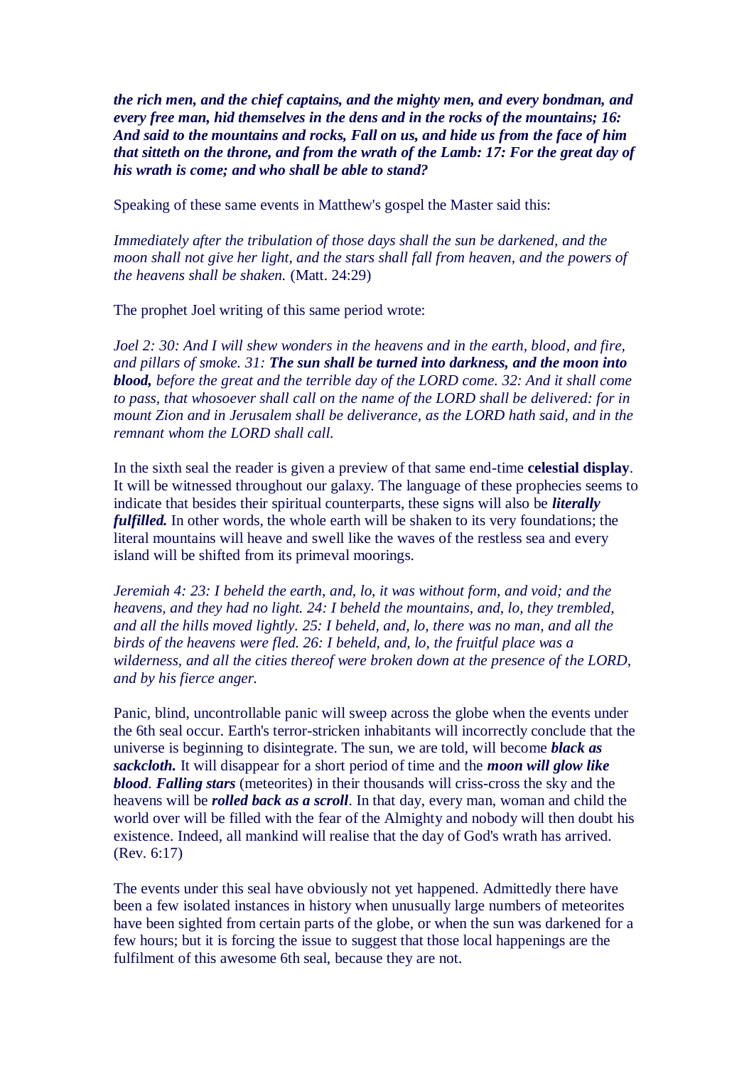***the rich men, and the chief captains, and the mighty men, and every bondman, and every free man, hid themselves in the dens and in the rocks of the mountains; 16: And said to the mountains and rocks, Fall on us, and hide us from the face of him that sitteth on the throne, and from the wrath of the Lamb: 17: For the great day of his wrath is come; and who shall be able to stand?***

Speaking of these same events in Matthew's gospel the Master said this:

*Immediately after the tribulation of those days shall the sun be darkened, and the moon shall not give her light, and the stars shall fall from heaven, and the powers of the heavens shall be shaken.* (Matt. 24:29)

The prophet Joel writing of this same period wrote:

*Joel 2: 30: And I will shew wonders in the heavens and in the earth, blood, and fire, and pillars of smoke. 31:* ***The sun shall be turned into darkness, and the moon into blood,*** *before the great and the terrible day of the LORD come. 32: And it shall come to pass, that whosoever shall call on the name of the LORD shall be delivered: for in mount Zion and in Jerusalem shall be deliverance, as the LORD hath said, and in the remnant whom the LORD shall call.*

In the sixth seal the reader is given a preview of that same end-time **celestial display**. It will be witnessed throughout our galaxy. The language of these prophecies seems to indicate that besides their spiritual counterparts, these signs will also be ***literally fulfilled.*** In other words, the whole earth will be shaken to its very foundations; the literal mountains will heave and swell like the waves of the restless sea and every island will be shifted from its primeval moorings.

*Jeremiah 4: 23: I beheld the earth, and, lo, it was without form, and void; and the heavens, and they had no light. 24: I beheld the mountains, and, lo, they trembled, and all the hills moved lightly. 25: I beheld, and, lo, there was no man, and all the birds of the heavens were fled. 26: I beheld, and, lo, the fruitful place was a wilderness, and all the cities thereof were broken down at the presence of the LORD, and by his fierce anger.*

Panic, blind, uncontrollable panic will sweep across the globe when the events under the 6th seal occur. Earth's terror-stricken inhabitants will incorrectly conclude that the universe is beginning to disintegrate. The sun, we are told, will become ***black as sackcloth.*** It will disappear for a short period of time and the ***moon will glow like blood***. ***Falling stars*** (meteorites) in their thousands will criss-cross the sky and the heavens will be ***rolled back as a scroll***. In that day, every man, woman and child the world over will be filled with the fear of the Almighty and nobody will then doubt his existence. Indeed, all mankind will realise that the day of God's wrath has arrived. (Rev. 6:17)

The events under this seal have obviously not yet happened. Admittedly there have been a few isolated instances in history when unusually large numbers of meteorites have been sighted from certain parts of the globe, or when the sun was darkened for a few hours; but it is forcing the issue to suggest that those local happenings are the fulfilment of this awesome 6th seal, because they are not.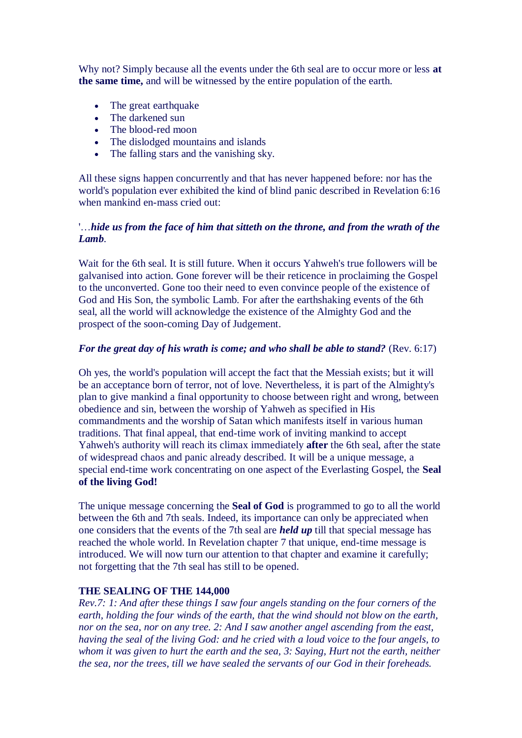Why not? Simply because all the events under the 6th seal are to occur more or less **at the same time,** and will be witnessed by the entire population of the earth.

- The great earthquake
- The darkened sun
- The blood-red moon
- The dislodged mountains and islands
- The falling stars and the vanishing sky.

All these signs happen concurrently and that has never happened before: nor has the world's population ever exhibited the kind of blind panic described in Revelation 6:16 when mankind en-mass cried out:

'…***hide us from the face of him that sitteth on the throne, and from the wrath of the Lamb****.*

Wait for the 6th seal. It is still future. When it occurs Yahweh's true followers will be galvanised into action. Gone forever will be their reticence in proclaiming the Gospel to the unconverted. Gone too their need to even convince people of the existence of God and His Son, the symbolic Lamb. For after the earthshaking events of the 6th seal, all the world will acknowledge the existence of the Almighty God and the prospect of the soon-coming Day of Judgement.

***For the great day of his wrath is come; and who shall be able to stand?*** (Rev. 6:17)

Oh yes, the world's population will accept the fact that the Messiah exists; but it will be an acceptance born of terror, not of love. Nevertheless, it is part of the Almighty's plan to give mankind a final opportunity to choose between right and wrong, between obedience and sin, between the worship of Yahweh as specified in His commandments and the worship of Satan which manifests itself in various human traditions. That final appeal, that end-time work of inviting mankind to accept Yahweh's authority will reach its climax immediately **after** the 6th seal, after the state of widespread chaos and panic already described. It will be a unique message, a special end-time work concentrating on one aspect of the Everlasting Gospel, the **Seal of the living God!**

The unique message concerning the **Seal of God** is programmed to go to all the world between the 6th and 7th seals. Indeed, its importance can only be appreciated when one considers that the events of the 7th seal are ***held up*** till that special message has reached the whole world. In Revelation chapter 7 that unique, end-time message is introduced. We will now turn our attention to that chapter and examine it carefully; not forgetting that the 7th seal has still to be opened.

**THE SEALING OF THE 144,000**

*Rev.7: 1: And after these things I saw four angels standing on the four corners of the earth, holding the four winds of the earth, that the wind should not blow on the earth, nor on the sea, nor on any tree. 2: And I saw another angel ascending from the east, having the seal of the living God: and he cried with a loud voice to the four angels, to whom it was given to hurt the earth and the sea, 3: Saying, Hurt not the earth, neither the sea, nor the trees, till we have sealed the servants of our God in their foreheads.*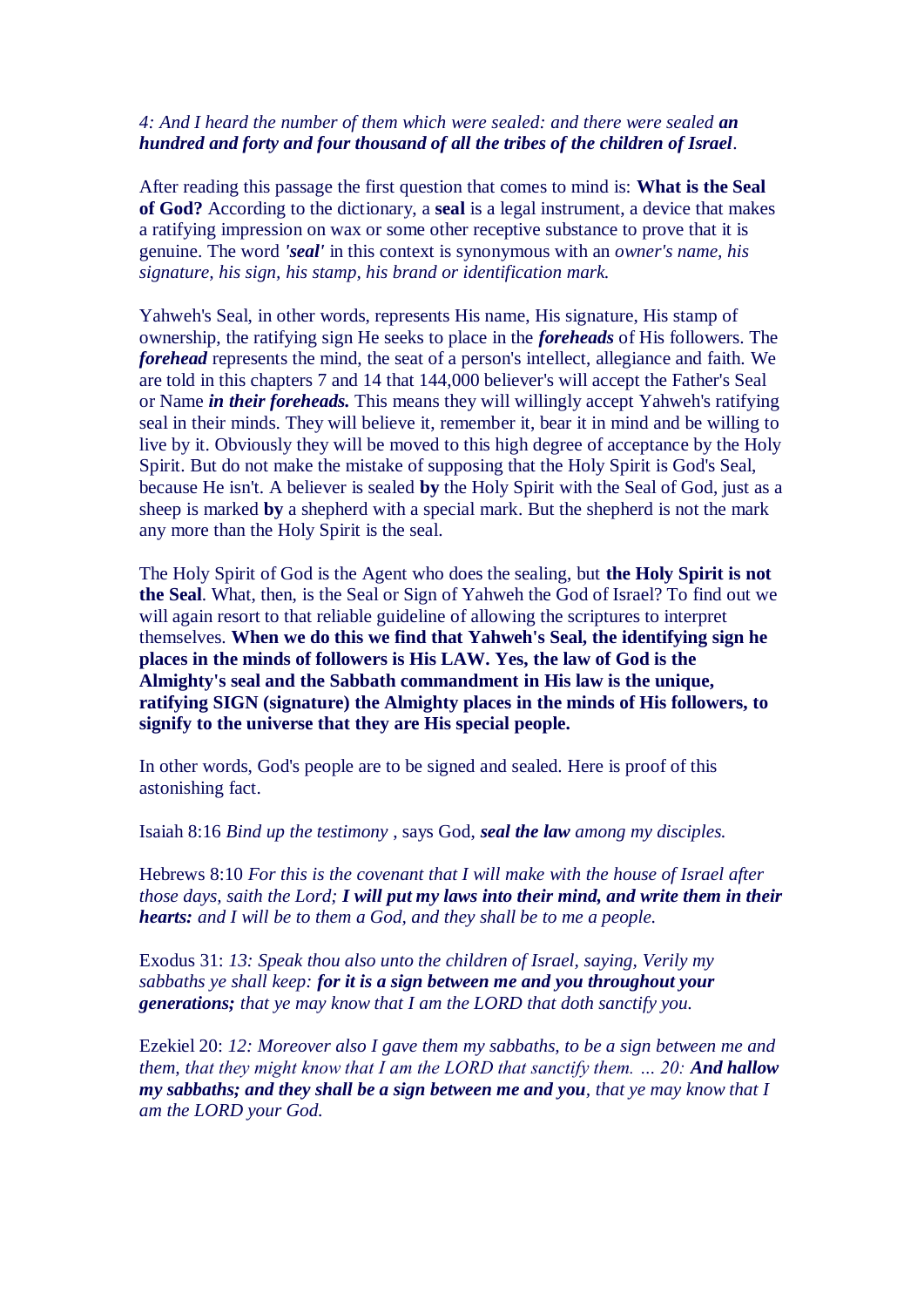*4: And I heard the number of them which were sealed: and there were sealed **an hundred and forty and four thousand of all the tribes of the children of Israel**.*

After reading this passage the first question that comes to mind is: **What is the Seal of God?** According to the dictionary, a **seal** is a legal instrument, a device that makes a ratifying impression on wax or some other receptive substance to prove that it is genuine. The word ***'seal'*** in this context is synonymous with an *owner's name, his signature, his sign, his stamp, his brand or identification mark.*

Yahweh's Seal, in other words, represents His name, His signature, His stamp of ownership, the ratifying sign He seeks to place in the ***foreheads*** of His followers. The ***forehead*** represents the mind, the seat of a person's intellect, allegiance and faith. We are told in this chapters 7 and 14 that 144,000 believer's will accept the Father's Seal or Name ***in their foreheads.*** This means they will willingly accept Yahweh's ratifying seal in their minds. They will believe it, remember it, bear it in mind and be willing to live by it. Obviously they will be moved to this high degree of acceptance by the Holy Spirit. But do not make the mistake of supposing that the Holy Spirit is God's Seal, because He isn't. A believer is sealed **by** the Holy Spirit with the Seal of God, just as a sheep is marked **by** a shepherd with a special mark. But the shepherd is not the mark any more than the Holy Spirit is the seal.

The Holy Spirit of God is the Agent who does the sealing, but **the Holy Spirit is not the Seal**. What, then, is the Seal or Sign of Yahweh the God of Israel? To find out we will again resort to that reliable guideline of allowing the scriptures to interpret themselves. **When we do this we find that Yahweh's Seal, the identifying sign he places in the minds of followers is His LAW. Yes, the law of God is the Almighty's seal and the Sabbath commandment in His law is the unique, ratifying SIGN (signature) the Almighty places in the minds of His followers, to signify to the universe that they are His special people.**

In other words, God's people are to be signed and sealed. Here is proof of this astonishing fact.

Isaiah 8:16 *Bind up the testimony* , says God, ***seal the law*** *among my disciples.*

Hebrews 8:10 *For this is the covenant that I will make with the house of Israel after those days, saith the Lord; **I will put my laws into their mind, and write them in their hearts:** and I will be to them a God, and they shall be to me a people.*

Exodus 31: *13: Speak thou also unto the children of Israel, saying, Verily my sabbaths ye shall keep: **for it is a sign between me and you throughout your generations;** that ye may know that I am the LORD that doth sanctify you.*

Ezekiel 20: *12: Moreover also I gave them my sabbaths, to be a sign between me and them, that they might know that I am the LORD that sanctify them. ... 20: **And hallow my sabbaths; and they shall be a sign between me and you**, that ye may know that I am the LORD your God.*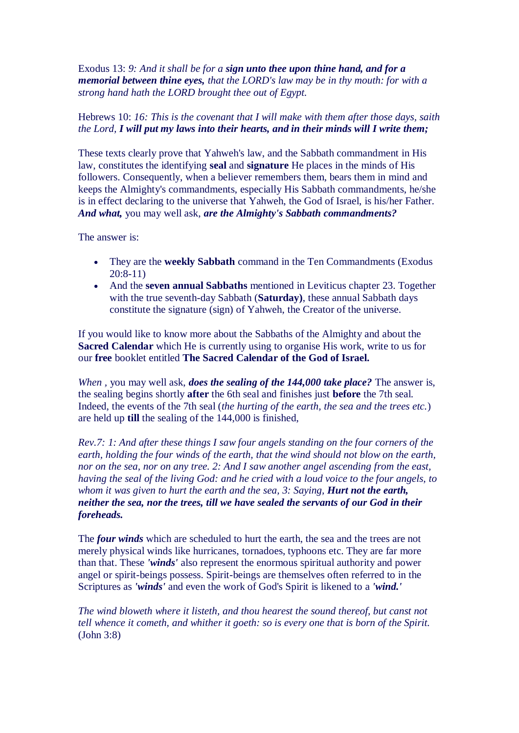Exodus 13: *9: And it shall be for a **sign unto thee upon thine hand, and for a memorial between thine eyes,** that the LORD's law may be in thy mouth: for with a strong hand hath the LORD brought thee out of Egypt.*

Hebrews 10: *16: This is the covenant that I will make with them after those days, saith the Lord, **I will put my laws into their hearts, and in their minds will I write them;***

These texts clearly prove that Yahweh's law, and the Sabbath commandment in His law, constitutes the identifying **seal** and **signature** He places in the minds of His followers. Consequently, when a believer remembers them, bears them in mind and keeps the Almighty's commandments, especially His Sabbath commandments, he/she is in effect declaring to the universe that Yahweh, the God of Israel, is his/her Father. ***And what,*** you may well ask, ***are the Almighty's Sabbath commandments?***

The answer is:

- They are the **weekly Sabbath** command in the Ten Commandments (Exodus 20:8-11)
- And the **seven annual Sabbaths** mentioned in Leviticus chapter 23. Together with the true seventh-day Sabbath (**Saturday)**, these annual Sabbath days constitute the signature (sign) of Yahweh, the Creator of the universe.

If you would like to know more about the Sabbaths of the Almighty and about the **Sacred Calendar** which He is currently using to organise His work, write to us for our **free** booklet entitled **The Sacred Calendar of the God of Israel.**

*When* , you may well ask, ***does the sealing of the 144,000 take place?*** The answer is, the sealing begins shortly **after** the 6th seal and finishes just **before** the 7th seal. Indeed, the events of the 7th seal (*the hurting of the earth, the sea and the trees etc.*) are held up **till** the sealing of the 144,000 is finished,

*Rev.7: 1: And after these things I saw four angels standing on the four corners of the earth, holding the four winds of the earth, that the wind should not blow on the earth, nor on the sea, nor on any tree. 2: And I saw another angel ascending from the east, having the seal of the living God: and he cried with a loud voice to the four angels, to whom it was given to hurt the earth and the sea, 3: Saying, **Hurt not the earth, neither the sea, nor the trees, till we have sealed the servants of our God in their foreheads.***

The ***four winds*** which are scheduled to hurt the earth, the sea and the trees are not merely physical winds like hurricanes, tornadoes, typhoons etc. They are far more than that. These ***'winds'*** also represent the enormous spiritual authority and power angel or spirit-beings possess. Spirit-beings are themselves often referred to in the Scriptures as ***'winds'*** and even the work of God's Spirit is likened to a ***'wind.'***

*The wind bloweth where it listeth, and thou hearest the sound thereof, but canst not tell whence it cometh, and whither it goeth: so is every one that is born of the Spirit.* (John 3:8)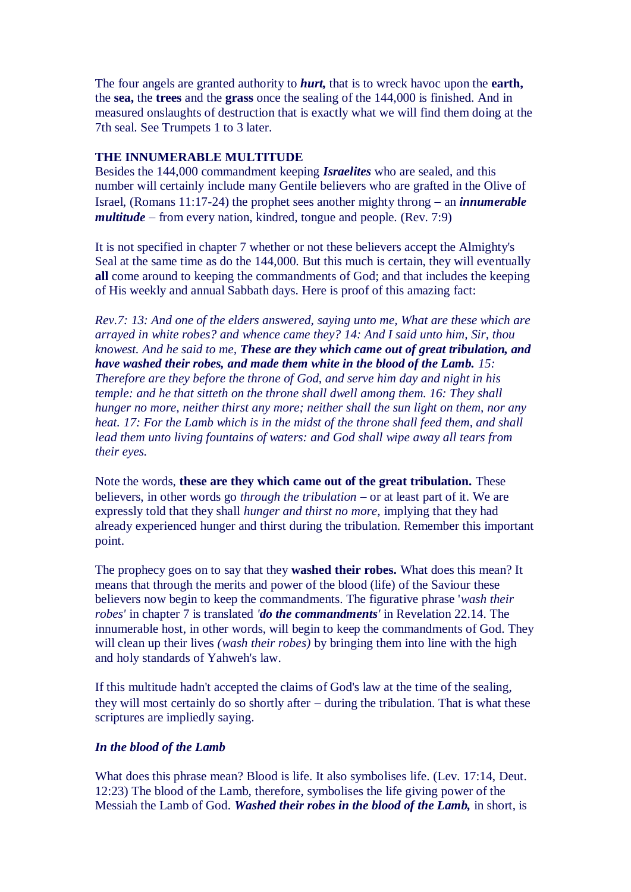The four angels are granted authority to ***hurt,*** that is to wreck havoc upon the **earth,** the **sea,** the **trees** and the **grass** once the sealing of the 144,000 is finished. And in measured onslaughts of destruction that is exactly what we will find them doing at the 7th seal. See Trumpets 1 to 3 later.

**THE INNUMERABLE MULTITUDE**

Besides the 144,000 commandment keeping ***Israelites*** who are sealed, and this number will certainly include many Gentile believers who are grafted in the Olive of Israel, (Romans 11:17-24) the prophet sees another mighty throng – an ***innumerable multitude*** – from every nation, kindred, tongue and people. (Rev. 7:9)

It is not specified in chapter 7 whether or not these believers accept the Almighty's Seal at the same time as do the 144,000. But this much is certain, they will eventually **all** come around to keeping the commandments of God; and that includes the keeping of His weekly and annual Sabbath days. Here is proof of this amazing fact:

*Rev.7: 13: And one of the elders answered, saying unto me, What are these which are arrayed in white robes? and whence came they? 14: And I said unto him, Sir, thou knowest. And he said to me,* ***These are they which came out of great tribulation, and have washed their robes, and made them white in the blood of the Lamb.*** *15: Therefore are they before the throne of God, and serve him day and night in his temple: and he that sitteth on the throne shall dwell among them. 16: They shall hunger no more, neither thirst any more; neither shall the sun light on them, nor any heat. 17: For the Lamb which is in the midst of the throne shall feed them, and shall lead them unto living fountains of waters: and God shall wipe away all tears from their eyes.*

Note the words, **these are they which came out of the great tribulation.** These believers, in other words go *through the tribulation* – or at least part of it. We are expressly told that they shall *hunger and thirst no more*, implying that they had already experienced hunger and thirst during the tribulation. Remember this important point.

The prophecy goes on to say that they **washed their robes.** What does this mean? It means that through the merits and power of the blood (life) of the Saviour these believers now begin to keep the commandments. The figurative phrase '*wash their robes'* in chapter 7 is translated ***'do the commandments'*** in Revelation 22.14. The innumerable host, in other words, will begin to keep the commandments of God. They will clean up their lives *(wash their robes)* by bringing them into line with the high and holy standards of Yahweh's law.

If this multitude hadn't accepted the claims of God's law at the time of the sealing, they will most certainly do so shortly after – during the tribulation. That is what these scriptures are impliedly saying.

***In the blood of the Lamb***

What does this phrase mean? Blood is life. It also symbolises life. (Lev. 17:14, Deut. 12:23) The blood of the Lamb, therefore, symbolises the life giving power of the Messiah the Lamb of God. ***Washed their robes in the blood of the Lamb,*** in short, is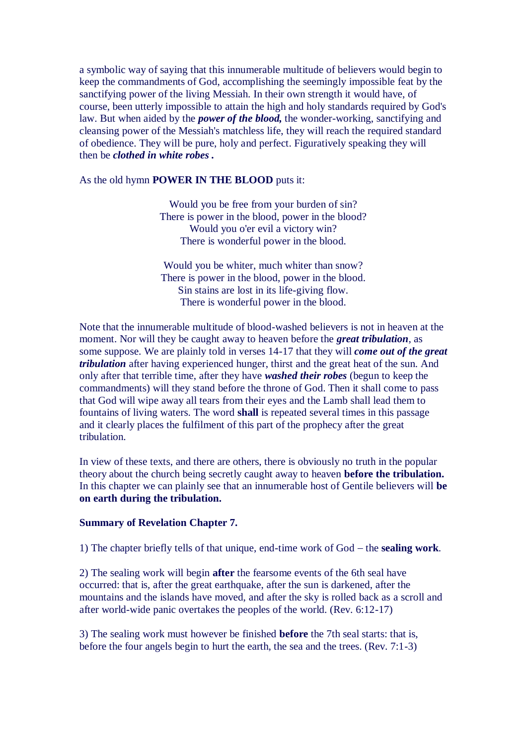a symbolic way of saying that this innumerable multitude of believers would begin to keep the commandments of God, accomplishing the seemingly impossible feat by the sanctifying power of the living Messiah. In their own strength it would have, of course, been utterly impossible to attain the high and holy standards required by God's law. But when aided by the ***power of the blood,*** the wonder-working, sanctifying and cleansing power of the Messiah's matchless life, they will reach the required standard of obedience. They will be pure, holy and perfect. Figuratively speaking they will then be ***clothed in white robes .***

As the old hymn **POWER IN THE BLOOD** puts it:

Would you be free from your burden of sin?
There is power in the blood, power in the blood?
Would you o'er evil a victory win?
There is wonderful power in the blood.

Would you be whiter, much whiter than snow?
There is power in the blood, power in the blood.
Sin stains are lost in its life-giving flow.
There is wonderful power in the blood.

Note that the innumerable multitude of blood-washed believers is not in heaven at the moment. Nor will they be caught away to heaven before the ***great tribulation***, as some suppose. We are plainly told in verses 14-17 that they will ***come out of the great tribulation*** after having experienced hunger, thirst and the great heat of the sun. And only after that terrible time, after they have ***washed their robes*** (begun to keep the commandments) will they stand before the throne of God. Then it shall come to pass that God will wipe away all tears from their eyes and the Lamb shall lead them to fountains of living waters. The word **shall** is repeated several times in this passage and it clearly places the fulfilment of this part of the prophecy after the great tribulation.

In view of these texts, and there are others, there is obviously no truth in the popular theory about the church being secretly caught away to heaven **before the tribulation.** In this chapter we can plainly see that an innumerable host of Gentile believers will **be on earth during the tribulation.**

**Summary of Revelation Chapter 7.**

1) The chapter briefly tells of that unique, end-time work of God – the **sealing work**.

2) The sealing work will begin **after** the fearsome events of the 6th seal have occurred: that is, after the great earthquake, after the sun is darkened, after the mountains and the islands have moved, and after the sky is rolled back as a scroll and after world-wide panic overtakes the peoples of the world. (Rev. 6:12-17)

3) The sealing work must however be finished **before** the 7th seal starts: that is, before the four angels begin to hurt the earth, the sea and the trees. (Rev. 7:1-3)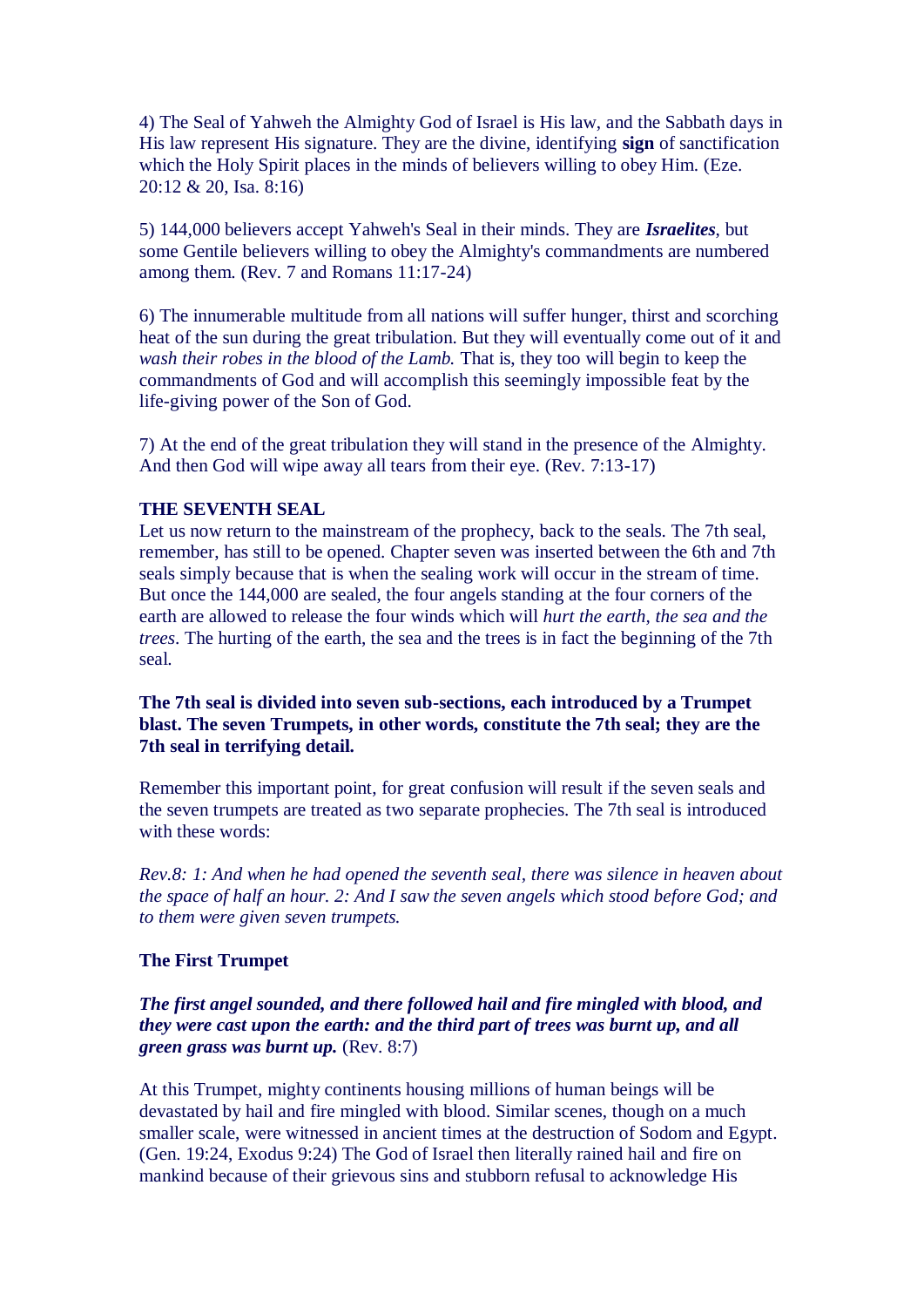4) The Seal of Yahweh the Almighty God of Israel is His law, and the Sabbath days in His law represent His signature. They are the divine, identifying **sign** of sanctification which the Holy Spirit places in the minds of believers willing to obey Him. (Eze. 20:12 & 20, Isa. 8:16)

5) 144,000 believers accept Yahweh's Seal in their minds. They are ***Israelites***, but some Gentile believers willing to obey the Almighty's commandments are numbered among them. (Rev. 7 and Romans 11:17-24)

6) The innumerable multitude from all nations will suffer hunger, thirst and scorching heat of the sun during the great tribulation. But they will eventually come out of it and *wash their robes in the blood of the Lamb.* That is, they too will begin to keep the commandments of God and will accomplish this seemingly impossible feat by the life-giving power of the Son of God.

7) At the end of the great tribulation they will stand in the presence of the Almighty. And then God will wipe away all tears from their eye. (Rev. 7:13-17)

**THE SEVENTH SEAL**

Let us now return to the mainstream of the prophecy, back to the seals. The 7th seal, remember, has still to be opened. Chapter seven was inserted between the 6th and 7th seals simply because that is when the sealing work will occur in the stream of time. But once the 144,000 are sealed, the four angels standing at the four corners of the earth are allowed to release the four winds which will *hurt the earth, the sea and the trees*. The hurting of the earth, the sea and the trees is in fact the beginning of the 7th seal.

**The 7th seal is divided into seven sub-sections, each introduced by a Trumpet blast. The seven Trumpets, in other words, constitute the 7th seal; they are the 7th seal in terrifying detail.**

Remember this important point, for great confusion will result if the seven seals and the seven trumpets are treated as two separate prophecies. The 7th seal is introduced with these words:

*Rev.8: 1: And when he had opened the seventh seal, there was silence in heaven about the space of half an hour. 2: And I saw the seven angels which stood before God; and to them were given seven trumpets.*

**The First Trumpet**

***The first angel sounded, and there followed hail and fire mingled with blood, and they were cast upon the earth: and the third part of trees was burnt up, and all green grass was burnt up.*** (Rev. 8:7)

At this Trumpet, mighty continents housing millions of human beings will be devastated by hail and fire mingled with blood. Similar scenes, though on a much smaller scale, were witnessed in ancient times at the destruction of Sodom and Egypt. (Gen. 19:24, Exodus 9:24) The God of Israel then literally rained hail and fire on mankind because of their grievous sins and stubborn refusal to acknowledge His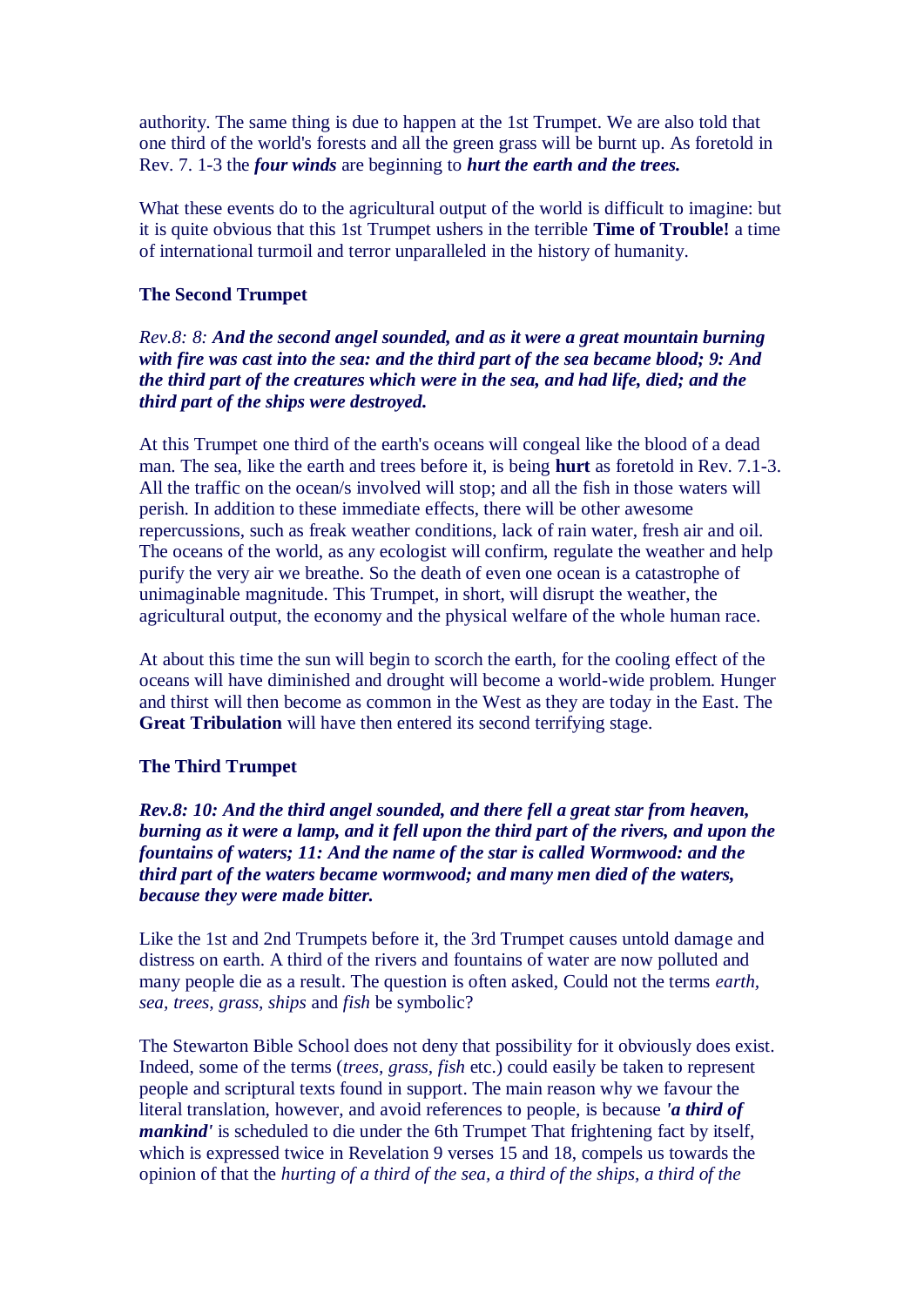authority. The same thing is due to happen at the 1st Trumpet. We are also told that one third of the world's forests and all the green grass will be burnt up. As foretold in Rev. 7. 1-3 the ***four winds*** are beginning to ***hurt the earth and the trees.***

What these events do to the agricultural output of the world is difficult to imagine: but it is quite obvious that this 1st Trumpet ushers in the terrible **Time of Trouble!** a time of international turmoil and terror unparalleled in the history of humanity.

### The Second Trumpet

*Rev.8: 8:* ***And the second angel sounded, and as it were a great mountain burning with fire was cast into the sea: and the third part of the sea became blood; 9: And the third part of the creatures which were in the sea, and had life, died; and the third part of the ships were destroyed.***

At this Trumpet one third of the earth's oceans will congeal like the blood of a dead man. The sea, like the earth and trees before it, is being **hurt** as foretold in Rev. 7.1-3. All the traffic on the ocean/s involved will stop; and all the fish in those waters will perish. In addition to these immediate effects, there will be other awesome repercussions, such as freak weather conditions, lack of rain water, fresh air and oil. The oceans of the world, as any ecologist will confirm, regulate the weather and help purify the very air we breathe. So the death of even one ocean is a catastrophe of unimaginable magnitude. This Trumpet, in short, will disrupt the weather, the agricultural output, the economy and the physical welfare of the whole human race.

At about this time the sun will begin to scorch the earth, for the cooling effect of the oceans will have diminished and drought will become a world-wide problem. Hunger and thirst will then become as common in the West as they are today in the East. The **Great Tribulation** will have then entered its second terrifying stage.

### The Third Trumpet

***Rev.8: 10: And the third angel sounded, and there fell a great star from heaven, burning as it were a lamp, and it fell upon the third part of the rivers, and upon the fountains of waters; 11: And the name of the star is called Wormwood: and the third part of the waters became wormwood; and many men died of the waters, because they were made bitter.***

Like the 1st and 2nd Trumpets before it, the 3rd Trumpet causes untold damage and distress on earth. A third of the rivers and fountains of water are now polluted and many people die as a result. The question is often asked, Could not the terms *earth*, *sea*, *trees*, *grass*, *ships* and *fish* be symbolic?

The Stewarton Bible School does not deny that possibility for it obviously does exist. Indeed, some of the terms (*trees*, *grass*, *fish* etc.) could easily be taken to represent people and scriptural texts found in support. The main reason why we favour the literal translation, however, and avoid references to people, is because ***'a third of mankind'*** is scheduled to die under the 6th Trumpet That frightening fact by itself, which is expressed twice in Revelation 9 verses 15 and 18, compels us towards the opinion of that the *hurting of a third of the sea, a third of the ships, a third of the*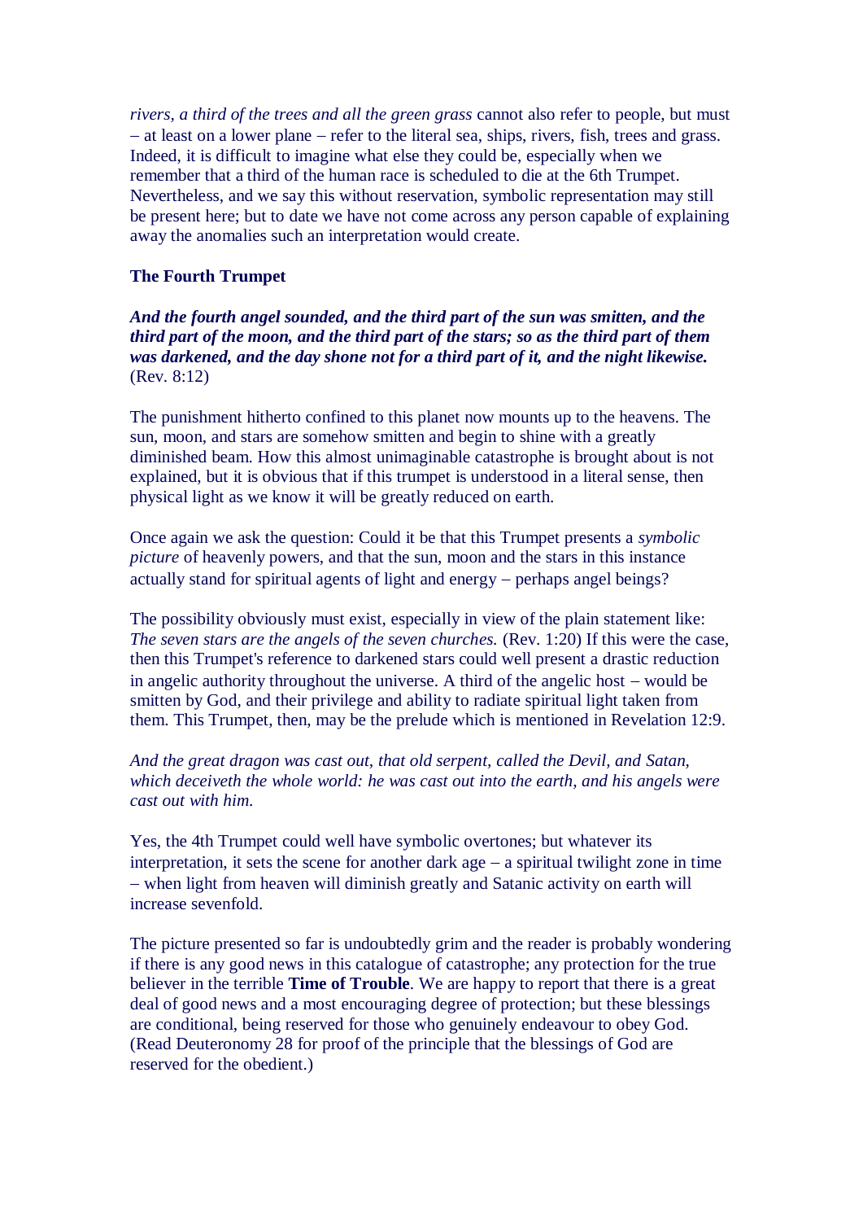*rivers, a third of the trees and all the green grass* cannot also refer to people, but must – at least on a lower plane – refer to the literal sea, ships, rivers, fish, trees and grass. Indeed, it is difficult to imagine what else they could be, especially when we remember that a third of the human race is scheduled to die at the 6th Trumpet. Nevertheless, and we say this without reservation, symbolic representation may still be present here; but to date we have not come across any person capable of explaining away the anomalies such an interpretation would create.

**The Fourth Trumpet**

***And the fourth angel sounded, and the third part of the sun was smitten, and the third part of the moon, and the third part of the stars; so as the third part of them was darkened, and the day shone not for a third part of it, and the night likewise.*** (Rev. 8:12)

The punishment hitherto confined to this planet now mounts up to the heavens. The sun, moon, and stars are somehow smitten and begin to shine with a greatly diminished beam. How this almost unimaginable catastrophe is brought about is not explained, but it is obvious that if this trumpet is understood in a literal sense, then physical light as we know it will be greatly reduced on earth.

Once again we ask the question: Could it be that this Trumpet presents a *symbolic picture* of heavenly powers, and that the sun, moon and the stars in this instance actually stand for spiritual agents of light and energy – perhaps angel beings?

The possibility obviously must exist, especially in view of the plain statement like: *The seven stars are the angels of the seven churches.* (Rev. 1:20) If this were the case, then this Trumpet's reference to darkened stars could well present a drastic reduction in angelic authority throughout the universe. A third of the angelic host – would be smitten by God, and their privilege and ability to radiate spiritual light taken from them. This Trumpet, then, may be the prelude which is mentioned in Revelation 12:9.

*And the great dragon was cast out, that old serpent, called the Devil, and Satan, which deceiveth the whole world: he was cast out into the earth, and his angels were cast out with him.*

Yes, the 4th Trumpet could well have symbolic overtones; but whatever its interpretation, it sets the scene for another dark age – a spiritual twilight zone in time – when light from heaven will diminish greatly and Satanic activity on earth will increase sevenfold.

The picture presented so far is undoubtedly grim and the reader is probably wondering if there is any good news in this catalogue of catastrophe; any protection for the true believer in the terrible **Time of Trouble**. We are happy to report that there is a great deal of good news and a most encouraging degree of protection; but these blessings are conditional, being reserved for those who genuinely endeavour to obey God. (Read Deuteronomy 28 for proof of the principle that the blessings of God are reserved for the obedient.)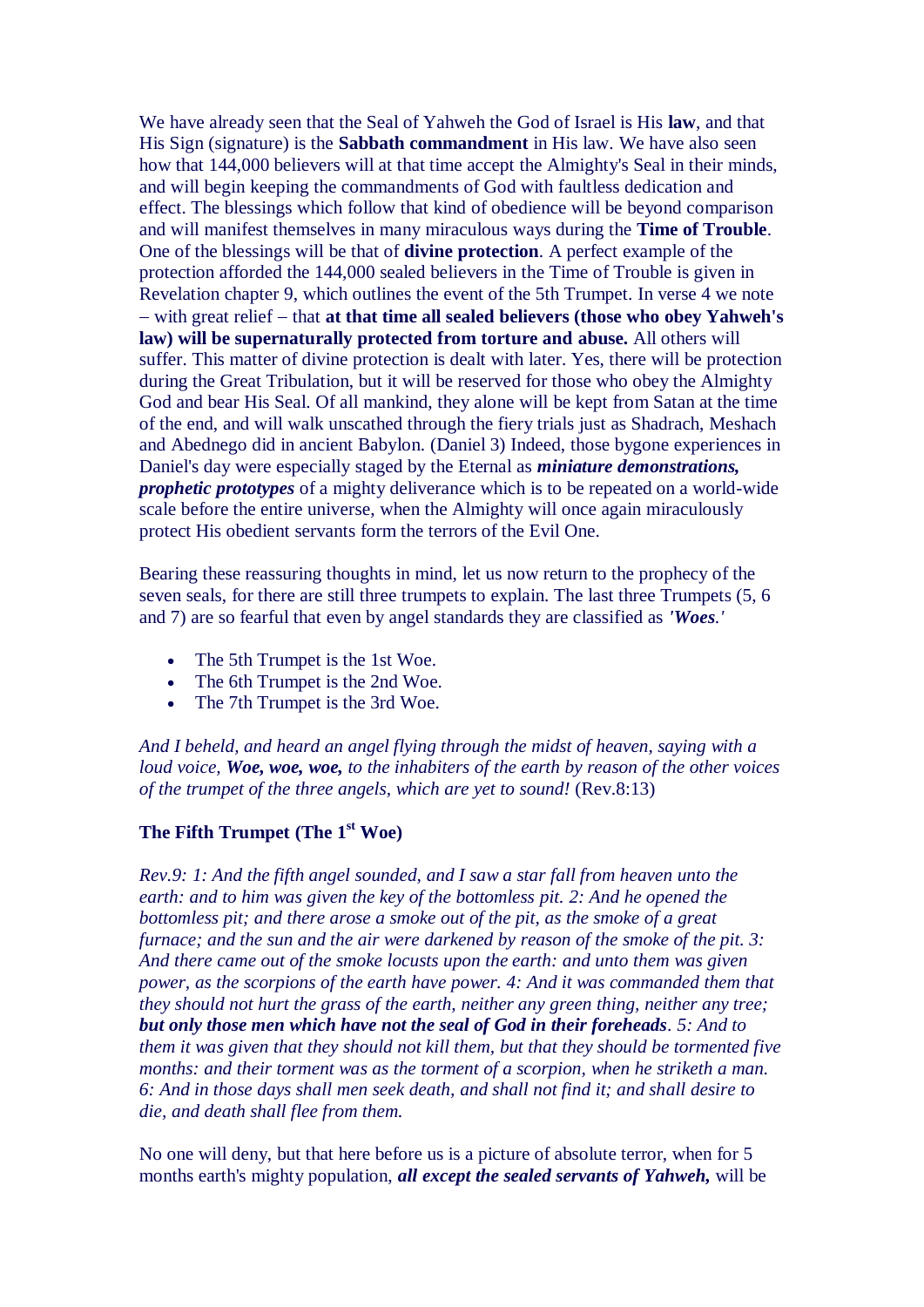We have already seen that the Seal of Yahweh the God of Israel is His **law**, and that His Sign (signature) is the **Sabbath commandment** in His law. We have also seen how that 144,000 believers will at that time accept the Almighty's Seal in their minds, and will begin keeping the commandments of God with faultless dedication and effect. The blessings which follow that kind of obedience will be beyond comparison and will manifest themselves in many miraculous ways during the **Time of Trouble**. One of the blessings will be that of **divine protection**. A perfect example of the protection afforded the 144,000 sealed believers in the Time of Trouble is given in Revelation chapter 9, which outlines the event of the 5th Trumpet. In verse 4 we note – with great relief – that **at that time all sealed believers (those who obey Yahweh's law) will be supernaturally protected from torture and abuse.** All others will suffer. This matter of divine protection is dealt with later. Yes, there will be protection during the Great Tribulation, but it will be reserved for those who obey the Almighty God and bear His Seal. Of all mankind, they alone will be kept from Satan at the time of the end, and will walk unscathed through the fiery trials just as Shadrach, Meshach and Abednego did in ancient Babylon. (Daniel 3) Indeed, those bygone experiences in Daniel's day were especially staged by the Eternal as ***miniature demonstrations, prophetic prototypes*** of a mighty deliverance which is to be repeated on a world-wide scale before the entire universe, when the Almighty will once again miraculously protect His obedient servants form the terrors of the Evil One.

Bearing these reassuring thoughts in mind, let us now return to the prophecy of the seven seals, for there are still three trumpets to explain. The last three Trumpets (5, 6 and 7) are so fearful that even by angel standards they are classified as ***'Woes.'***

- The 5th Trumpet is the 1st Woe.
- The 6th Trumpet is the 2nd Woe.
- The 7th Trumpet is the 3rd Woe.

*And I beheld, and heard an angel flying through the midst of heaven, saying with a loud voice,* ***Woe, woe, woe,*** *to the inhabiters of the earth by reason of the other voices of the trumpet of the three angels, which are yet to sound!* (Rev.8:13)

**The Fifth Trumpet (The 1st Woe)**

*Rev.9: 1: And the fifth angel sounded, and I saw a star fall from heaven unto the earth: and to him was given the key of the bottomless pit. 2: And he opened the bottomless pit; and there arose a smoke out of the pit, as the smoke of a great furnace; and the sun and the air were darkened by reason of the smoke of the pit. 3: And there came out of the smoke locusts upon the earth: and unto them was given power, as the scorpions of the earth have power. 4: And it was commanded them that they should not hurt the grass of the earth, neither any green thing, neither any tree;* ***but only those men which have not the seal of God in their foreheads****. 5: And to them it was given that they should not kill them, but that they should be tormented five months: and their torment was as the torment of a scorpion, when he striketh a man. 6: And in those days shall men seek death, and shall not find it; and shall desire to die, and death shall flee from them.*

No one will deny, but that here before us is a picture of absolute terror, when for 5 months earth's mighty population, ***all except the sealed servants of Yahweh,*** will be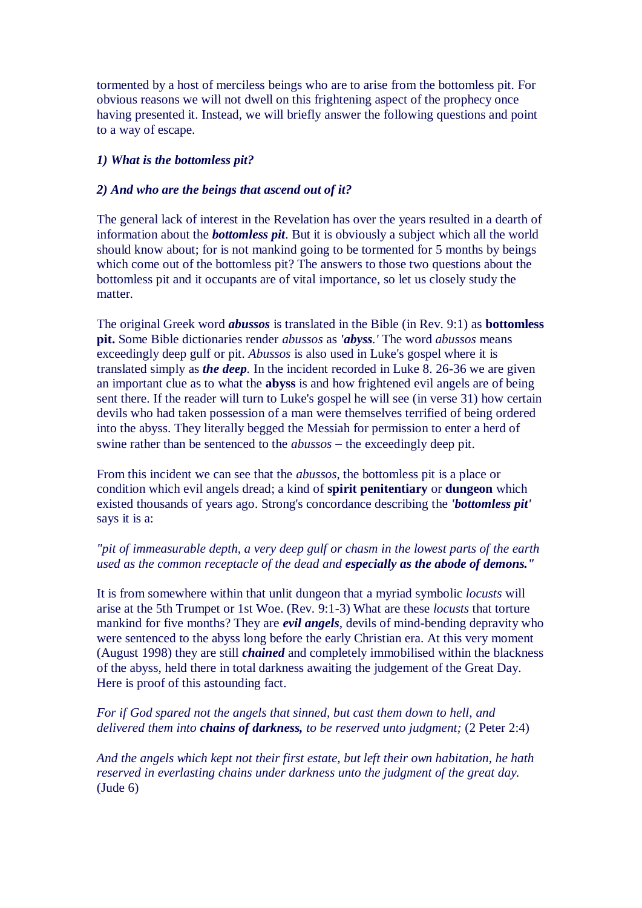tormented by a host of merciless beings who are to arise from the bottomless pit. For obvious reasons we will not dwell on this frightening aspect of the prophecy once having presented it. Instead, we will briefly answer the following questions and point to a way of escape.

***1) What is the bottomless pit?***

***2) And who are the beings that ascend out of it?***

The general lack of interest in the Revelation has over the years resulted in a dearth of information about the ***bottomless pit***. But it is obviously a subject which all the world should know about; for is not mankind going to be tormented for 5 months by beings which come out of the bottomless pit? The answers to those two questions about the bottomless pit and it occupants are of vital importance, so let us closely study the matter.

The original Greek word ***abussos*** is translated in the Bible (in Rev. 9:1) as **bottomless pit.** Some Bible dictionaries render *abussos* as ***'abyss.'*** The word *abussos* means exceedingly deep gulf or pit. *Abussos* is also used in Luke's gospel where it is translated simply as ***the deep***. In the incident recorded in Luke 8. 26-36 we are given an important clue as to what the **abyss** is and how frightened evil angels are of being sent there. If the reader will turn to Luke's gospel he will see (in verse 31) how certain devils who had taken possession of a man were themselves terrified of being ordered into the abyss. They literally begged the Messiah for permission to enter a herd of swine rather than be sentenced to the *abussos* – the exceedingly deep pit.

From this incident we can see that the *abussos*, the bottomless pit is a place or condition which evil angels dread; a kind of **spirit penitentiary** or **dungeon** which existed thousands of years ago. Strong's concordance describing the ***'bottomless pit'*** says it is a:

*"pit of immeasurable depth, a very deep gulf or chasm in the lowest parts of the earth used as the common receptacle of the dead and **especially as the abode of demons."***

It is from somewhere within that unlit dungeon that a myriad symbolic *locusts* will arise at the 5th Trumpet or 1st Woe. (Rev. 9:1-3) What are these *locusts* that torture mankind for five months? They are ***evil angels***, devils of mind-bending depravity who were sentenced to the abyss long before the early Christian era. At this very moment (August 1998) they are still ***chained*** and completely immobilised within the blackness of the abyss, held there in total darkness awaiting the judgement of the Great Day. Here is proof of this astounding fact.

*For if God spared not the angels that sinned, but cast them down to hell, and delivered them into **chains of darkness,** to be reserved unto judgment;* (2 Peter 2:4)

*And the angels which kept not their first estate, but left their own habitation, he hath reserved in everlasting chains under darkness unto the judgment of the great day.* (Jude 6)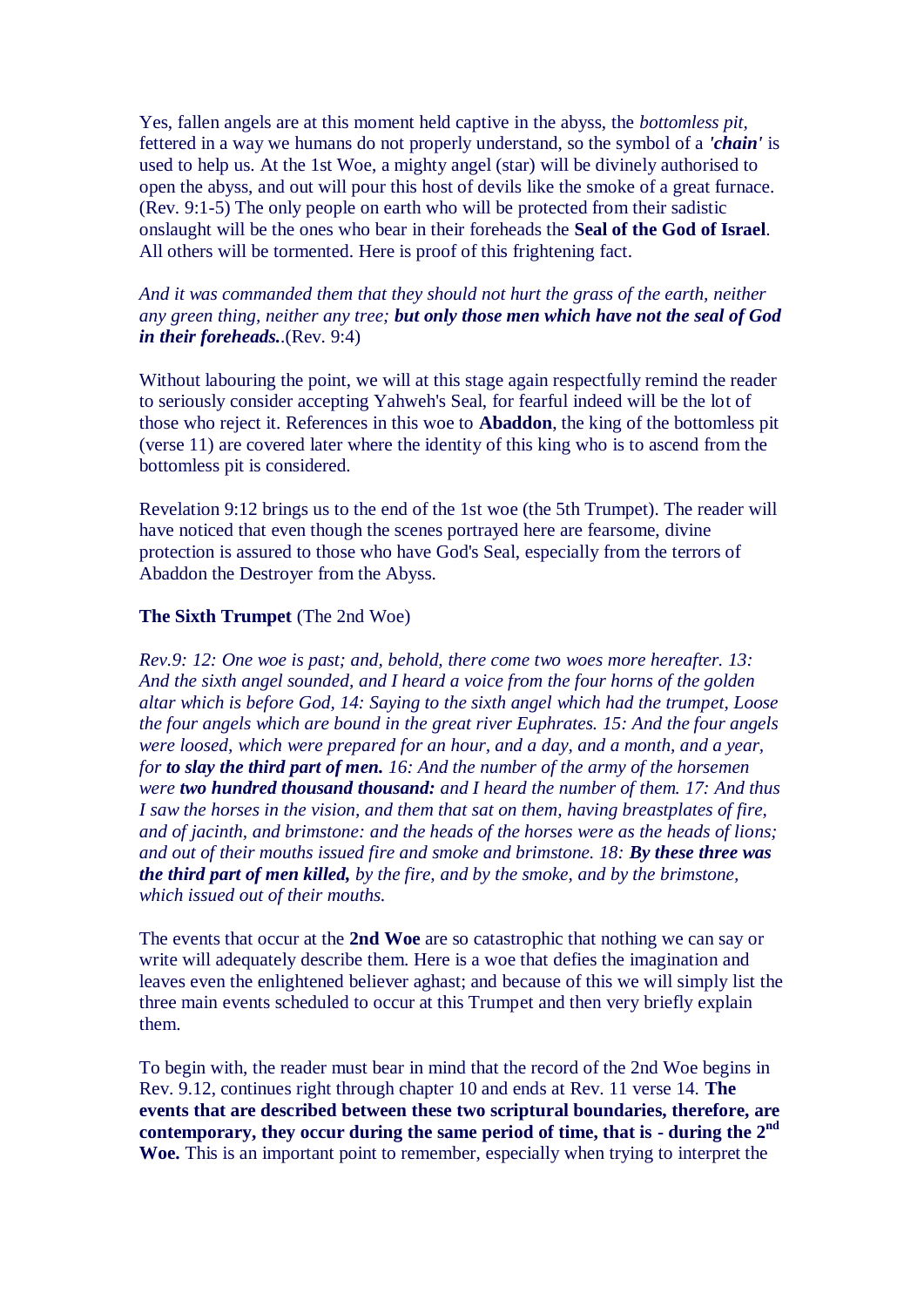Yes, fallen angels are at this moment held captive in the abyss, the *bottomless pit*, fettered in a way we humans do not properly understand, so the symbol of a ***'chain'*** is used to help us. At the 1st Woe, a mighty angel (star) will be divinely authorised to open the abyss, and out will pour this host of devils like the smoke of a great furnace. (Rev. 9:1-5) The only people on earth who will be protected from their sadistic onslaught will be the ones who bear in their foreheads the **Seal of the God of Israel**. All others will be tormented. Here is proof of this frightening fact.

*And it was commanded them that they should not hurt the grass of the earth, neither any green thing, neither any tree;* ***but only those men which have not the seal of God in their foreheads.***.(Rev. 9:4)

Without labouring the point, we will at this stage again respectfully remind the reader to seriously consider accepting Yahweh's Seal, for fearful indeed will be the lot of those who reject it. References in this woe to **Abaddon**, the king of the bottomless pit (verse 11) are covered later where the identity of this king who is to ascend from the bottomless pit is considered.

Revelation 9:12 brings us to the end of the 1st woe (the 5th Trumpet). The reader will have noticed that even though the scenes portrayed here are fearsome, divine protection is assured to those who have God's Seal, especially from the terrors of Abaddon the Destroyer from the Abyss.

**The Sixth Trumpet** (The 2nd Woe)

*Rev.9: 12: One woe is past; and, behold, there come two woes more hereafter. 13: And the sixth angel sounded, and I heard a voice from the four horns of the golden altar which is before God, 14: Saying to the sixth angel which had the trumpet, Loose the four angels which are bound in the great river Euphrates. 15: And the four angels were loosed, which were prepared for an hour, and a day, and a month, and a year, for* ***to slay the third part of men.*** *16: And the number of the army of the horsemen were* ***two hundred thousand thousand:*** *and I heard the number of them. 17: And thus I saw the horses in the vision, and them that sat on them, having breastplates of fire, and of jacinth, and brimstone: and the heads of the horses were as the heads of lions; and out of their mouths issued fire and smoke and brimstone. 18:* ***By these three was the third part of men killed,*** *by the fire, and by the smoke, and by the brimstone, which issued out of their mouths.*

The events that occur at the **2nd Woe** are so catastrophic that nothing we can say or write will adequately describe them. Here is a woe that defies the imagination and leaves even the enlightened believer aghast; and because of this we will simply list the three main events scheduled to occur at this Trumpet and then very briefly explain them.

To begin with, the reader must bear in mind that the record of the 2nd Woe begins in Rev. 9.12, continues right through chapter 10 and ends at Rev. 11 verse 14. **The events that are described between these two scriptural boundaries, therefore, are contemporary, they occur during the same period of time, that is - during the 2nd Woe.** This is an important point to remember, especially when trying to interpret the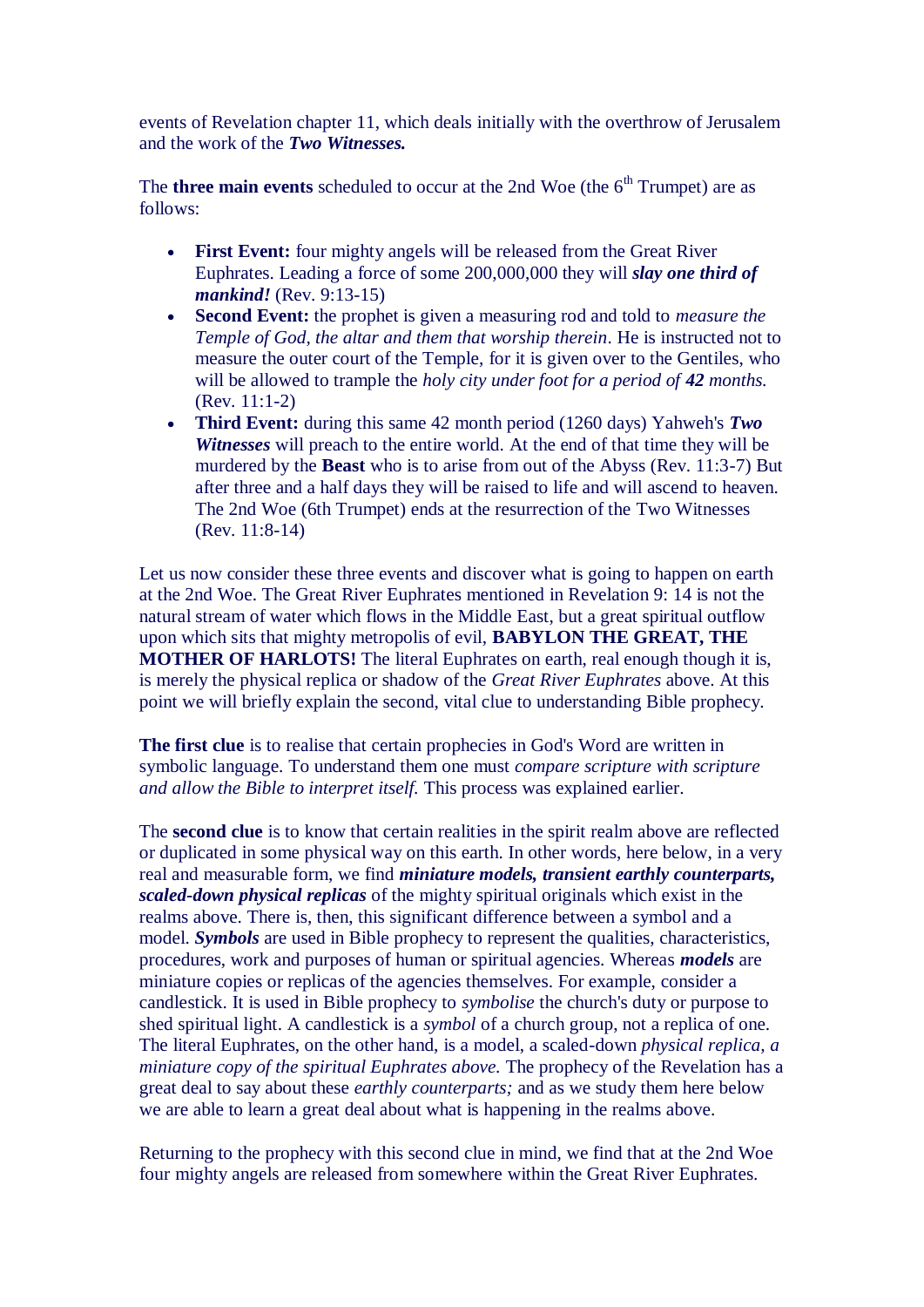events of Revelation chapter 11, which deals initially with the overthrow of Jerusalem and the work of the ***Two Witnesses.***

The **three main events** scheduled to occur at the 2nd Woe (the 6th Trumpet) are as follows:

- **First Event:** four mighty angels will be released from the Great River Euphrates. Leading a force of some 200,000,000 they will ***slay one third of mankind!*** (Rev. 9:13-15)
- **Second Event:** the prophet is given a measuring rod and told to *measure the Temple of God, the altar and them that worship therein*. He is instructed not to measure the outer court of the Temple, for it is given over to the Gentiles, who will be allowed to trample the *holy city under foot for a period of **42** months.* (Rev. 11:1-2)
- **Third Event:** during this same 42 month period (1260 days) Yahweh's ***Two Witnesses*** will preach to the entire world. At the end of that time they will be murdered by the **Beast** who is to arise from out of the Abyss (Rev. 11:3-7) But after three and a half days they will be raised to life and will ascend to heaven. The 2nd Woe (6th Trumpet) ends at the resurrection of the Two Witnesses (Rev. 11:8-14)

Let us now consider these three events and discover what is going to happen on earth at the 2nd Woe. The Great River Euphrates mentioned in Revelation 9: 14 is not the natural stream of water which flows in the Middle East, but a great spiritual outflow upon which sits that mighty metropolis of evil, **BABYLON THE GREAT, THE MOTHER OF HARLOTS!** The literal Euphrates on earth, real enough though it is, is merely the physical replica or shadow of the *Great River Euphrates* above. At this point we will briefly explain the second, vital clue to understanding Bible prophecy.

**The first clue** is to realise that certain prophecies in God's Word are written in symbolic language. To understand them one must *compare scripture with scripture and allow the Bible to interpret itself.* This process was explained earlier.

The **second clue** is to know that certain realities in the spirit realm above are reflected or duplicated in some physical way on this earth. In other words, here below, in a very real and measurable form, we find ***miniature models, transient earthly counterparts, scaled-down physical replicas*** of the mighty spiritual originals which exist in the realms above. There is, then, this significant difference between a symbol and a model. ***Symbols*** are used in Bible prophecy to represent the qualities, characteristics, procedures, work and purposes of human or spiritual agencies. Whereas ***models*** are miniature copies or replicas of the agencies themselves. For example, consider a candlestick. It is used in Bible prophecy to *symbolise* the church's duty or purpose to shed spiritual light. A candlestick is a *symbol* of a church group, not a replica of one. The literal Euphrates, on the other hand, is a model, a scaled-down *physical replica, a miniature copy of the spiritual Euphrates above.* The prophecy of the Revelation has a great deal to say about these *earthly counterparts;* and as we study them here below we are able to learn a great deal about what is happening in the realms above.

Returning to the prophecy with this second clue in mind, we find that at the 2nd Woe four mighty angels are released from somewhere within the Great River Euphrates.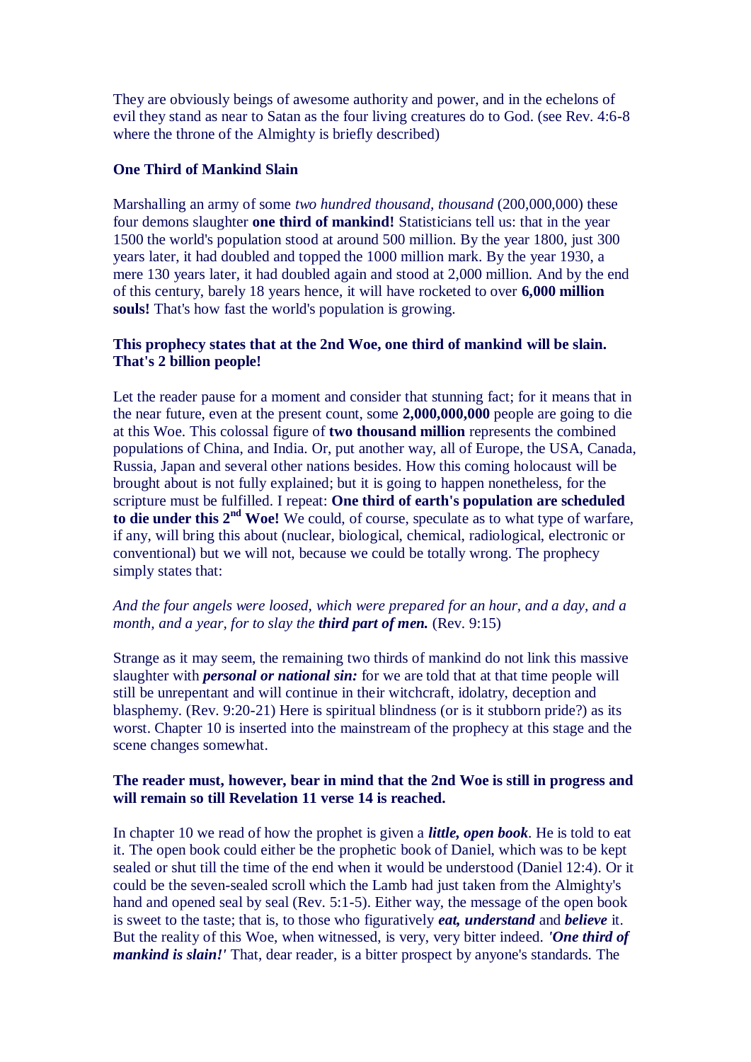They are obviously beings of awesome authority and power, and in the echelons of evil they stand as near to Satan as the four living creatures do to God. (see Rev. 4:6-8 where the throne of the Almighty is briefly described)

**One Third of Mankind Slain**

Marshalling an army of some *two hundred thousand, thousand* (200,000,000) these four demons slaughter **one third of mankind!** Statisticians tell us: that in the year 1500 the world's population stood at around 500 million. By the year 1800, just 300 years later, it had doubled and topped the 1000 million mark. By the year 1930, a mere 130 years later, it had doubled again and stood at 2,000 million. And by the end of this century, barely 18 years hence, it will have rocketed to over **6,000 million souls!** That's how fast the world's population is growing.

**This prophecy states that at the 2nd Woe, one third of mankind will be slain. That's 2 billion people!**

Let the reader pause for a moment and consider that stunning fact; for it means that in the near future, even at the present count, some **2,000,000,000** people are going to die at this Woe. This colossal figure of **two thousand million** represents the combined populations of China, and India. Or, put another way, all of Europe, the USA, Canada, Russia, Japan and several other nations besides. How this coming holocaust will be brought about is not fully explained; but it is going to happen nonetheless, for the scripture must be fulfilled. I repeat: **One third of earth's population are scheduled to die under this 2nd Woe!** We could, of course, speculate as to what type of warfare, if any, will bring this about (nuclear, biological, chemical, radiological, electronic or conventional) but we will not, because we could be totally wrong. The prophecy simply states that:

*And the four angels were loosed, which were prepared for an hour, and a day, and a month, and a year, for to slay the* ***third part of men.*** (Rev. 9:15)

Strange as it may seem, the remaining two thirds of mankind do not link this massive slaughter with ***personal or national sin:*** for we are told that at that time people will still be unrepentant and will continue in their witchcraft, idolatry, deception and blasphemy. (Rev. 9:20-21) Here is spiritual blindness (or is it stubborn pride?) as its worst. Chapter 10 is inserted into the mainstream of the prophecy at this stage and the scene changes somewhat.

**The reader must, however, bear in mind that the 2nd Woe is still in progress and will remain so till Revelation 11 verse 14 is reached.**

In chapter 10 we read of how the prophet is given a ***little, open book***. He is told to eat it. The open book could either be the prophetic book of Daniel, which was to be kept sealed or shut till the time of the end when it would be understood (Daniel 12:4). Or it could be the seven-sealed scroll which the Lamb had just taken from the Almighty's hand and opened seal by seal (Rev. 5:1-5). Either way, the message of the open book is sweet to the taste; that is, to those who figuratively ***eat, understand*** and ***believe*** it. But the reality of this Woe, when witnessed, is very, very bitter indeed. ***'One third of mankind is slain!'*** That, dear reader, is a bitter prospect by anyone's standards. The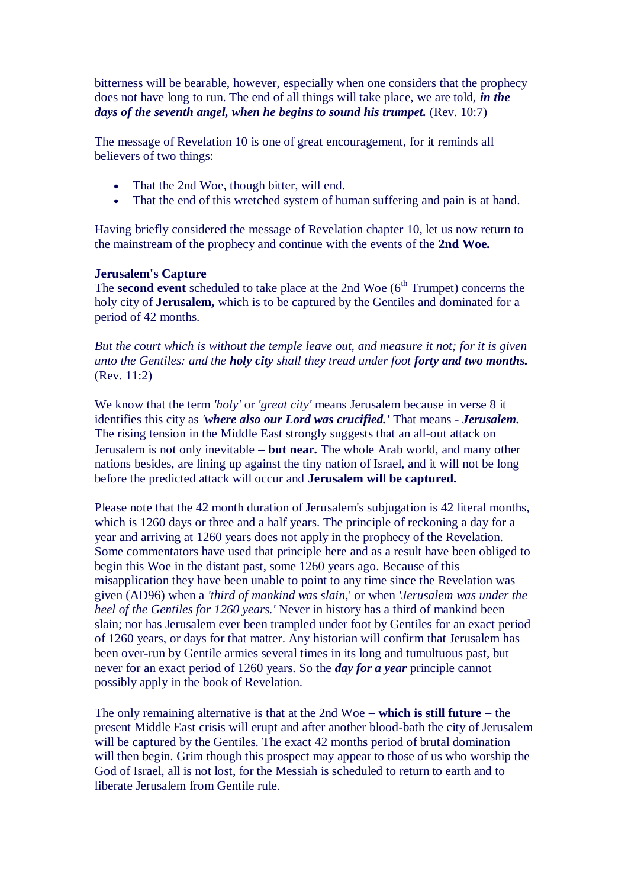bitterness will be bearable, however, especially when one considers that the prophecy does not have long to run. The end of all things will take place, we are told, ***in the days of the seventh angel, when he begins to sound his trumpet.*** (Rev. 10:7)

The message of Revelation 10 is one of great encouragement, for it reminds all believers of two things:

- That the 2nd Woe, though bitter, will end.
- That the end of this wretched system of human suffering and pain is at hand.

Having briefly considered the message of Revelation chapter 10, let us now return to the mainstream of the prophecy and continue with the events of the **2nd Woe.**

**Jerusalem's Capture**

The **second event** scheduled to take place at the 2nd Woe (6th Trumpet) concerns the holy city of **Jerusalem,** which is to be captured by the Gentiles and dominated for a period of 42 months.

*But the court which is without the temple leave out, and measure it not; for it is given unto the Gentiles: and the **holy city** shall they tread under foot **forty and two months.*** (Rev. 11:2)

We know that the term *'holy'* or *'great city'* means Jerusalem because in verse 8 it identifies this city as ***'where also our Lord was crucified.'*** That means - ***Jerusalem.*** The rising tension in the Middle East strongly suggests that an all-out attack on Jerusalem is not only inevitable – **but near.** The whole Arab world, and many other nations besides, are lining up against the tiny nation of Israel, and it will not be long before the predicted attack will occur and **Jerusalem will be captured.**

Please note that the 42 month duration of Jerusalem's subjugation is 42 literal months, which is 1260 days or three and a half years. The principle of reckoning a day for a year and arriving at 1260 years does not apply in the prophecy of the Revelation. Some commentators have used that principle here and as a result have been obliged to begin this Woe in the distant past, some 1260 years ago. Because of this misapplication they have been unable to point to any time since the Revelation was given (AD96) when a *'third of mankind was slain*,' or when *'Jerusalem was under the heel of the Gentiles for 1260 years.'* Never in history has a third of mankind been slain; nor has Jerusalem ever been trampled under foot by Gentiles for an exact period of 1260 years, or days for that matter. Any historian will confirm that Jerusalem has been over-run by Gentile armies several times in its long and tumultuous past, but never for an exact period of 1260 years. So the ***day for a year*** principle cannot possibly apply in the book of Revelation.

The only remaining alternative is that at the 2nd Woe – **which is still future** – the present Middle East crisis will erupt and after another blood-bath the city of Jerusalem will be captured by the Gentiles. The exact 42 months period of brutal domination will then begin. Grim though this prospect may appear to those of us who worship the God of Israel, all is not lost, for the Messiah is scheduled to return to earth and to liberate Jerusalem from Gentile rule.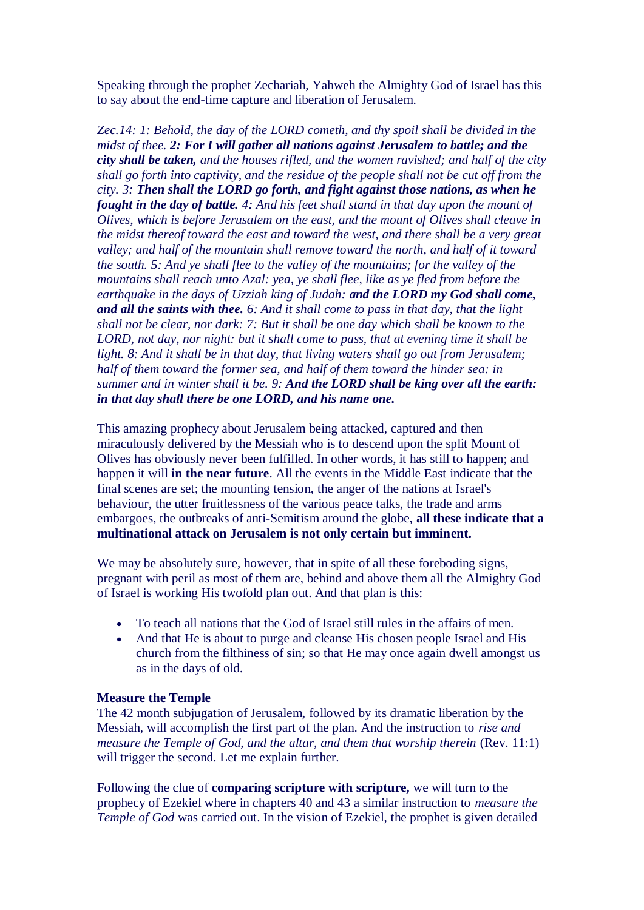Speaking through the prophet Zechariah, Yahweh the Almighty God of Israel has this to say about the end-time capture and liberation of Jerusalem.

*Zec.14: 1: Behold, the day of the LORD cometh, and thy spoil shall be divided in the midst of thee.* ***2: For I will gather all nations against Jerusalem to battle; and the city shall be taken,*** *and the houses rifled, and the women ravished; and half of the city shall go forth into captivity, and the residue of the people shall not be cut off from the city. 3:* ***Then shall the LORD go forth, and fight against those nations, as when he fought in the day of battle.*** *4: And his feet shall stand in that day upon the mount of Olives, which is before Jerusalem on the east, and the mount of Olives shall cleave in the midst thereof toward the east and toward the west, and there shall be a very great valley; and half of the mountain shall remove toward the north, and half of it toward the south. 5: And ye shall flee to the valley of the mountains; for the valley of the mountains shall reach unto Azal: yea, ye shall flee, like as ye fled from before the earthquake in the days of Uzziah king of Judah:* ***and the LORD my God shall come, and all the saints with thee.*** *6: And it shall come to pass in that day, that the light shall not be clear, nor dark: 7: But it shall be one day which shall be known to the LORD, not day, nor night: but it shall come to pass, that at evening time it shall be light. 8: And it shall be in that day, that living waters shall go out from Jerusalem; half of them toward the former sea, and half of them toward the hinder sea: in summer and in winter shall it be. 9:* ***And the LORD shall be king over all the earth: in that day shall there be one LORD, and his name one.***

This amazing prophecy about Jerusalem being attacked, captured and then miraculously delivered by the Messiah who is to descend upon the split Mount of Olives has obviously never been fulfilled. In other words, it has still to happen; and happen it will **in the near future**. All the events in the Middle East indicate that the final scenes are set; the mounting tension, the anger of the nations at Israel's behaviour, the utter fruitlessness of the various peace talks, the trade and arms embargoes, the outbreaks of anti-Semitism around the globe, **all these indicate that a multinational attack on Jerusalem is not only certain but imminent.**

We may be absolutely sure, however, that in spite of all these foreboding signs, pregnant with peril as most of them are, behind and above them all the Almighty God of Israel is working His twofold plan out. And that plan is this:

- To teach all nations that the God of Israel still rules in the affairs of men.
- And that He is about to purge and cleanse His chosen people Israel and His church from the filthiness of sin; so that He may once again dwell amongst us as in the days of old.

**Measure the Temple**

The 42 month subjugation of Jerusalem, followed by its dramatic liberation by the Messiah, will accomplish the first part of the plan. And the instruction to *rise and measure the Temple of God, and the altar, and them that worship therein* (Rev. 11:1) will trigger the second. Let me explain further.

Following the clue of **comparing scripture with scripture,** we will turn to the prophecy of Ezekiel where in chapters 40 and 43 a similar instruction to *measure the Temple of God* was carried out. In the vision of Ezekiel, the prophet is given detailed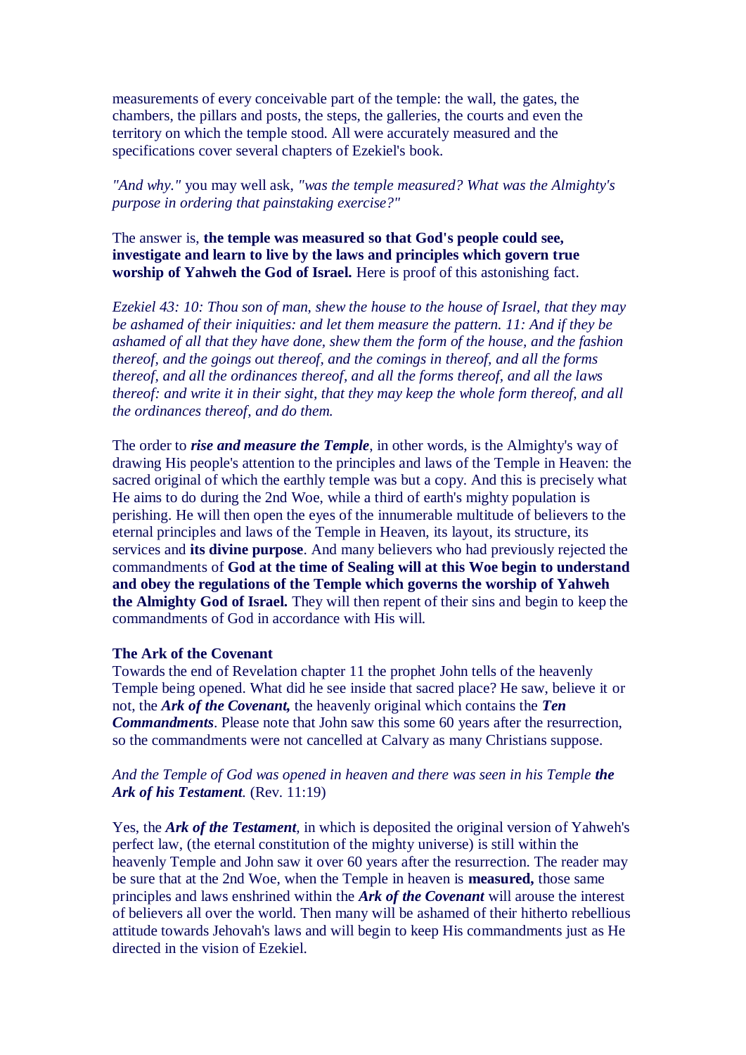measurements of every conceivable part of the temple: the wall, the gates, the chambers, the pillars and posts, the steps, the galleries, the courts and even the territory on which the temple stood. All were accurately measured and the specifications cover several chapters of Ezekiel's book.

*"And why."* you may well ask, *"was the temple measured? What was the Almighty's purpose in ordering that painstaking exercise?"*

The answer is, **the temple was measured so that God's people could see, investigate and learn to live by the laws and principles which govern true worship of Yahweh the God of Israel.** Here is proof of this astonishing fact.

*Ezekiel 43: 10: Thou son of man, shew the house to the house of Israel, that they may be ashamed of their iniquities: and let them measure the pattern. 11: And if they be ashamed of all that they have done, shew them the form of the house, and the fashion thereof, and the goings out thereof, and the comings in thereof, and all the forms thereof, and all the ordinances thereof, and all the forms thereof, and all the laws thereof: and write it in their sight, that they may keep the whole form thereof, and all the ordinances thereof, and do them.*

The order to ***rise and measure the Temple***, in other words, is the Almighty's way of drawing His people's attention to the principles and laws of the Temple in Heaven: the sacred original of which the earthly temple was but a copy. And this is precisely what He aims to do during the 2nd Woe, while a third of earth's mighty population is perishing. He will then open the eyes of the innumerable multitude of believers to the eternal principles and laws of the Temple in Heaven, its layout, its structure, its services and **its divine purpose**. And many believers who had previously rejected the commandments of **God at the time of Sealing will at this Woe begin to understand and obey the regulations of the Temple which governs the worship of Yahweh the Almighty God of Israel.** They will then repent of their sins and begin to keep the commandments of God in accordance with His will.

**The Ark of the Covenant**

Towards the end of Revelation chapter 11 the prophet John tells of the heavenly Temple being opened. What did he see inside that sacred place? He saw, believe it or not, the ***Ark of the Covenant,*** the heavenly original which contains the ***Ten Commandments***. Please note that John saw this some 60 years after the resurrection, so the commandments were not cancelled at Calvary as many Christians suppose.

*And the Temple of God was opened in heaven and there was seen in his Temple **the Ark of his Testament**.* (Rev. 11:19)

Yes, the ***Ark of the Testament***, in which is deposited the original version of Yahweh's perfect law, (the eternal constitution of the mighty universe) is still within the heavenly Temple and John saw it over 60 years after the resurrection. The reader may be sure that at the 2nd Woe, when the Temple in heaven is **measured,** those same principles and laws enshrined within the ***Ark of the Covenant*** will arouse the interest of believers all over the world. Then many will be ashamed of their hitherto rebellious attitude towards Jehovah's laws and will begin to keep His commandments just as He directed in the vision of Ezekiel.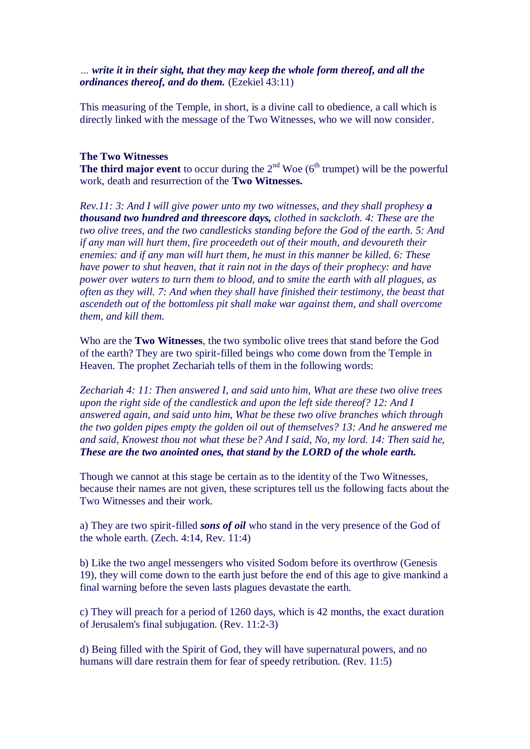… ***write it in their sight, that they may keep the whole form thereof, and all the ordinances thereof, and do them.*** (Ezekiel 43:11)

This measuring of the Temple, in short, is a divine call to obedience, a call which is directly linked with the message of the Two Witnesses, who we will now consider.

**The Two Witnesses**

**The third major event** to occur during the 2nd Woe (6th trumpet) will be the powerful work, death and resurrection of the **Two Witnesses.**

*Rev.11: 3: And I will give power unto my two witnesses, and they shall prophesy **a thousand two hundred and threescore days,** clothed in sackcloth. 4: These are the two olive trees, and the two candlesticks standing before the God of the earth. 5: And if any man will hurt them, fire proceedeth out of their mouth, and devoureth their enemies: and if any man will hurt them, he must in this manner be killed. 6: These have power to shut heaven, that it rain not in the days of their prophecy: and have power over waters to turn them to blood, and to smite the earth with all plagues, as often as they will. 7: And when they shall have finished their testimony, the beast that ascendeth out of the bottomless pit shall make war against them, and shall overcome them, and kill them.*

Who are the **Two Witnesses**, the two symbolic olive trees that stand before the God of the earth? They are two spirit-filled beings who come down from the Temple in Heaven. The prophet Zechariah tells of them in the following words:

*Zechariah 4: 11: Then answered I, and said unto him, What are these two olive trees upon the right side of the candlestick and upon the left side thereof? 12: And I answered again, and said unto him, What be these two olive branches which through the two golden pipes empty the golden oil out of themselves? 13: And he answered me and said, Knowest thou not what these be? And I said, No, my lord. 14: Then said he, **These are the two anointed ones, that stand by the LORD of the whole earth.***

Though we cannot at this stage be certain as to the identity of the Two Witnesses, because their names are not given, these scriptures tell us the following facts about the Two Witnesses and their work.

a) They are two spirit-filled ***sons of oil*** who stand in the very presence of the God of the whole earth. (Zech. 4:14, Rev. 11:4)

b) Like the two angel messengers who visited Sodom before its overthrow (Genesis 19), they will come down to the earth just before the end of this age to give mankind a final warning before the seven lasts plagues devastate the earth.

c) They will preach for a period of 1260 days, which is 42 months, the exact duration of Jerusalem's final subjugation. (Rev. 11:2-3)

d) Being filled with the Spirit of God, they will have supernatural powers, and no humans will dare restrain them for fear of speedy retribution. (Rev. 11:5)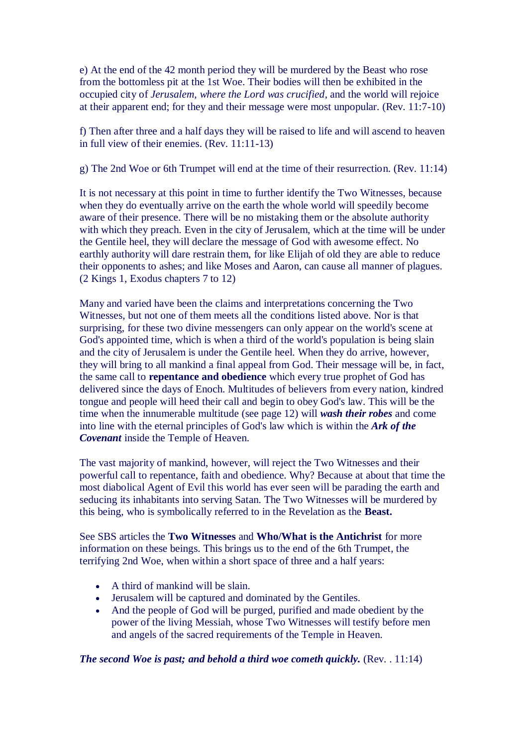e) At the end of the 42 month period they will be murdered by the Beast who rose from the bottomless pit at the 1st Woe. Their bodies will then be exhibited in the occupied city of *Jerusalem, where the Lord was crucified*, and the world will rejoice at their apparent end; for they and their message were most unpopular. (Rev. 11:7-10)

f) Then after three and a half days they will be raised to life and will ascend to heaven in full view of their enemies. (Rev. 11:11-13)

g) The 2nd Woe or 6th Trumpet will end at the time of their resurrection. (Rev. 11:14)

It is not necessary at this point in time to further identify the Two Witnesses, because when they do eventually arrive on the earth the whole world will speedily become aware of their presence. There will be no mistaking them or the absolute authority with which they preach. Even in the city of Jerusalem, which at the time will be under the Gentile heel, they will declare the message of God with awesome effect. No earthly authority will dare restrain them, for like Elijah of old they are able to reduce their opponents to ashes; and like Moses and Aaron, can cause all manner of plagues. (2 Kings 1, Exodus chapters 7 to 12)

Many and varied have been the claims and interpretations concerning the Two Witnesses, but not one of them meets all the conditions listed above. Nor is that surprising, for these two divine messengers can only appear on the world's scene at God's appointed time, which is when a third of the world's population is being slain and the city of Jerusalem is under the Gentile heel. When they do arrive, however, they will bring to all mankind a final appeal from God. Their message will be, in fact, the same call to **repentance and obedience** which every true prophet of God has delivered since the days of Enoch. Multitudes of believers from every nation, kindred tongue and people will heed their call and begin to obey God's law. This will be the time when the innumerable multitude (see page 12) will ***wash their robes*** and come into line with the eternal principles of God's law which is within the ***Ark of the Covenant*** inside the Temple of Heaven.

The vast majority of mankind, however, will reject the Two Witnesses and their powerful call to repentance, faith and obedience. Why? Because at about that time the most diabolical Agent of Evil this world has ever seen will be parading the earth and seducing its inhabitants into serving Satan. The Two Witnesses will be murdered by this being, who is symbolically referred to in the Revelation as the **Beast.**

See SBS articles the **Two Witnesses** and **Who/What is the Antichrist** for more information on these beings. This brings us to the end of the 6th Trumpet, the terrifying 2nd Woe, when within a short space of three and a half years:

- A third of mankind will be slain.
- Jerusalem will be captured and dominated by the Gentiles.
- And the people of God will be purged, purified and made obedient by the power of the living Messiah, whose Two Witnesses will testify before men and angels of the sacred requirements of the Temple in Heaven.

***The second Woe is past; and behold a third woe cometh quickly.*** (Rev. . 11:14)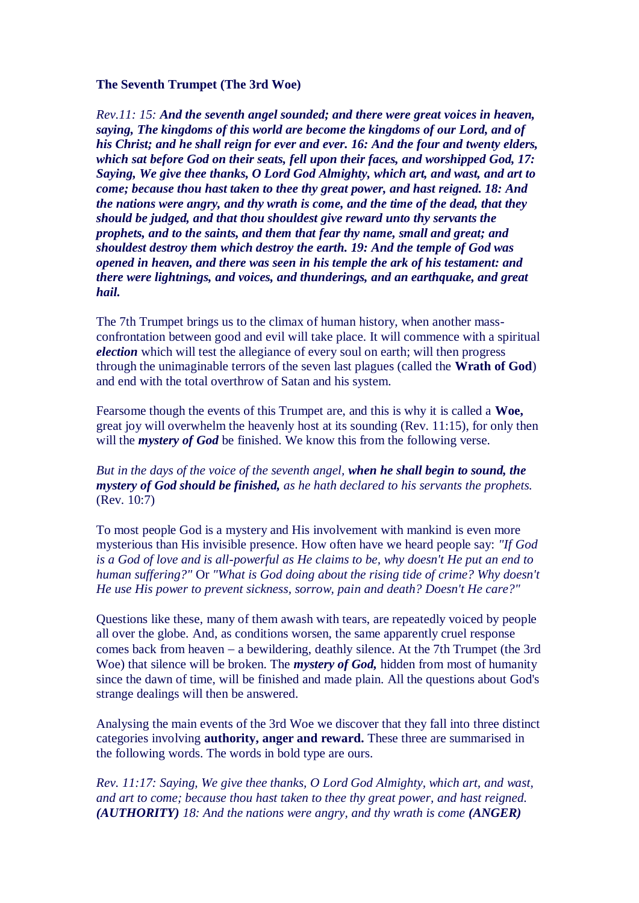**The Seventh Trumpet (The 3rd Woe)**

*Rev.11: 15:* ***And the seventh angel sounded; and there were great voices in heaven, saying, The kingdoms of this world are become the kingdoms of our Lord, and of his Christ; and he shall reign for ever and ever. 16: And the four and twenty elders, which sat before God on their seats, fell upon their faces, and worshipped God, 17: Saying, We give thee thanks, O Lord God Almighty, which art, and wast, and art to come; because thou hast taken to thee thy great power, and hast reigned. 18: And the nations were angry, and thy wrath is come, and the time of the dead, that they should be judged, and that thou shouldest give reward unto thy servants the prophets, and to the saints, and them that fear thy name, small and great; and shouldest destroy them which destroy the earth. 19: And the temple of God was opened in heaven, and there was seen in his temple the ark of his testament: and there were lightnings, and voices, and thunderings, and an earthquake, and great hail.***

The 7th Trumpet brings us to the climax of human history, when another mass-confrontation between good and evil will take place. It will commence with a spiritual ***election*** which will test the allegiance of every soul on earth; will then progress through the unimaginable terrors of the seven last plagues (called the **Wrath of God**) and end with the total overthrow of Satan and his system.

Fearsome though the events of this Trumpet are, and this is why it is called a **Woe,** great joy will overwhelm the heavenly host at its sounding (Rev. 11:15), for only then will the ***mystery of God*** be finished. We know this from the following verse.

*But in the days of the voice of the seventh angel,* ***when he shall begin to sound, the mystery of God should be finished,*** *as he hath declared to his servants the prophets.* (Rev. 10:7)

To most people God is a mystery and His involvement with mankind is even more mysterious than His invisible presence. How often have we heard people say: *"If God is a God of love and is all-powerful as He claims to be, why doesn't He put an end to human suffering?"* Or *"What is God doing about the rising tide of crime? Why doesn't He use His power to prevent sickness, sorrow, pain and death? Doesn't He care?"*

Questions like these, many of them awash with tears, are repeatedly voiced by people all over the globe. And, as conditions worsen, the same apparently cruel response comes back from heaven – a bewildering, deathly silence. At the 7th Trumpet (the 3rd Woe) that silence will be broken. The ***mystery of God,*** hidden from most of humanity since the dawn of time, will be finished and made plain. All the questions about God's strange dealings will then be answered.

Analysing the main events of the 3rd Woe we discover that they fall into three distinct categories involving **authority, anger and reward.** These three are summarised in the following words. The words in bold type are ours.

*Rev. 11:17: Saying, We give thee thanks, O Lord God Almighty, which art, and wast, and art to come; because thou hast taken to thee thy great power, and hast reigned.* ***(AUTHORITY)*** *18: And the nations were angry, and thy wrath is come* ***(ANGER)***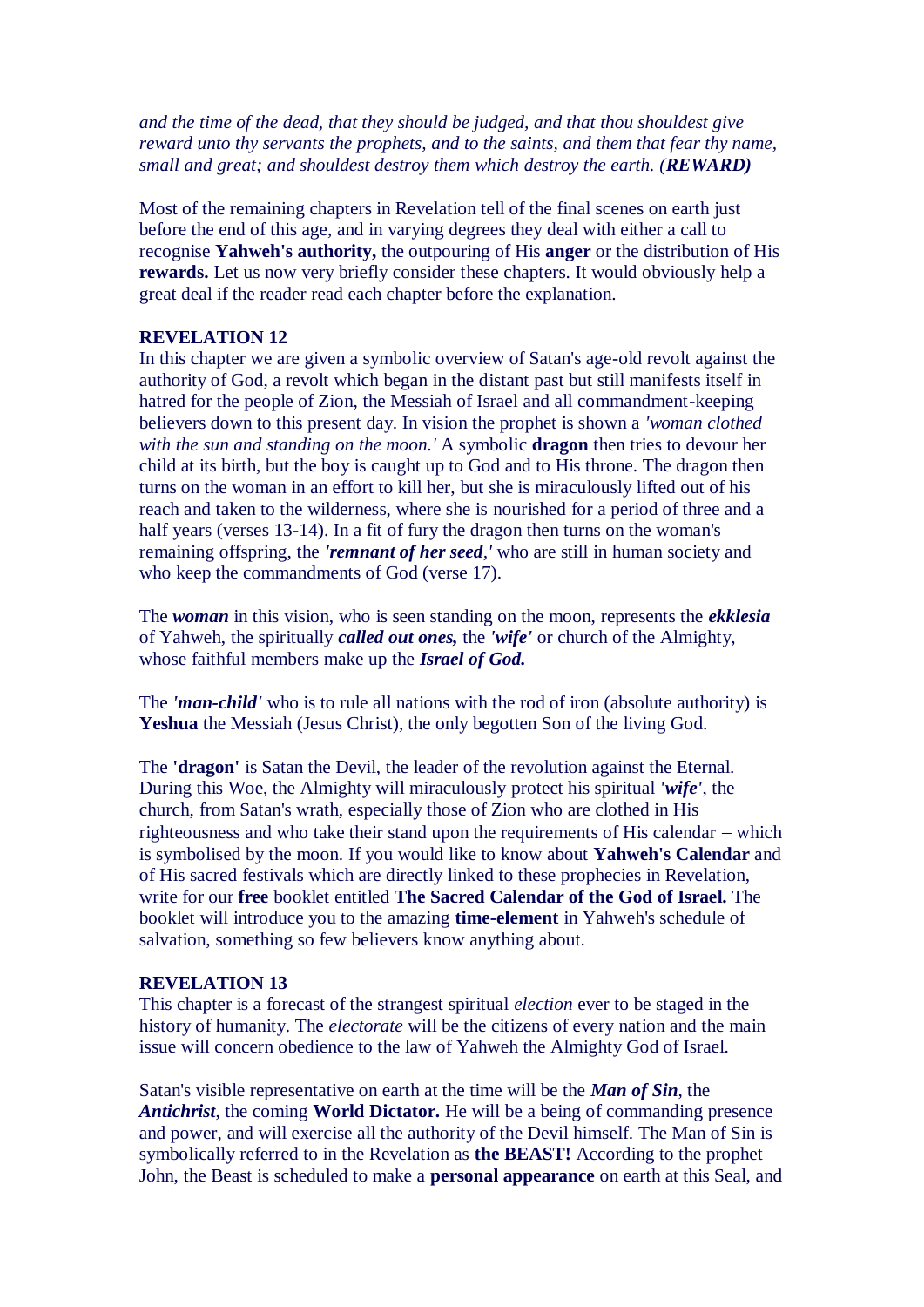*and the time of the dead, that they should be judged, and that thou shouldest give reward unto thy servants the prophets, and to the saints, and them that fear thy name, small and great; and shouldest destroy them which destroy the earth. (**REWARD**)*

Most of the remaining chapters in Revelation tell of the final scenes on earth just before the end of this age, and in varying degrees they deal with either a call to recognise **Yahweh's authority,** the outpouring of His **anger** or the distribution of His **rewards.** Let us now very briefly consider these chapters. It would obviously help a great deal if the reader read each chapter before the explanation.

**REVELATION 12**

In this chapter we are given a symbolic overview of Satan's age-old revolt against the authority of God, a revolt which began in the distant past but still manifests itself in hatred for the people of Zion, the Messiah of Israel and all commandment-keeping believers down to this present day. In vision the prophet is shown a *'woman clothed with the sun and standing on the moon.'* A symbolic **dragon** then tries to devour her child at its birth, but the boy is caught up to God and to His throne. The dragon then turns on the woman in an effort to kill her, but she is miraculously lifted out of his reach and taken to the wilderness, where she is nourished for a period of three and a half years (verses 13-14). In a fit of fury the dragon then turns on the woman's remaining offspring, the ***'remnant of her seed**,'* who are still in human society and who keep the commandments of God (verse 17).

The ***woman*** in this vision, who is seen standing on the moon, represents the ***ekklesia*** of Yahweh, the spiritually ***called out ones,*** the ***'wife'*** or church of the Almighty, whose faithful members make up the ***Israel of God.***

The ***'man-child'*** who is to rule all nations with the rod of iron (absolute authority) is **Yeshua** the Messiah (Jesus Christ), the only begotten Son of the living God.

The **'dragon'** is Satan the Devil, the leader of the revolution against the Eternal. During this Woe, the Almighty will miraculously protect his spiritual ***'wife'***, the church, from Satan's wrath, especially those of Zion who are clothed in His righteousness and who take their stand upon the requirements of His calendar – which is symbolised by the moon. If you would like to know about **Yahweh's Calendar** and of His sacred festivals which are directly linked to these prophecies in Revelation, write for our **free** booklet entitled **The Sacred Calendar of the God of Israel.** The booklet will introduce you to the amazing **time-element** in Yahweh's schedule of salvation, something so few believers know anything about.

**REVELATION 13**

This chapter is a forecast of the strangest spiritual *election* ever to be staged in the history of humanity. The *electorate* will be the citizens of every nation and the main issue will concern obedience to the law of Yahweh the Almighty God of Israel.

Satan's visible representative on earth at the time will be the ***Man of Sin***, the ***Antichrist***, the coming **World Dictator.** He will be a being of commanding presence and power, and will exercise all the authority of the Devil himself. The Man of Sin is symbolically referred to in the Revelation as **the BEAST!** According to the prophet John, the Beast is scheduled to make a **personal appearance** on earth at this Seal, and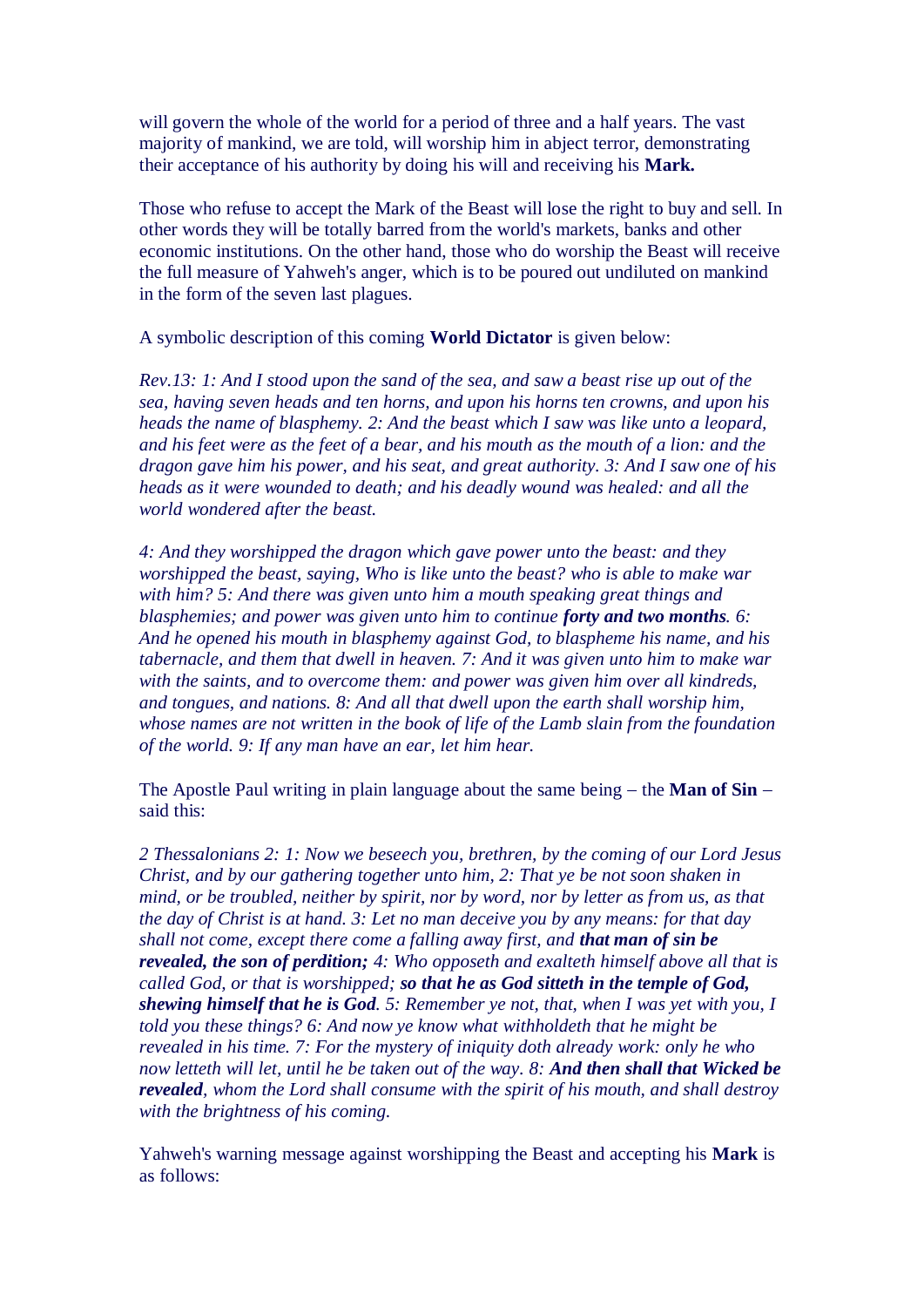will govern the whole of the world for a period of three and a half years. The vast majority of mankind, we are told, will worship him in abject terror, demonstrating their acceptance of his authority by doing his will and receiving his **Mark.**

Those who refuse to accept the Mark of the Beast will lose the right to buy and sell. In other words they will be totally barred from the world's markets, banks and other economic institutions. On the other hand, those who do worship the Beast will receive the full measure of Yahweh's anger, which is to be poured out undiluted on mankind in the form of the seven last plagues.

A symbolic description of this coming **World Dictator** is given below:

*Rev.13: 1: And I stood upon the sand of the sea, and saw a beast rise up out of the sea, having seven heads and ten horns, and upon his horns ten crowns, and upon his heads the name of blasphemy. 2: And the beast which I saw was like unto a leopard, and his feet were as the feet of a bear, and his mouth as the mouth of a lion: and the dragon gave him his power, and his seat, and great authority. 3: And I saw one of his heads as it were wounded to death; and his deadly wound was healed: and all the world wondered after the beast.*

*4: And they worshipped the dragon which gave power unto the beast: and they worshipped the beast, saying, Who is like unto the beast? who is able to make war with him? 5: And there was given unto him a mouth speaking great things and blasphemies; and power was given unto him to continue* ***forty and two months****. 6: And he opened his mouth in blasphemy against God, to blaspheme his name, and his tabernacle, and them that dwell in heaven. 7: And it was given unto him to make war with the saints, and to overcome them: and power was given him over all kindreds, and tongues, and nations. 8: And all that dwell upon the earth shall worship him, whose names are not written in the book of life of the Lamb slain from the foundation of the world. 9: If any man have an ear, let him hear.*

The Apostle Paul writing in plain language about the same being – the **Man of Sin** – said this:

*2 Thessalonians 2: 1: Now we beseech you, brethren, by the coming of our Lord Jesus Christ, and by our gathering together unto him, 2: That ye be not soon shaken in mind, or be troubled, neither by spirit, nor by word, nor by letter as from us, as that the day of Christ is at hand. 3: Let no man deceive you by any means: for that day shall not come, except there come a falling away first, and* ***that man of sin be revealed, the son of perdition;*** *4: Who opposeth and exalteth himself above all that is called God, or that is worshipped;* ***so that he as God sitteth in the temple of God, shewing himself that he is God****. 5: Remember ye not, that, when I was yet with you, I told you these things? 6: And now ye know what withholdeth that he might be revealed in his time. 7: For the mystery of iniquity doth already work: only he who now letteth will let, until he be taken out of the way. 8:* ***And then shall that Wicked be revealed****, whom the Lord shall consume with the spirit of his mouth, and shall destroy with the brightness of his coming.*

Yahweh's warning message against worshipping the Beast and accepting his **Mark** is as follows: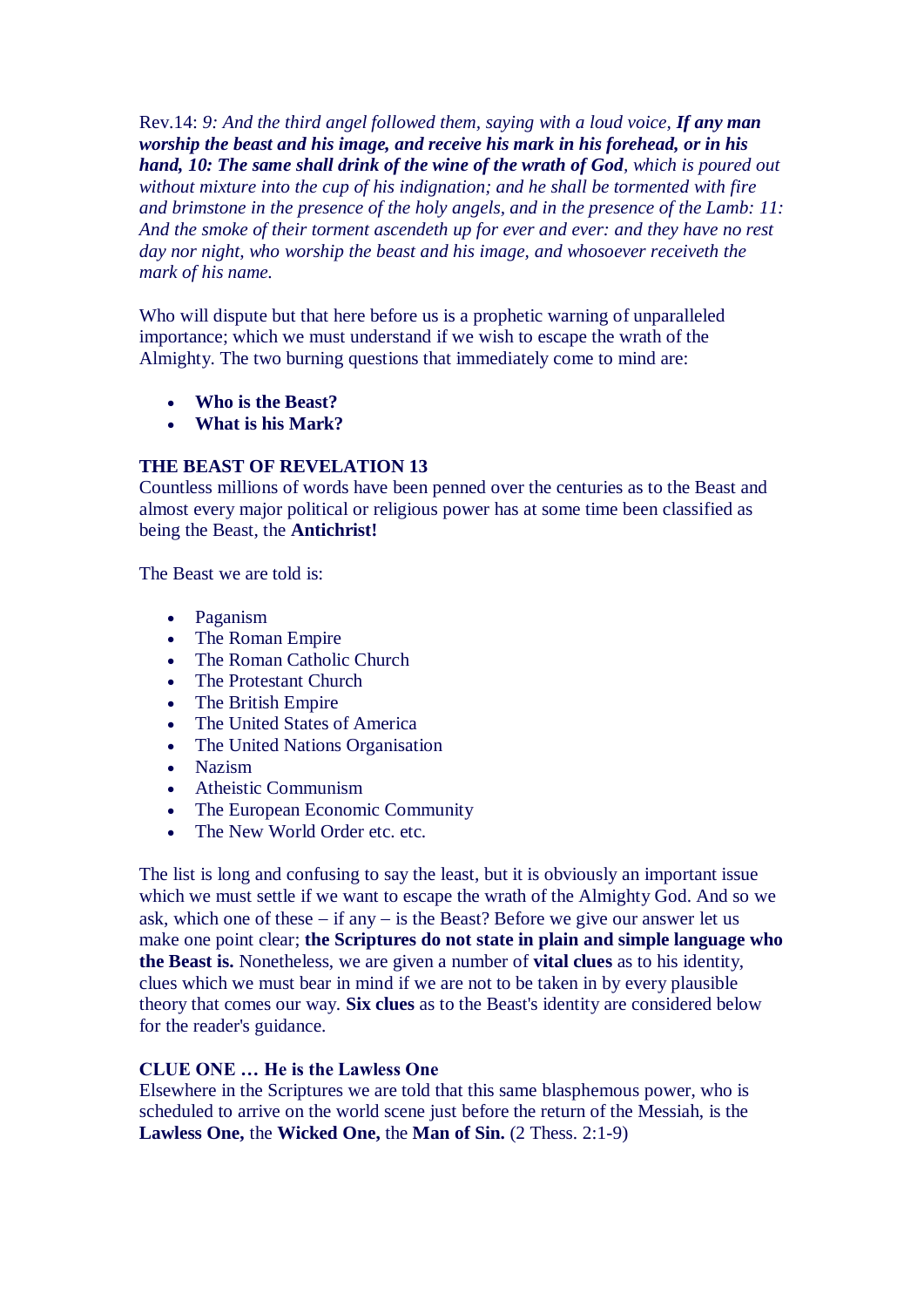Rev.14: *9: And the third angel followed them, saying with a loud voice,* ***If any man worship the beast and his image, and receive his mark in his forehead, or in his hand, 10: The same shall drink of the wine of the wrath of God****, which is poured out without mixture into the cup of his indignation; and he shall be tormented with fire and brimstone in the presence of the holy angels, and in the presence of the Lamb: 11: And the smoke of their torment ascendeth up for ever and ever: and they have no rest day nor night, who worship the beast and his image, and whosoever receiveth the mark of his name.*

Who will dispute but that here before us is a prophetic warning of unparalleled importance; which we must understand if we wish to escape the wrath of the Almighty. The two burning questions that immediately come to mind are:

- **Who is the Beast?**
- **What is his Mark?**

**THE BEAST OF REVELATION 13**

Countless millions of words have been penned over the centuries as to the Beast and almost every major political or religious power has at some time been classified as being the Beast, the **Antichrist!**

The Beast we are told is:

- Paganism
- The Roman Empire
- The Roman Catholic Church
- The Protestant Church
- The British Empire
- The United States of America
- The United Nations Organisation
- Nazism
- Atheistic Communism
- The European Economic Community
- The New World Order etc. etc.

The list is long and confusing to say the least, but it is obviously an important issue which we must settle if we want to escape the wrath of the Almighty God. And so we ask, which one of these – if any – is the Beast? Before we give our answer let us make one point clear; **the Scriptures do not state in plain and simple language who the Beast is.** Nonetheless, we are given a number of **vital clues** as to his identity, clues which we must bear in mind if we are not to be taken in by every plausible theory that comes our way. **Six clues** as to the Beast's identity are considered below for the reader's guidance.

**CLUE ONE … He is the Lawless One**

Elsewhere in the Scriptures we are told that this same blasphemous power, who is scheduled to arrive on the world scene just before the return of the Messiah, is the **Lawless One,** the **Wicked One,** the **Man of Sin.** (2 Thess. 2:1-9)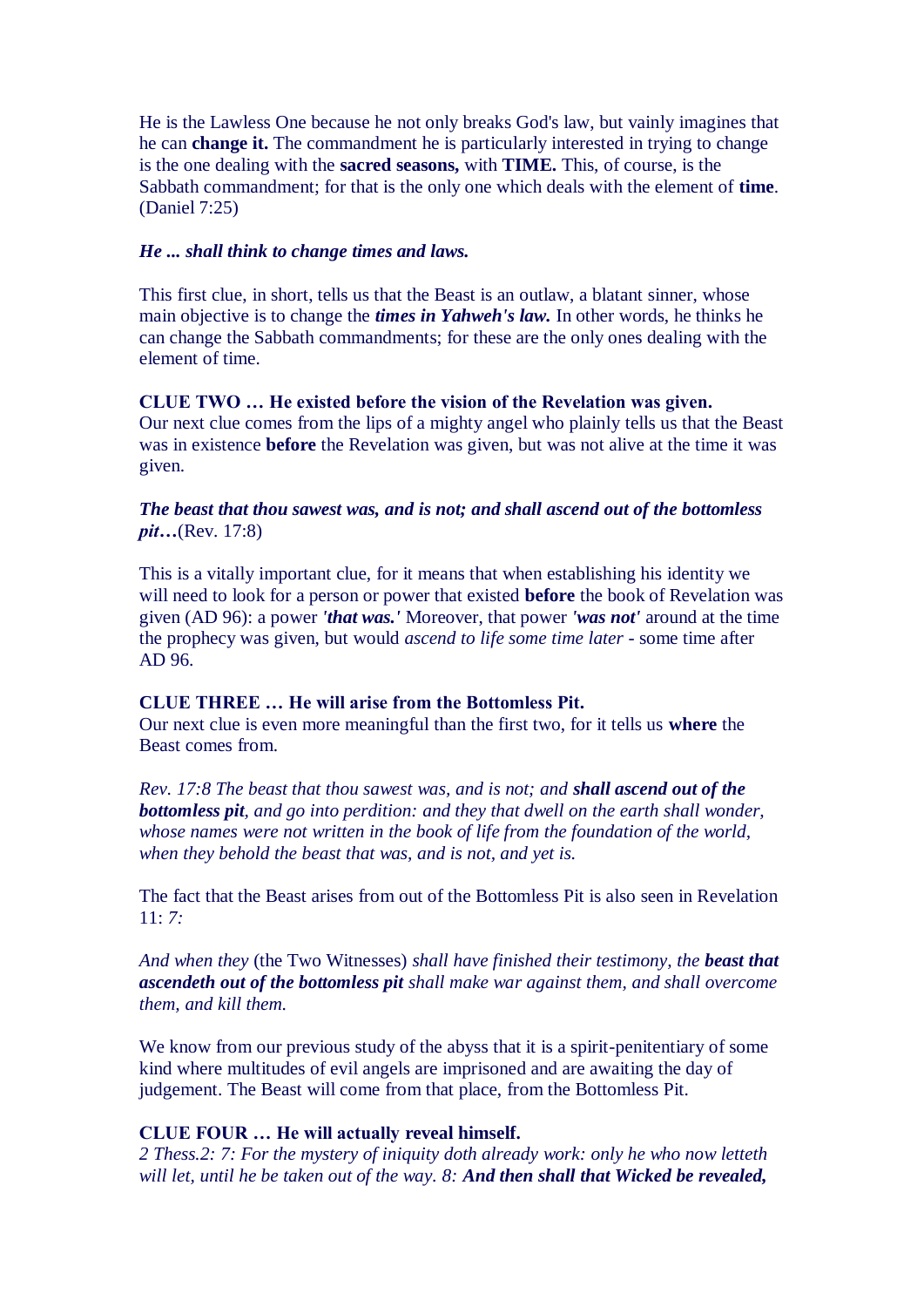He is the Lawless One because he not only breaks God's law, but vainly imagines that he can **change it.** The commandment he is particularly interested in trying to change is the one dealing with the **sacred seasons,** with **TIME.** This, of course, is the Sabbath commandment; for that is the only one which deals with the element of **time**. (Daniel 7:25)

***He ... shall think to change times and laws.***

This first clue, in short, tells us that the Beast is an outlaw, a blatant sinner, whose main objective is to change the ***times in Yahweh's law.*** In other words, he thinks he can change the Sabbath commandments; for these are the only ones dealing with the element of time.

**CLUE TWO … He existed before the vision of the Revelation was given.**
Our next clue comes from the lips of a mighty angel who plainly tells us that the Beast was in existence **before** the Revelation was given, but was not alive at the time it was given.

***The beast that thou sawest was, and is not; and shall ascend out of the bottomless pit…***(Rev. 17:8)

This is a vitally important clue, for it means that when establishing his identity we will need to look for a person or power that existed **before** the book of Revelation was given (AD 96): a power ***'that was.'*** Moreover, that power ***'was not'*** around at the time the prophecy was given, but would *ascend to life some time later* - some time after AD 96.

**CLUE THREE … He will arise from the Bottomless Pit.**
Our next clue is even more meaningful than the first two, for it tells us **where** the Beast comes from.

*Rev. 17:8 The beast that thou sawest was, and is not; and* ***shall ascend out of the bottomless pit****, and go into perdition: and they that dwell on the earth shall wonder, whose names were not written in the book of life from the foundation of the world, when they behold the beast that was, and is not, and yet is.*

The fact that the Beast arises from out of the Bottomless Pit is also seen in Revelation 11: *7:*

*And when they* (the Two Witnesses) *shall have finished their testimony, the* ***beast that ascendeth out of the bottomless pit*** *shall make war against them, and shall overcome them, and kill them.*

We know from our previous study of the abyss that it is a spirit-penitentiary of some kind where multitudes of evil angels are imprisoned and are awaiting the day of judgement. The Beast will come from that place, from the Bottomless Pit.

**CLUE FOUR … He will actually reveal himself.**
*2 Thess.2: 7: For the mystery of iniquity doth already work: only he who now letteth will let, until he be taken out of the way. 8:* ***And then shall that Wicked be revealed,***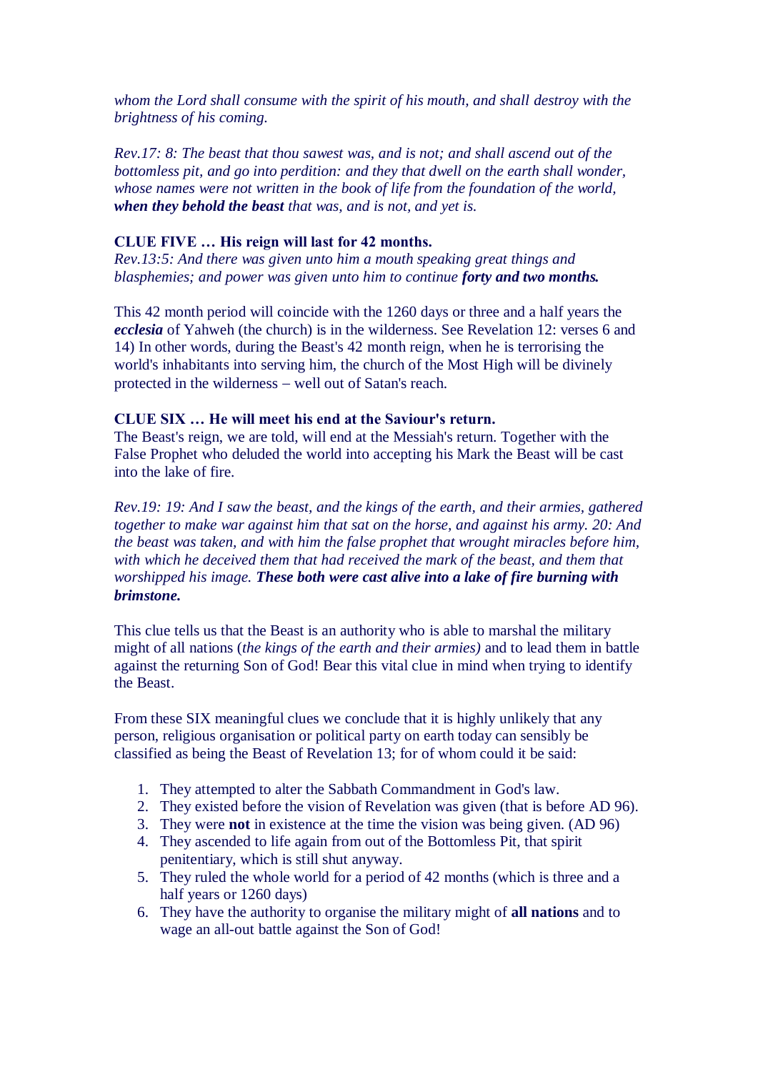*whom the Lord shall consume with the spirit of his mouth, and shall destroy with the brightness of his coming.*

*Rev.17: 8: The beast that thou sawest was, and is not; and shall ascend out of the bottomless pit, and go into perdition: and they that dwell on the earth shall wonder, whose names were not written in the book of life from the foundation of the world,* ***when they behold the beast*** *that was, and is not, and yet is.*

**CLUE FIVE … His reign will last for 42 months.**

*Rev.13:5: And there was given unto him a mouth speaking great things and blasphemies; and power was given unto him to continue* ***forty and two months.***

This 42 month period will coincide with the 1260 days or three and a half years the ***ecclesia*** of Yahweh (the church) is in the wilderness. See Revelation 12: verses 6 and 14) In other words, during the Beast's 42 month reign, when he is terrorising the world's inhabitants into serving him, the church of the Most High will be divinely protected in the wilderness – well out of Satan's reach.

**CLUE SIX … He will meet his end at the Saviour's return.**

The Beast's reign, we are told, will end at the Messiah's return. Together with the False Prophet who deluded the world into accepting his Mark the Beast will be cast into the lake of fire.

*Rev.19: 19: And I saw the beast, and the kings of the earth, and their armies, gathered together to make war against him that sat on the horse, and against his army. 20: And the beast was taken, and with him the false prophet that wrought miracles before him, with which he deceived them that had received the mark of the beast, and them that worshipped his image.* ***These both were cast alive into a lake of fire burning with brimstone.***

This clue tells us that the Beast is an authority who is able to marshal the military might of all nations (*the kings of the earth and their armies)* and to lead them in battle against the returning Son of God! Bear this vital clue in mind when trying to identify the Beast.

From these SIX meaningful clues we conclude that it is highly unlikely that any person, religious organisation or political party on earth today can sensibly be classified as being the Beast of Revelation 13; for of whom could it be said:

1. They attempted to alter the Sabbath Commandment in God's law.
2. They existed before the vision of Revelation was given (that is before AD 96).
3. They were **not** in existence at the time the vision was being given. (AD 96)
4. They ascended to life again from out of the Bottomless Pit, that spirit penitentiary, which is still shut anyway.
5. They ruled the whole world for a period of 42 months (which is three and a half years or 1260 days)
6. They have the authority to organise the military might of **all nations** and to wage an all-out battle against the Son of God!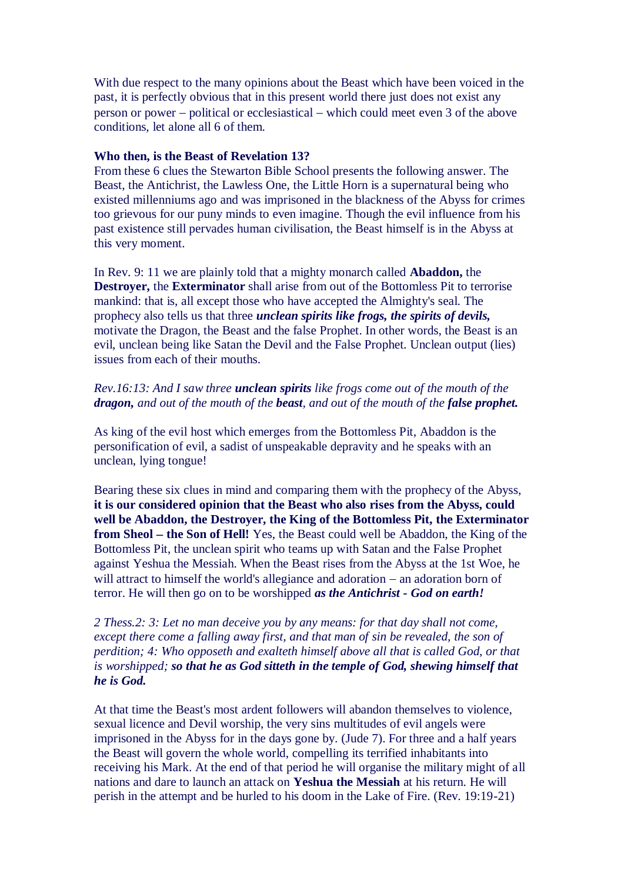With due respect to the many opinions about the Beast which have been voiced in the past, it is perfectly obvious that in this present world there just does not exist any person or power – political or ecclesiastical – which could meet even 3 of the above conditions, let alone all 6 of them.

**Who then, is the Beast of Revelation 13?**

From these 6 clues the Stewarton Bible School presents the following answer. The Beast, the Antichrist, the Lawless One, the Little Horn is a supernatural being who existed millenniums ago and was imprisoned in the blackness of the Abyss for crimes too grievous for our puny minds to even imagine. Though the evil influence from his past existence still pervades human civilisation, the Beast himself is in the Abyss at this very moment.

In Rev. 9: 11 we are plainly told that a mighty monarch called **Abaddon,** the **Destroyer,** the **Exterminator** shall arise from out of the Bottomless Pit to terrorise mankind: that is, all except those who have accepted the Almighty's seal. The prophecy also tells us that three ***unclean spirits like frogs, the spirits of devils,*** motivate the Dragon, the Beast and the false Prophet. In other words, the Beast is an evil, unclean being like Satan the Devil and the False Prophet. Unclean output (lies) issues from each of their mouths.

*Rev.16:13: And I saw three **unclean spirits** like frogs come out of the mouth of the **dragon,** and out of the mouth of the **beast**, and out of the mouth of the **false prophet.***

As king of the evil host which emerges from the Bottomless Pit, Abaddon is the personification of evil, a sadist of unspeakable depravity and he speaks with an unclean, lying tongue!

Bearing these six clues in mind and comparing them with the prophecy of the Abyss, **it is our considered opinion that the Beast who also rises from the Abyss, could well be Abaddon, the Destroyer, the King of the Bottomless Pit, the Exterminator from Sheol – the Son of Hell!** Yes, the Beast could well be Abaddon, the King of the Bottomless Pit, the unclean spirit who teams up with Satan and the False Prophet against Yeshua the Messiah. When the Beast rises from the Abyss at the 1st Woe, he will attract to himself the world's allegiance and adoration – an adoration born of terror. He will then go on to be worshipped ***as the Antichrist - God on earth!***

*2 Thess.2: 3: Let no man deceive you by any means: for that day shall not come, except there come a falling away first, and that man of sin be revealed, the son of perdition; 4: Who opposeth and exalteth himself above all that is called God, or that is worshipped; **so that he as God sitteth in the temple of God, shewing himself that he is God.***

At that time the Beast's most ardent followers will abandon themselves to violence, sexual licence and Devil worship, the very sins multitudes of evil angels were imprisoned in the Abyss for in the days gone by. (Jude 7). For three and a half years the Beast will govern the whole world, compelling its terrified inhabitants into receiving his Mark. At the end of that period he will organise the military might of all nations and dare to launch an attack on **Yeshua the Messiah** at his return. He will perish in the attempt and be hurled to his doom in the Lake of Fire. (Rev. 19:19-21)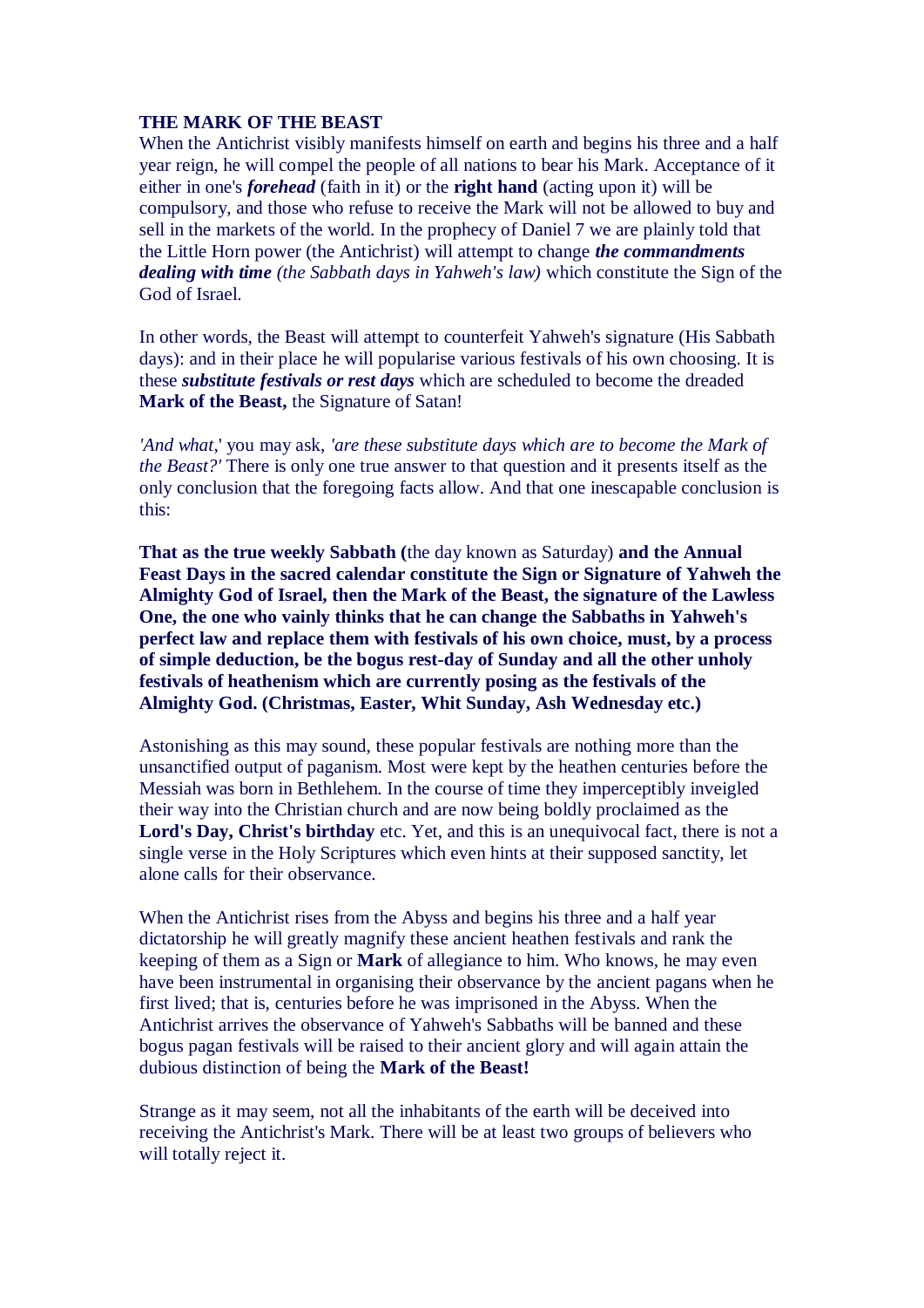**THE MARK OF THE BEAST**

When the Antichrist visibly manifests himself on earth and begins his three and a half year reign, he will compel the people of all nations to bear his Mark. Acceptance of it either in one's ***forehead*** (faith in it) or the **right hand** (acting upon it) will be compulsory, and those who refuse to receive the Mark will not be allowed to buy and sell in the markets of the world. In the prophecy of Daniel 7 we are plainly told that the Little Horn power (the Antichrist) will attempt to change ***the commandments dealing with time*** *(the Sabbath days in Yahweh's law)* which constitute the Sign of the God of Israel.

In other words, the Beast will attempt to counterfeit Yahweh's signature (His Sabbath days): and in their place he will popularise various festivals of his own choosing. It is these ***substitute festivals or rest days*** which are scheduled to become the dreaded **Mark of the Beast,** the Signature of Satan!

*'And what,*' you may ask, *'are these substitute days which are to become the Mark of the Beast?'* There is only one true answer to that question and it presents itself as the only conclusion that the foregoing facts allow. And that one inescapable conclusion is this:

**That as the true weekly Sabbath (**the day known as Saturday) **and the Annual Feast Days in the sacred calendar constitute the Sign or Signature of Yahweh the Almighty God of Israel, then the Mark of the Beast, the signature of the Lawless One, the one who vainly thinks that he can change the Sabbaths in Yahweh's perfect law and replace them with festivals of his own choice, must, by a process of simple deduction, be the bogus rest-day of Sunday and all the other unholy festivals of heathenism which are currently posing as the festivals of the Almighty God. (Christmas, Easter, Whit Sunday, Ash Wednesday etc.)**

Astonishing as this may sound, these popular festivals are nothing more than the unsanctified output of paganism. Most were kept by the heathen centuries before the Messiah was born in Bethlehem. In the course of time they imperceptibly inveigled their way into the Christian church and are now being boldly proclaimed as the **Lord's Day, Christ's birthday** etc. Yet, and this is an unequivocal fact, there is not a single verse in the Holy Scriptures which even hints at their supposed sanctity, let alone calls for their observance.

When the Antichrist rises from the Abyss and begins his three and a half year dictatorship he will greatly magnify these ancient heathen festivals and rank the keeping of them as a Sign or **Mark** of allegiance to him. Who knows, he may even have been instrumental in organising their observance by the ancient pagans when he first lived; that is, centuries before he was imprisoned in the Abyss. When the Antichrist arrives the observance of Yahweh's Sabbaths will be banned and these bogus pagan festivals will be raised to their ancient glory and will again attain the dubious distinction of being the **Mark of the Beast!**

Strange as it may seem, not all the inhabitants of the earth will be deceived into receiving the Antichrist's Mark. There will be at least two groups of believers who will totally reject it.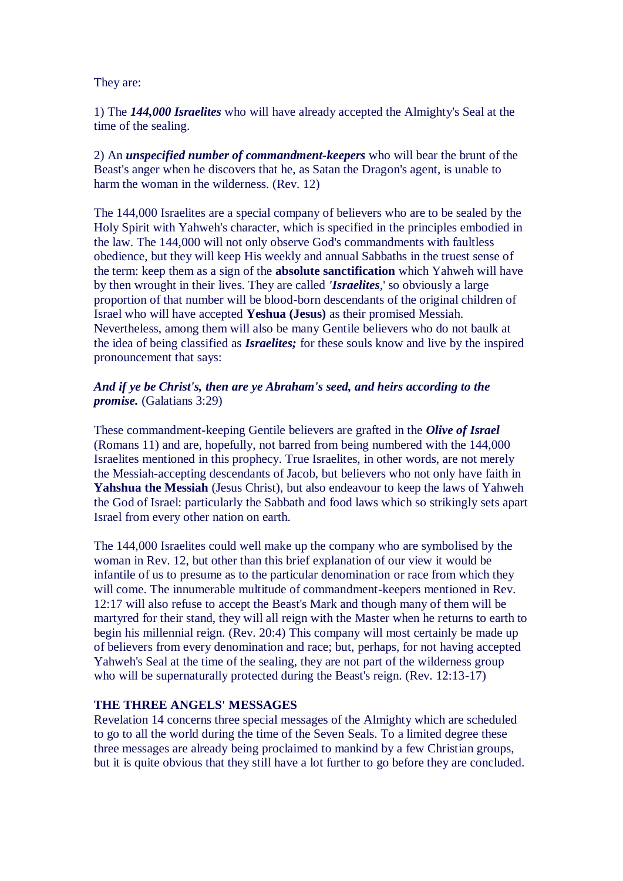They are:

1) The ***144,000 Israelites*** who will have already accepted the Almighty's Seal at the time of the sealing.

2) An ***unspecified number of commandment-keepers*** who will bear the brunt of the Beast's anger when he discovers that he, as Satan the Dragon's agent, is unable to harm the woman in the wilderness. (Rev. 12)

The 144,000 Israelites are a special company of believers who are to be sealed by the Holy Spirit with Yahweh's character, which is specified in the principles embodied in the law. The 144,000 will not only observe God's commandments with faultless obedience, but they will keep His weekly and annual Sabbaths in the truest sense of the term: keep them as a sign of the **absolute sanctification** which Yahweh will have by then wrought in their lives. They are called ***'Israelites***,' so obviously a large proportion of that number will be blood-born descendants of the original children of Israel who will have accepted **Yeshua (Jesus)** as their promised Messiah. Nevertheless, among them will also be many Gentile believers who do not baulk at the idea of being classified as ***Israelites;*** for these souls know and live by the inspired pronouncement that says:

***And if ye be Christ's, then are ye Abraham's seed, and heirs according to the promise.*** (Galatians 3:29)

These commandment-keeping Gentile believers are grafted in the ***Olive of Israel*** (Romans 11) and are, hopefully, not barred from being numbered with the 144,000 Israelites mentioned in this prophecy. True Israelites, in other words, are not merely the Messiah-accepting descendants of Jacob, but believers who not only have faith in **Yahshua the Messiah** (Jesus Christ), but also endeavour to keep the laws of Yahweh the God of Israel: particularly the Sabbath and food laws which so strikingly sets apart Israel from every other nation on earth.

The 144,000 Israelites could well make up the company who are symbolised by the woman in Rev. 12, but other than this brief explanation of our view it would be infantile of us to presume as to the particular denomination or race from which they will come. The innumerable multitude of commandment-keepers mentioned in Rev. 12:17 will also refuse to accept the Beast's Mark and though many of them will be martyred for their stand, they will all reign with the Master when he returns to earth to begin his millennial reign. (Rev. 20:4) This company will most certainly be made up of believers from every denomination and race; but, perhaps, for not having accepted Yahweh's Seal at the time of the sealing, they are not part of the wilderness group who will be supernaturally protected during the Beast's reign. (Rev. 12:13-17)

**THE THREE ANGELS' MESSAGES**

Revelation 14 concerns three special messages of the Almighty which are scheduled to go to all the world during the time of the Seven Seals. To a limited degree these three messages are already being proclaimed to mankind by a few Christian groups, but it is quite obvious that they still have a lot further to go before they are concluded.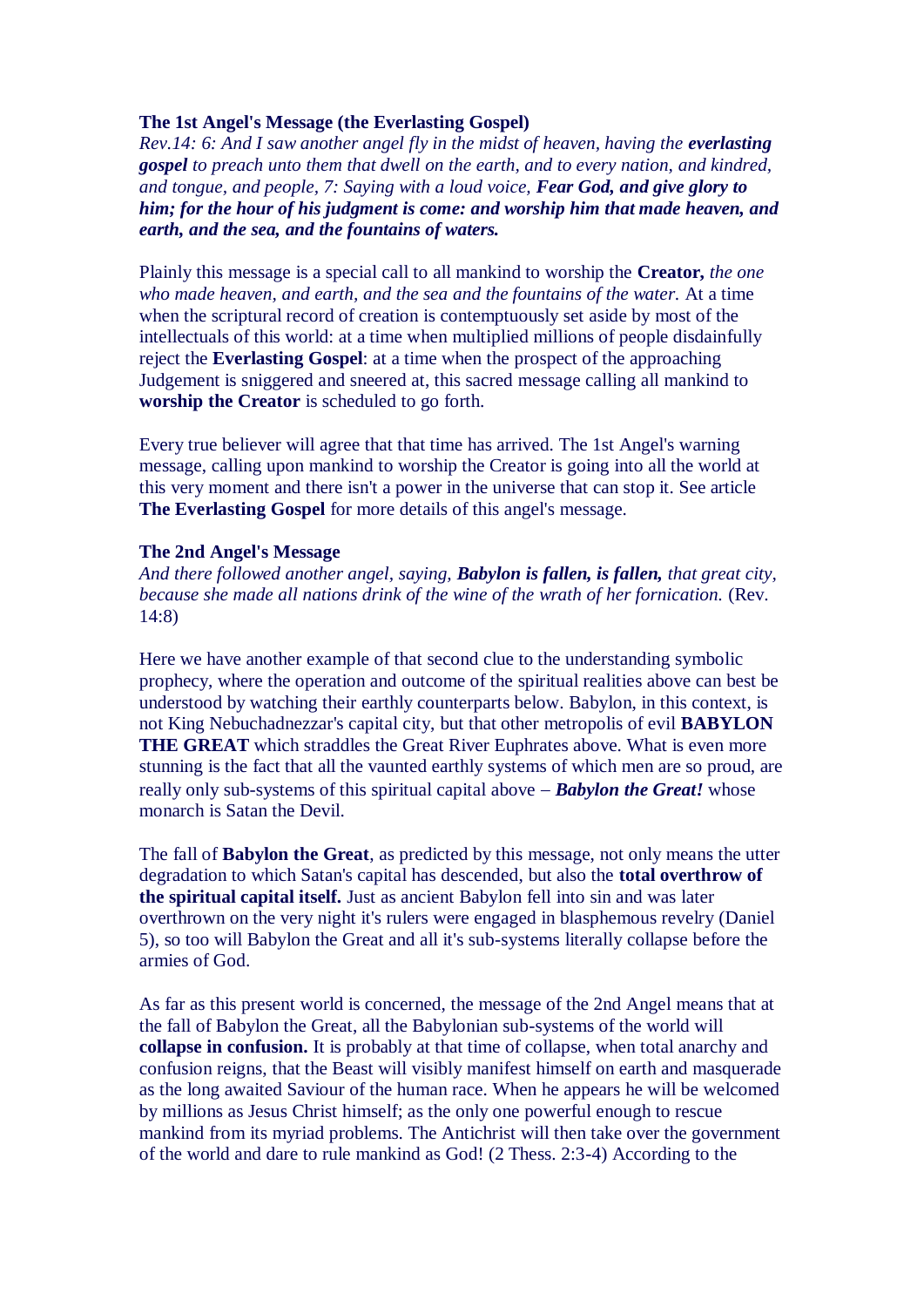**The 1st Angel's Message (the Everlasting Gospel)**

*Rev.14: 6: And I saw another angel fly in the midst of heaven, having the **everlasting gospel** to preach unto them that dwell on the earth, and to every nation, and kindred, and tongue, and people, 7: Saying with a loud voice, **Fear God, and give glory to him; for the hour of his judgment is come: and worship him that made heaven, and earth, and the sea, and the fountains of waters.***

Plainly this message is a special call to all mankind to worship the **Creator,** *the one who made heaven, and earth, and the sea and the fountains of the water.* At a time when the scriptural record of creation is contemptuously set aside by most of the intellectuals of this world: at a time when multiplied millions of people disdainfully reject the **Everlasting Gospel**: at a time when the prospect of the approaching Judgement is sniggered and sneered at, this sacred message calling all mankind to **worship the Creator** is scheduled to go forth.

Every true believer will agree that that time has arrived. The 1st Angel's warning message, calling upon mankind to worship the Creator is going into all the world at this very moment and there isn't a power in the universe that can stop it. See article **The Everlasting Gospel** for more details of this angel's message.

**The 2nd Angel's Message**

*And there followed another angel, saying, **Babylon is fallen, is fallen,** that great city, because she made all nations drink of the wine of the wrath of her fornication.* (Rev. 14:8)

Here we have another example of that second clue to the understanding symbolic prophecy, where the operation and outcome of the spiritual realities above can best be understood by watching their earthly counterparts below. Babylon, in this context, is not King Nebuchadnezzar's capital city, but that other metropolis of evil **BABYLON THE GREAT** which straddles the Great River Euphrates above. What is even more stunning is the fact that all the vaunted earthly systems of which men are so proud, are really only sub-systems of this spiritual capital above – ***Babylon the Great!*** whose monarch is Satan the Devil.

The fall of **Babylon the Great**, as predicted by this message, not only means the utter degradation to which Satan's capital has descended, but also the **total overthrow of the spiritual capital itself.** Just as ancient Babylon fell into sin and was later overthrown on the very night it's rulers were engaged in blasphemous revelry (Daniel 5), so too will Babylon the Great and all it's sub-systems literally collapse before the armies of God.

As far as this present world is concerned, the message of the 2nd Angel means that at the fall of Babylon the Great, all the Babylonian sub-systems of the world will **collapse in confusion.** It is probably at that time of collapse, when total anarchy and confusion reigns, that the Beast will visibly manifest himself on earth and masquerade as the long awaited Saviour of the human race. When he appears he will be welcomed by millions as Jesus Christ himself; as the only one powerful enough to rescue mankind from its myriad problems. The Antichrist will then take over the government of the world and dare to rule mankind as God! (2 Thess. 2:3-4) According to the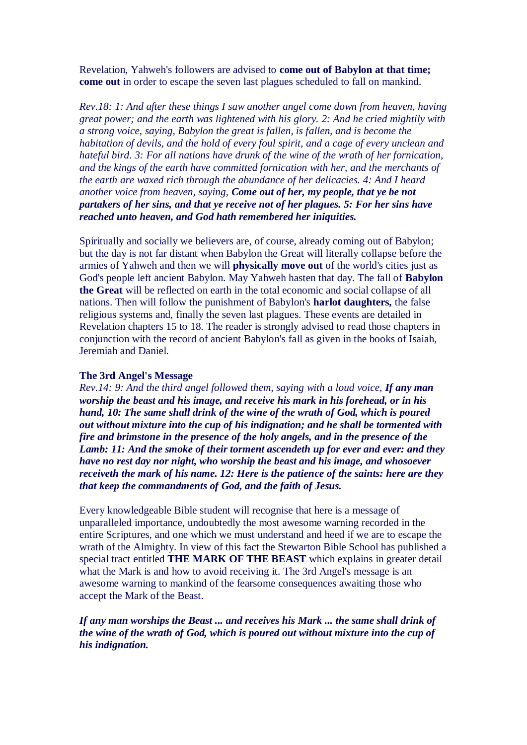Revelation, Yahweh's followers are advised to **come out of Babylon at that time; come out** in order to escape the seven last plagues scheduled to fall on mankind.

*Rev.18: 1: And after these things I saw another angel come down from heaven, having great power; and the earth was lightened with his glory. 2: And he cried mightily with a strong voice, saying, Babylon the great is fallen, is fallen, and is become the habitation of devils, and the hold of every foul spirit, and a cage of every unclean and hateful bird. 3: For all nations have drunk of the wine of the wrath of her fornication, and the kings of the earth have committed fornication with her, and the merchants of the earth are waxed rich through the abundance of her delicacies. 4: And I heard another voice from heaven, saying,* ***Come out of her, my people, that ye be not partakers of her sins, and that ye receive not of her plagues. 5: For her sins have reached unto heaven, and God hath remembered her iniquities.***

Spiritually and socially we believers are, of course, already coming out of Babylon; but the day is not far distant when Babylon the Great will literally collapse before the armies of Yahweh and then we will **physically move out** of the world's cities just as God's people left ancient Babylon. May Yahweh hasten that day. The fall of **Babylon the Great** will be reflected on earth in the total economic and social collapse of all nations. Then will follow the punishment of Babylon's **harlot daughters,** the false religious systems and, finally the seven last plagues. These events are detailed in Revelation chapters 15 to 18. The reader is strongly advised to read those chapters in conjunction with the record of ancient Babylon's fall as given in the books of Isaiah, Jeremiah and Daniel.

**The 3rd Angel's Message**

*Rev.14: 9: And the third angel followed them, saying with a loud voice,* ***If any man worship the beast and his image, and receive his mark in his forehead, or in his hand, 10: The same shall drink of the wine of the wrath of God, which is poured out without mixture into the cup of his indignation; and he shall be tormented with fire and brimstone in the presence of the holy angels, and in the presence of the Lamb: 11: And the smoke of their torment ascendeth up for ever and ever: and they have no rest day nor night, who worship the beast and his image, and whosoever receiveth the mark of his name. 12: Here is the patience of the saints: here are they that keep the commandments of God, and the faith of Jesus.***

Every knowledgeable Bible student will recognise that here is a message of unparalleled importance, undoubtedly the most awesome warning recorded in the entire Scriptures, and one which we must understand and heed if we are to escape the wrath of the Almighty. In view of this fact the Stewarton Bible School has published a special tract entitled **THE MARK OF THE BEAST** which explains in greater detail what the Mark is and how to avoid receiving it. The 3rd Angel's message is an awesome warning to mankind of the fearsome consequences awaiting those who accept the Mark of the Beast.

***If any man worships the Beast ... and receives his Mark ... the same shall drink of the wine of the wrath of God, which is poured out without mixture into the cup of his indignation.***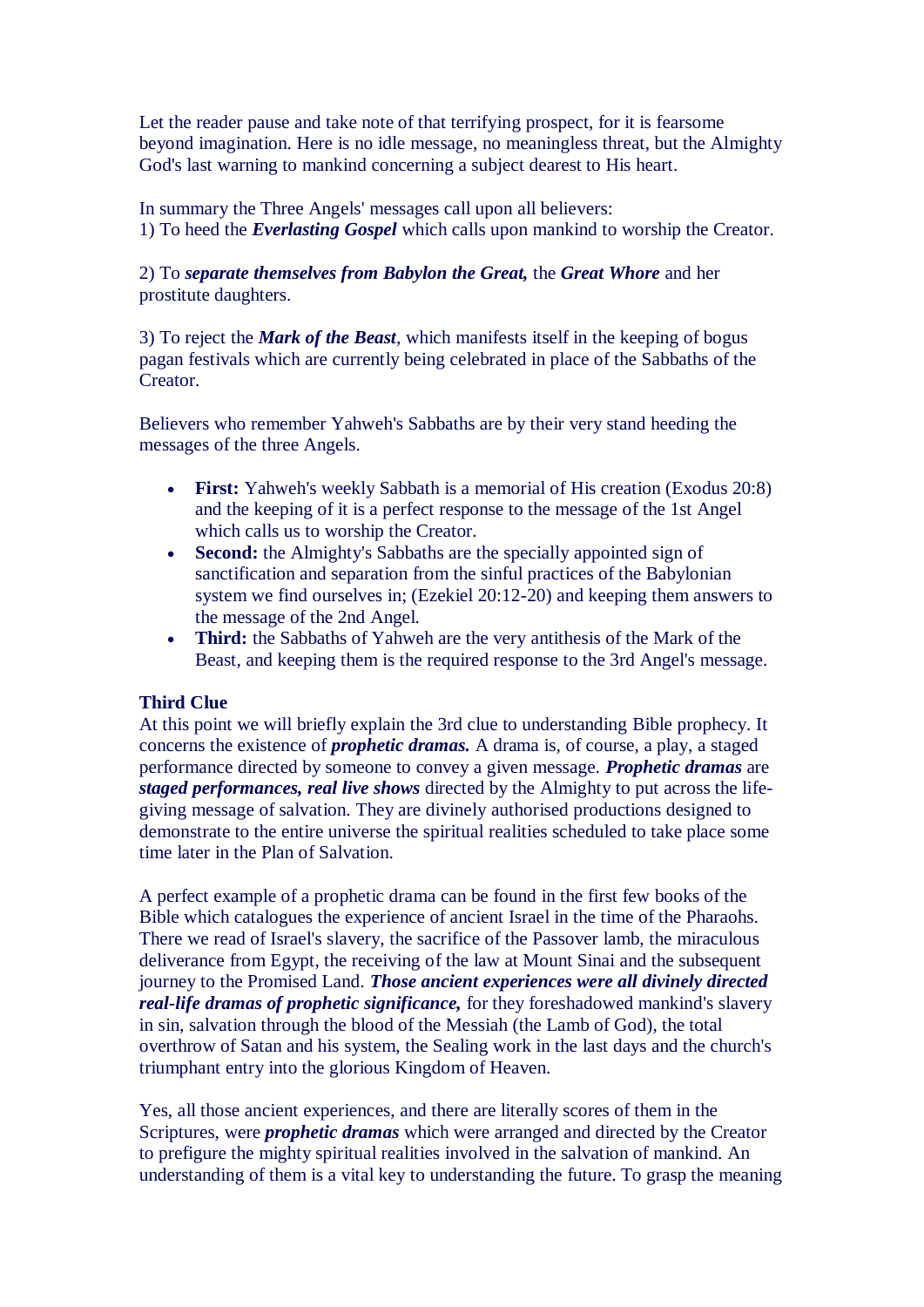Let the reader pause and take note of that terrifying prospect, for it is fearsome beyond imagination. Here is no idle message, no meaningless threat, but the Almighty God's last warning to mankind concerning a subject dearest to His heart.

In summary the Three Angels' messages call upon all believers:
1) To heed the ***Everlasting Gospel*** which calls upon mankind to worship the Creator.

2) To ***separate themselves from Babylon the Great,*** the ***Great Whore*** and her prostitute daughters.

3) To reject the ***Mark of the Beast***, which manifests itself in the keeping of bogus pagan festivals which are currently being celebrated in place of the Sabbaths of the Creator.

Believers who remember Yahweh's Sabbaths are by their very stand heeding the messages of the three Angels.

- **First:** Yahweh's weekly Sabbath is a memorial of His creation (Exodus 20:8) and the keeping of it is a perfect response to the message of the 1st Angel which calls us to worship the Creator.
- **Second:** the Almighty's Sabbaths are the specially appointed sign of sanctification and separation from the sinful practices of the Babylonian system we find ourselves in; (Ezekiel 20:12-20) and keeping them answers to the message of the 2nd Angel.
- **Third:** the Sabbaths of Yahweh are the very antithesis of the Mark of the Beast, and keeping them is the required response to the 3rd Angel's message.

**Third Clue**
At this point we will briefly explain the 3rd clue to understanding Bible prophecy. It concerns the existence of ***prophetic dramas.*** A drama is, of course, a play, a staged performance directed by someone to convey a given message. ***Prophetic dramas*** are ***staged performances, real live shows*** directed by the Almighty to put across the life-giving message of salvation. They are divinely authorised productions designed to demonstrate to the entire universe the spiritual realities scheduled to take place some time later in the Plan of Salvation.

A perfect example of a prophetic drama can be found in the first few books of the Bible which catalogues the experience of ancient Israel in the time of the Pharaohs. There we read of Israel's slavery, the sacrifice of the Passover lamb, the miraculous deliverance from Egypt, the receiving of the law at Mount Sinai and the subsequent journey to the Promised Land. ***Those ancient experiences were all divinely directed real-life dramas of prophetic significance,*** for they foreshadowed mankind's slavery in sin, salvation through the blood of the Messiah (the Lamb of God), the total overthrow of Satan and his system, the Sealing work in the last days and the church's triumphant entry into the glorious Kingdom of Heaven.

Yes, all those ancient experiences, and there are literally scores of them in the Scriptures, were ***prophetic dramas*** which were arranged and directed by the Creator to prefigure the mighty spiritual realities involved in the salvation of mankind. An understanding of them is a vital key to understanding the future. To grasp the meaning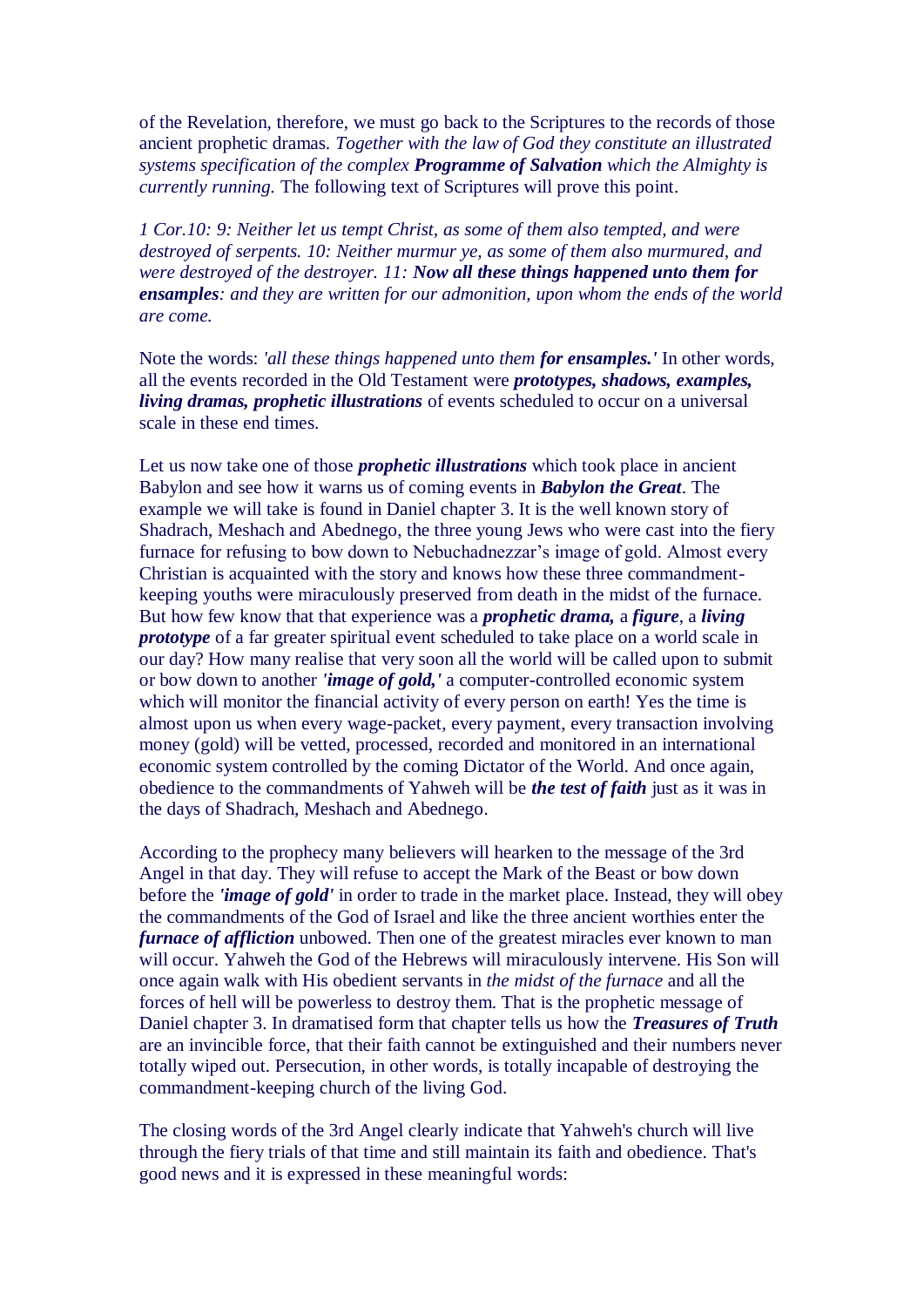of the Revelation, therefore, we must go back to the Scriptures to the records of those ancient prophetic dramas. *Together with the law of God they constitute an illustrated systems specification of the complex **Programme of Salvation** which the Almighty is currently running.* The following text of Scriptures will prove this point.

*1 Cor.10: 9: Neither let us tempt Christ, as some of them also tempted, and were destroyed of serpents. 10: Neither murmur ye, as some of them also murmured, and were destroyed of the destroyer. 11: **Now all these things happened unto them for ensamples**: and they are written for our admonition, upon whom the ends of the world are come.*

Note the words: *'all these things happened unto them **for ensamples.'*** In other words, all the events recorded in the Old Testament were ***prototypes, shadows, examples, living dramas, prophetic illustrations*** of events scheduled to occur on a universal scale in these end times.

Let us now take one of those ***prophetic illustrations*** which took place in ancient Babylon and see how it warns us of coming events in ***Babylon the Great***. The example we will take is found in Daniel chapter 3. It is the well known story of Shadrach, Meshach and Abednego, the three young Jews who were cast into the fiery furnace for refusing to bow down to Nebuchadnezzar's image of gold. Almost every Christian is acquainted with the story and knows how these three commandment-keeping youths were miraculously preserved from death in the midst of the furnace. But how few know that that experience was a ***prophetic drama,*** a ***figure***, a ***living prototype*** of a far greater spiritual event scheduled to take place on a world scale in our day? How many realise that very soon all the world will be called upon to submit or bow down to another ***'image of gold,'*** a computer-controlled economic system which will monitor the financial activity of every person on earth! Yes the time is almost upon us when every wage-packet, every payment, every transaction involving money (gold) will be vetted, processed, recorded and monitored in an international economic system controlled by the coming Dictator of the World. And once again, obedience to the commandments of Yahweh will be ***the test of faith*** just as it was in the days of Shadrach, Meshach and Abednego.

According to the prophecy many believers will hearken to the message of the 3rd Angel in that day. They will refuse to accept the Mark of the Beast or bow down before the ***'image of gold'*** in order to trade in the market place. Instead, they will obey the commandments of the God of Israel and like the three ancient worthies enter the ***furnace of affliction*** unbowed. Then one of the greatest miracles ever known to man will occur. Yahweh the God of the Hebrews will miraculously intervene. His Son will once again walk with His obedient servants in *the midst of the furnace* and all the forces of hell will be powerless to destroy them. That is the prophetic message of Daniel chapter 3. In dramatised form that chapter tells us how the ***Treasures of Truth*** are an invincible force, that their faith cannot be extinguished and their numbers never totally wiped out. Persecution, in other words, is totally incapable of destroying the commandment-keeping church of the living God.

The closing words of the 3rd Angel clearly indicate that Yahweh's church will live through the fiery trials of that time and still maintain its faith and obedience. That's good news and it is expressed in these meaningful words: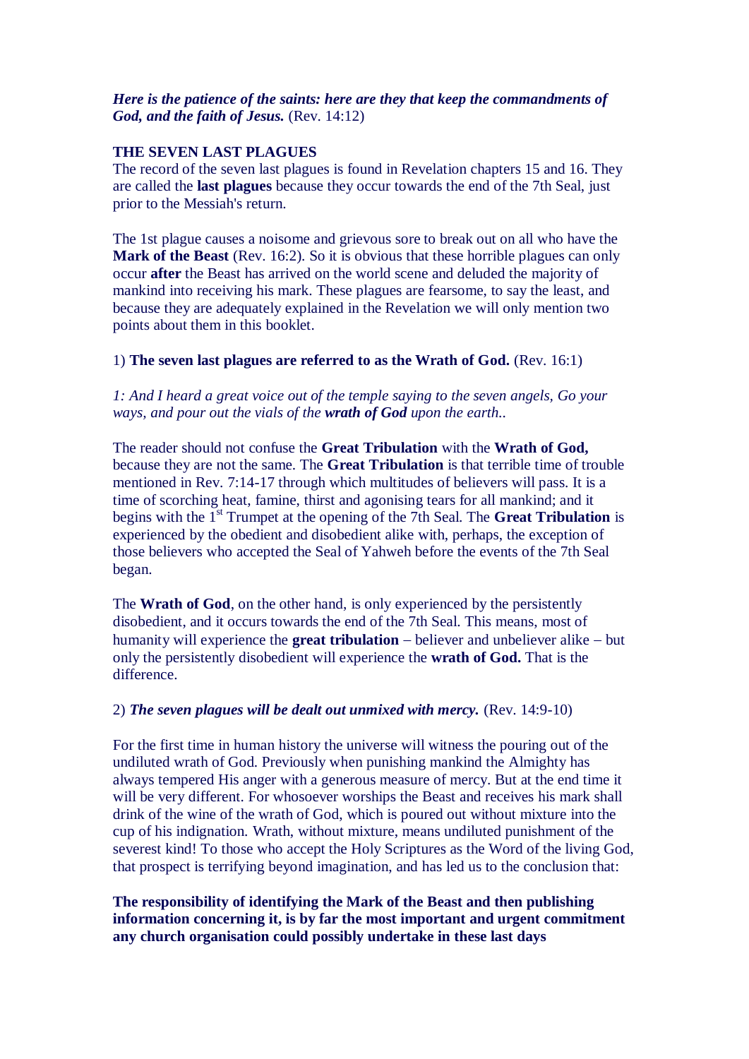***Here is the patience of the saints: here are they that keep the commandments of God, and the faith of Jesus.*** (Rev. 14:12)

**THE SEVEN LAST PLAGUES**

The record of the seven last plagues is found in Revelation chapters 15 and 16. They are called the **last plagues** because they occur towards the end of the 7th Seal, just prior to the Messiah's return.

The 1st plague causes a noisome and grievous sore to break out on all who have the **Mark of the Beast** (Rev. 16:2). So it is obvious that these horrible plagues can only occur **after** the Beast has arrived on the world scene and deluded the majority of mankind into receiving his mark. These plagues are fearsome, to say the least, and because they are adequately explained in the Revelation we will only mention two points about them in this booklet.

1) **The seven last plagues are referred to as the Wrath of God.** (Rev. 16:1)

*1: And I heard a great voice out of the temple saying to the seven angels, Go your ways, and pour out the vials of the **wrath of God** upon the earth..*

The reader should not confuse the **Great Tribulation** with the **Wrath of God,** because they are not the same. The **Great Tribulation** is that terrible time of trouble mentioned in Rev. 7:14-17 through which multitudes of believers will pass. It is a time of scorching heat, famine, thirst and agonising tears for all mankind; and it begins with the 1st Trumpet at the opening of the 7th Seal. The **Great Tribulation** is experienced by the obedient and disobedient alike with, perhaps, the exception of those believers who accepted the Seal of Yahweh before the events of the 7th Seal began.

The **Wrath of God**, on the other hand, is only experienced by the persistently disobedient, and it occurs towards the end of the 7th Seal. This means, most of humanity will experience the **great tribulation** – believer and unbeliever alike – but only the persistently disobedient will experience the **wrath of God.** That is the difference.

2) ***The seven plagues will be dealt out unmixed with mercy.*** (Rev. 14:9-10)

For the first time in human history the universe will witness the pouring out of the undiluted wrath of God. Previously when punishing mankind the Almighty has always tempered His anger with a generous measure of mercy. But at the end time it will be very different. For whosoever worships the Beast and receives his mark shall drink of the wine of the wrath of God, which is poured out without mixture into the cup of his indignation. Wrath, without mixture, means undiluted punishment of the severest kind! To those who accept the Holy Scriptures as the Word of the living God, that prospect is terrifying beyond imagination, and has led us to the conclusion that:

**The responsibility of identifying the Mark of the Beast and then publishing information concerning it, is by far the most important and urgent commitment any church organisation could possibly undertake in these last days**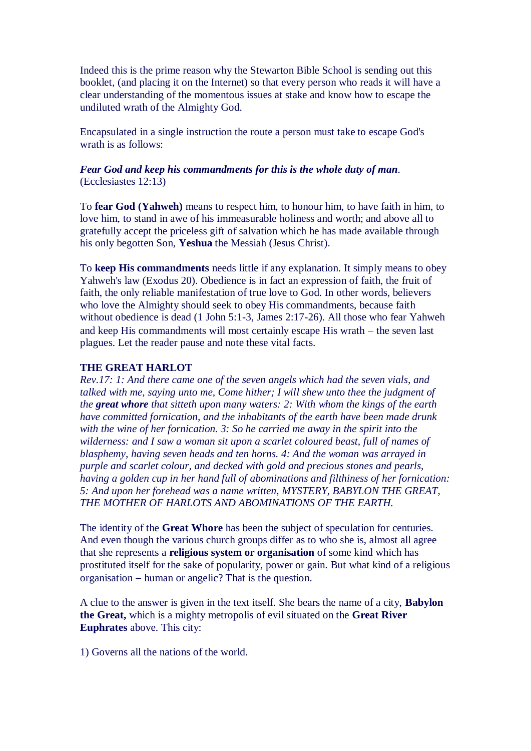Indeed this is the prime reason why the Stewarton Bible School is sending out this booklet, (and placing it on the Internet) so that every person who reads it will have a clear understanding of the momentous issues at stake and know how to escape the undiluted wrath of the Almighty God.

Encapsulated in a single instruction the route a person must take to escape God's wrath is as follows:

***Fear God and keep his commandments for this is the whole duty of man***. (Ecclesiastes 12:13)

To **fear God (Yahweh)** means to respect him, to honour him, to have faith in him, to love him, to stand in awe of his immeasurable holiness and worth; and above all to gratefully accept the priceless gift of salvation which he has made available through his only begotten Son, **Yeshua** the Messiah (Jesus Christ).

To **keep His commandments** needs little if any explanation. It simply means to obey Yahweh's law (Exodus 20). Obedience is in fact an expression of faith, the fruit of faith, the only reliable manifestation of true love to God. In other words, believers who love the Almighty should seek to obey His commandments, because faith without obedience is dead (1 John 5:1-3, James 2:17-26). All those who fear Yahweh and keep His commandments will most certainly escape His wrath – the seven last plagues. Let the reader pause and note these vital facts.

**THE GREAT HARLOT**

*Rev.17: 1: And there came one of the seven angels which had the seven vials, and talked with me, saying unto me, Come hither; I will shew unto thee the judgment of the **great whore** that sitteth upon many waters: 2: With whom the kings of the earth have committed fornication, and the inhabitants of the earth have been made drunk with the wine of her fornication. 3: So he carried me away in the spirit into the wilderness: and I saw a woman sit upon a scarlet coloured beast, full of names of blasphemy, having seven heads and ten horns. 4: And the woman was arrayed in purple and scarlet colour, and decked with gold and precious stones and pearls, having a golden cup in her hand full of abominations and filthiness of her fornication: 5: And upon her forehead was a name written, MYSTERY, BABYLON THE GREAT, THE MOTHER OF HARLOTS AND ABOMINATIONS OF THE EARTH.*

The identity of the **Great Whore** has been the subject of speculation for centuries. And even though the various church groups differ as to who she is, almost all agree that she represents a **religious system or organisation** of some kind which has prostituted itself for the sake of popularity, power or gain. But what kind of a religious organisation – human or angelic? That is the question.

A clue to the answer is given in the text itself. She bears the name of a city, **Babylon the Great,** which is a mighty metropolis of evil situated on the **Great River Euphrates** above. This city:

1) Governs all the nations of the world.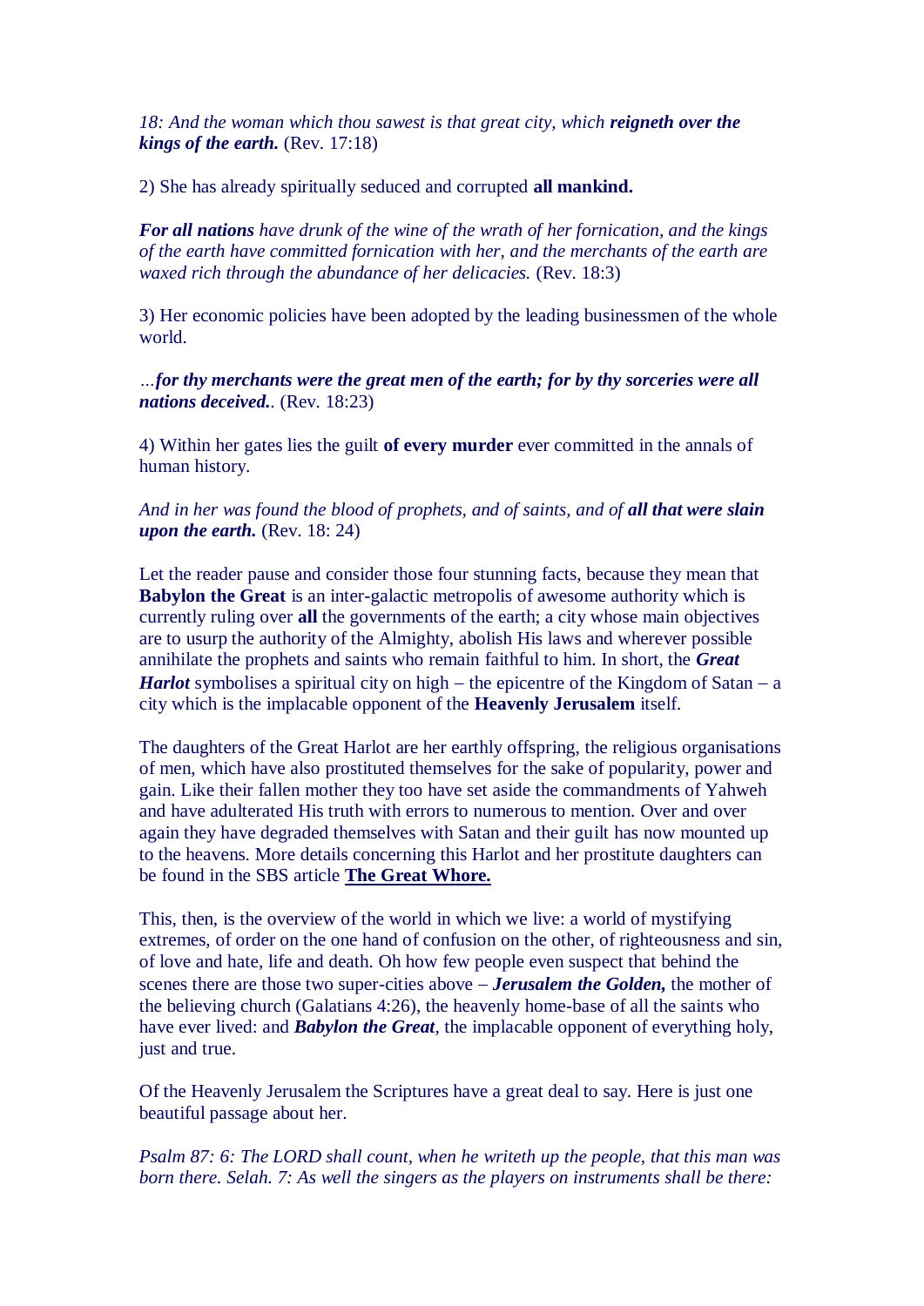*18: And the woman which thou sawest is that great city, which **reigneth over the kings of the earth.*** (Rev. 17:18)

2) She has already spiritually seduced and corrupted **all mankind.**

***For all nations** have drunk of the wine of the wrath of her fornication, and the kings of the earth have committed fornication with her, and the merchants of the earth are waxed rich through the abundance of her delicacies.* (Rev. 18:3)

3) Her economic policies have been adopted by the leading businessmen of the whole world.

*…**for thy merchants were the great men of the earth; for by thy sorceries were all nations deceived.**.* (Rev. 18:23)

4) Within her gates lies the guilt **of every murder** ever committed in the annals of human history.

*And in her was found the blood of prophets, and of saints, and of **all that were slain upon the earth.*** (Rev. 18: 24)

Let the reader pause and consider those four stunning facts, because they mean that **Babylon the Great** is an inter-galactic metropolis of awesome authority which is currently ruling over **all** the governments of the earth; a city whose main objectives are to usurp the authority of the Almighty, abolish His laws and wherever possible annihilate the prophets and saints who remain faithful to him. In short, the ***Great Harlot*** symbolises a spiritual city on high – the epicentre of the Kingdom of Satan – a city which is the implacable opponent of the **Heavenly Jerusalem** itself.

The daughters of the Great Harlot are her earthly offspring, the religious organisations of men, which have also prostituted themselves for the sake of popularity, power and gain. Like their fallen mother they too have set aside the commandments of Yahweh and have adulterated His truth with errors to numerous to mention. Over and over again they have degraded themselves with Satan and their guilt has now mounted up to the heavens. More details concerning this Harlot and her prostitute daughters can be found in the SBS article **The Great Whore.**

This, then, is the overview of the world in which we live: a world of mystifying extremes, of order on the one hand of confusion on the other, of righteousness and sin, of love and hate, life and death. Oh how few people even suspect that behind the scenes there are those two super-cities above – ***Jerusalem the Golden,*** the mother of the believing church (Galatians 4:26), the heavenly home-base of all the saints who have ever lived: and ***Babylon the Great***, the implacable opponent of everything holy, just and true.

Of the Heavenly Jerusalem the Scriptures have a great deal to say. Here is just one beautiful passage about her.

*Psalm 87: 6: The LORD shall count, when he writeth up the people, that this man was born there. Selah. 7: As well the singers as the players on instruments shall be there:*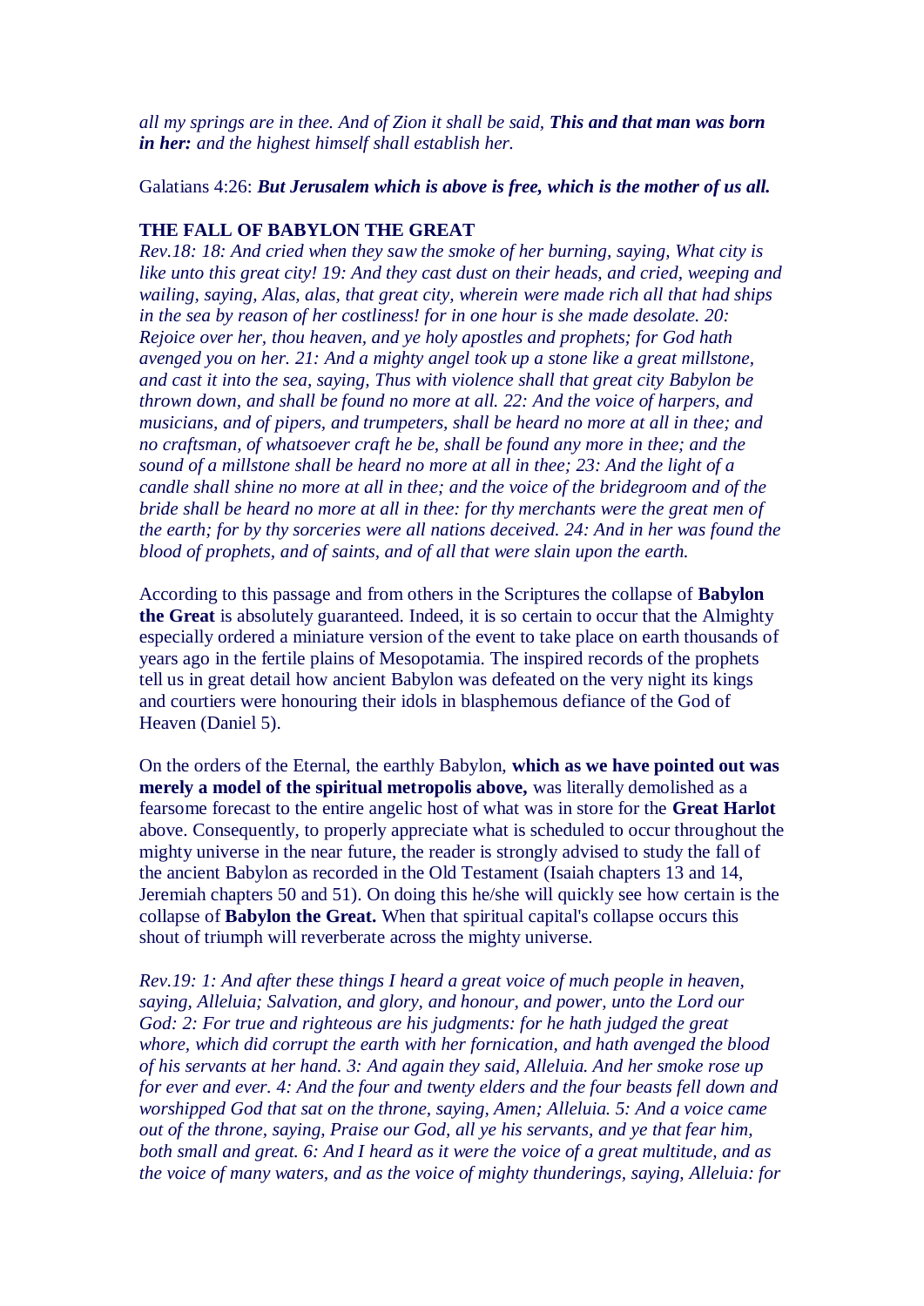*all my springs are in thee. And of Zion it shall be said,* ***This and that man was born in her:*** *and the highest himself shall establish her.*

Galatians 4:26: ***But Jerusalem which is above is free, which is the mother of us all.***

**THE FALL OF BABYLON THE GREAT**

*Rev.18: 18: And cried when they saw the smoke of her burning, saying, What city is like unto this great city! 19: And they cast dust on their heads, and cried, weeping and wailing, saying, Alas, alas, that great city, wherein were made rich all that had ships in the sea by reason of her costliness! for in one hour is she made desolate. 20: Rejoice over her, thou heaven, and ye holy apostles and prophets; for God hath avenged you on her. 21: And a mighty angel took up a stone like a great millstone, and cast it into the sea, saying, Thus with violence shall that great city Babylon be thrown down, and shall be found no more at all. 22: And the voice of harpers, and musicians, and of pipers, and trumpeters, shall be heard no more at all in thee; and no craftsman, of whatsoever craft he be, shall be found any more in thee; and the sound of a millstone shall be heard no more at all in thee; 23: And the light of a candle shall shine no more at all in thee; and the voice of the bridegroom and of the bride shall be heard no more at all in thee: for thy merchants were the great men of the earth; for by thy sorceries were all nations deceived. 24: And in her was found the blood of prophets, and of saints, and of all that were slain upon the earth.*

According to this passage and from others in the Scriptures the collapse of **Babylon the Great** is absolutely guaranteed. Indeed, it is so certain to occur that the Almighty especially ordered a miniature version of the event to take place on earth thousands of years ago in the fertile plains of Mesopotamia. The inspired records of the prophets tell us in great detail how ancient Babylon was defeated on the very night its kings and courtiers were honouring their idols in blasphemous defiance of the God of Heaven (Daniel 5).

On the orders of the Eternal, the earthly Babylon, **which as we have pointed out was merely a model of the spiritual metropolis above,** was literally demolished as a fearsome forecast to the entire angelic host of what was in store for the **Great Harlot** above. Consequently, to properly appreciate what is scheduled to occur throughout the mighty universe in the near future, the reader is strongly advised to study the fall of the ancient Babylon as recorded in the Old Testament (Isaiah chapters 13 and 14, Jeremiah chapters 50 and 51). On doing this he/she will quickly see how certain is the collapse of **Babylon the Great.** When that spiritual capital's collapse occurs this shout of triumph will reverberate across the mighty universe.

*Rev.19: 1: And after these things I heard a great voice of much people in heaven, saying, Alleluia; Salvation, and glory, and honour, and power, unto the Lord our God: 2: For true and righteous are his judgments: for he hath judged the great whore, which did corrupt the earth with her fornication, and hath avenged the blood of his servants at her hand. 3: And again they said, Alleluia. And her smoke rose up for ever and ever. 4: And the four and twenty elders and the four beasts fell down and worshipped God that sat on the throne, saying, Amen; Alleluia. 5: And a voice came out of the throne, saying, Praise our God, all ye his servants, and ye that fear him, both small and great. 6: And I heard as it were the voice of a great multitude, and as the voice of many waters, and as the voice of mighty thunderings, saying, Alleluia: for*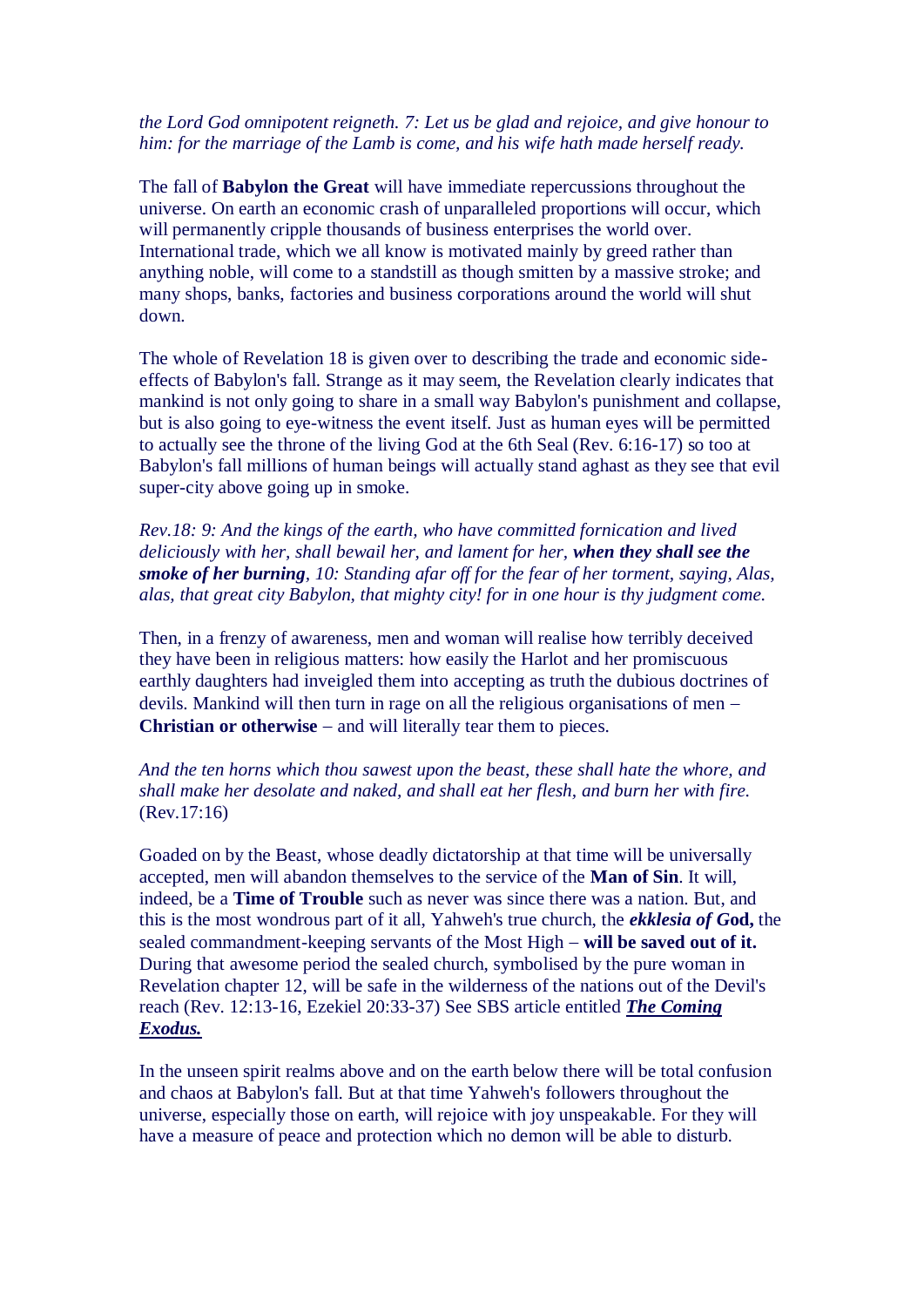*the Lord God omnipotent reigneth. 7: Let us be glad and rejoice, and give honour to him: for the marriage of the Lamb is come, and his wife hath made herself ready.*

The fall of **Babylon the Great** will have immediate repercussions throughout the universe. On earth an economic crash of unparalleled proportions will occur, which will permanently cripple thousands of business enterprises the world over. International trade, which we all know is motivated mainly by greed rather than anything noble, will come to a standstill as though smitten by a massive stroke; and many shops, banks, factories and business corporations around the world will shut down.

The whole of Revelation 18 is given over to describing the trade and economic side-effects of Babylon's fall. Strange as it may seem, the Revelation clearly indicates that mankind is not only going to share in a small way Babylon's punishment and collapse, but is also going to eye-witness the event itself. Just as human eyes will be permitted to actually see the throne of the living God at the 6th Seal (Rev. 6:16-17) so too at Babylon's fall millions of human beings will actually stand aghast as they see that evil super-city above going up in smoke.

*Rev.18: 9: And the kings of the earth, who have committed fornication and lived deliciously with her, shall bewail her, and lament for her,* ***when they shall see the smoke of her burning****, 10: Standing afar off for the fear of her torment, saying, Alas, alas, that great city Babylon, that mighty city! for in one hour is thy judgment come.*

Then, in a frenzy of awareness, men and woman will realise how terribly deceived they have been in religious matters: how easily the Harlot and her promiscuous earthly daughters had inveigled them into accepting as truth the dubious doctrines of devils. Mankind will then turn in rage on all the religious organisations of men – **Christian or otherwise** – and will literally tear them to pieces.

*And the ten horns which thou sawest upon the beast, these shall hate the whore, and shall make her desolate and naked, and shall eat her flesh, and burn her with fire.* (Rev.17:16)

Goaded on by the Beast, whose deadly dictatorship at that time will be universally accepted, men will abandon themselves to the service of the **Man of Sin**. It will, indeed, be a **Time of Trouble** such as never was since there was a nation. But, and this is the most wondrous part of it all, Yahweh's true church, the ***ekklesia of God,*** the sealed commandment-keeping servants of the Most High – **will be saved out of it.** During that awesome period the sealed church, symbolised by the pure woman in Revelation chapter 12, will be safe in the wilderness of the nations out of the Devil's reach (Rev. 12:13-16, Ezekiel 20:33-37) See SBS article entitled ***The Coming Exodus.***

In the unseen spirit realms above and on the earth below there will be total confusion and chaos at Babylon's fall. But at that time Yahweh's followers throughout the universe, especially those on earth, will rejoice with joy unspeakable. For they will have a measure of peace and protection which no demon will be able to disturb.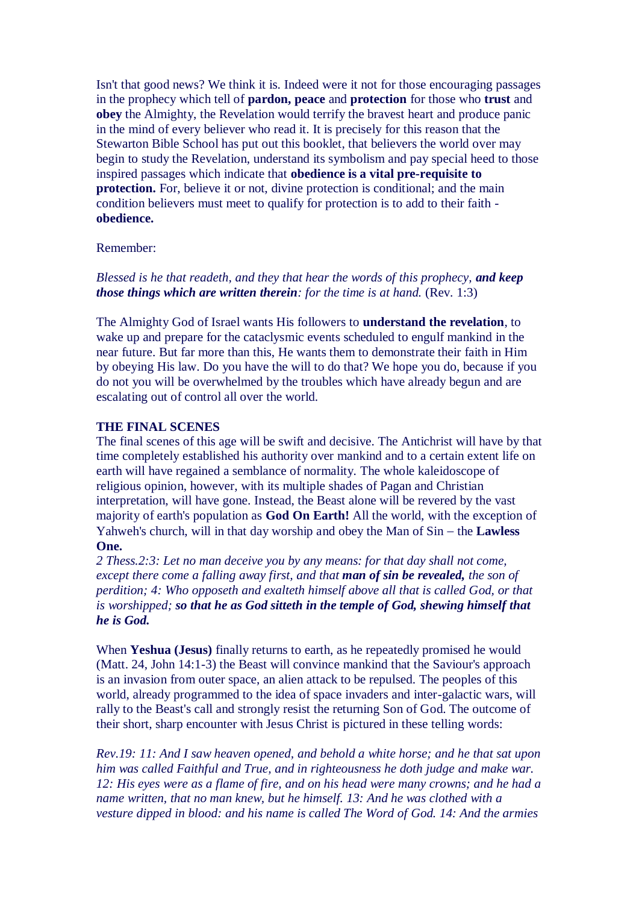Isn't that good news? We think it is. Indeed were it not for those encouraging passages in the prophecy which tell of **pardon, peace** and **protection** for those who **trust** and **obey** the Almighty, the Revelation would terrify the bravest heart and produce panic in the mind of every believer who read it. It is precisely for this reason that the Stewarton Bible School has put out this booklet, that believers the world over may begin to study the Revelation, understand its symbolism and pay special heed to those inspired passages which indicate that **obedience is a vital pre-requisite to protection.** For, believe it or not, divine protection is conditional; and the main condition believers must meet to qualify for protection is to add to their faith - **obedience.**

Remember:

*Blessed is he that readeth, and they that hear the words of this prophecy, **and keep those things which are written therein**: for the time is at hand.* (Rev. 1:3)

The Almighty God of Israel wants His followers to **understand the revelation**, to wake up and prepare for the cataclysmic events scheduled to engulf mankind in the near future. But far more than this, He wants them to demonstrate their faith in Him by obeying His law. Do you have the will to do that? We hope you do, because if you do not you will be overwhelmed by the troubles which have already begun and are escalating out of control all over the world.

**THE FINAL SCENES**

The final scenes of this age will be swift and decisive. The Antichrist will have by that time completely established his authority over mankind and to a certain extent life on earth will have regained a semblance of normality. The whole kaleidoscope of religious opinion, however, with its multiple shades of Pagan and Christian interpretation, will have gone. Instead, the Beast alone will be revered by the vast majority of earth's population as **God On Earth!** All the world, with the exception of Yahweh's church, will in that day worship and obey the Man of Sin – the **Lawless One.**

*2 Thess.2:3: Let no man deceive you by any means: for that day shall not come, except there come a falling away first, and that **man of sin be revealed,** the son of perdition; 4: Who opposeth and exalteth himself above all that is called God, or that is worshipped; **so that he as God sitteth in the temple of God, shewing himself that he is God.***

When **Yeshua (Jesus)** finally returns to earth, as he repeatedly promised he would (Matt. 24, John 14:1-3) the Beast will convince mankind that the Saviour's approach is an invasion from outer space, an alien attack to be repulsed. The peoples of this world, already programmed to the idea of space invaders and inter-galactic wars, will rally to the Beast's call and strongly resist the returning Son of God. The outcome of their short, sharp encounter with Jesus Christ is pictured in these telling words:

*Rev.19: 11: And I saw heaven opened, and behold a white horse; and he that sat upon him was called Faithful and True, and in righteousness he doth judge and make war. 12: His eyes were as a flame of fire, and on his head were many crowns; and he had a name written, that no man knew, but he himself. 13: And he was clothed with a vesture dipped in blood: and his name is called The Word of God. 14: And the armies*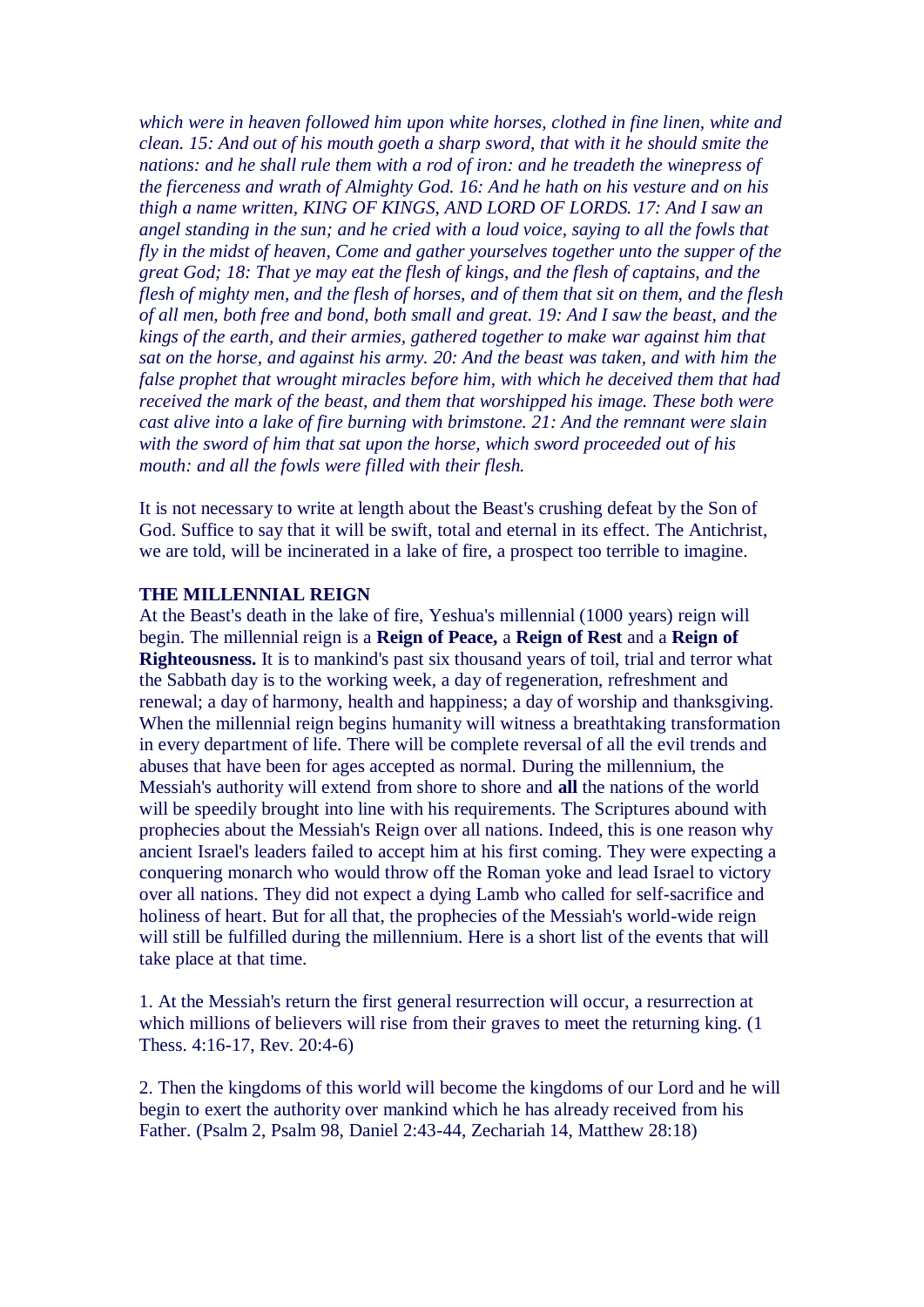*which were in heaven followed him upon white horses, clothed in fine linen, white and clean. 15: And out of his mouth goeth a sharp sword, that with it he should smite the nations: and he shall rule them with a rod of iron: and he treadeth the winepress of the fierceness and wrath of Almighty God. 16: And he hath on his vesture and on his thigh a name written, KING OF KINGS, AND LORD OF LORDS. 17: And I saw an angel standing in the sun; and he cried with a loud voice, saying to all the fowls that fly in the midst of heaven, Come and gather yourselves together unto the supper of the great God; 18: That ye may eat the flesh of kings, and the flesh of captains, and the flesh of mighty men, and the flesh of horses, and of them that sit on them, and the flesh of all men, both free and bond, both small and great. 19: And I saw the beast, and the kings of the earth, and their armies, gathered together to make war against him that sat on the horse, and against his army. 20: And the beast was taken, and with him the false prophet that wrought miracles before him, with which he deceived them that had received the mark of the beast, and them that worshipped his image. These both were cast alive into a lake of fire burning with brimstone. 21: And the remnant were slain with the sword of him that sat upon the horse, which sword proceeded out of his mouth: and all the fowls were filled with their flesh.*

It is not necessary to write at length about the Beast's crushing defeat by the Son of God. Suffice to say that it will be swift, total and eternal in its effect. The Antichrist, we are told, will be incinerated in a lake of fire, a prospect too terrible to imagine.

**THE MILLENNIAL REIGN**

At the Beast's death in the lake of fire, Yeshua's millennial (1000 years) reign will begin. The millennial reign is a **Reign of Peace,** a **Reign of Rest** and a **Reign of Righteousness.** It is to mankind's past six thousand years of toil, trial and terror what the Sabbath day is to the working week, a day of regeneration, refreshment and renewal; a day of harmony, health and happiness; a day of worship and thanksgiving. When the millennial reign begins humanity will witness a breathtaking transformation in every department of life. There will be complete reversal of all the evil trends and abuses that have been for ages accepted as normal. During the millennium, the Messiah's authority will extend from shore to shore and **all** the nations of the world will be speedily brought into line with his requirements. The Scriptures abound with prophecies about the Messiah's Reign over all nations. Indeed, this is one reason why ancient Israel's leaders failed to accept him at his first coming. They were expecting a conquering monarch who would throw off the Roman yoke and lead Israel to victory over all nations. They did not expect a dying Lamb who called for self-sacrifice and holiness of heart. But for all that, the prophecies of the Messiah's world-wide reign will still be fulfilled during the millennium. Here is a short list of the events that will take place at that time.

1. At the Messiah's return the first general resurrection will occur, a resurrection at which millions of believers will rise from their graves to meet the returning king. (1 Thess. 4:16-17, Rev. 20:4-6)

2. Then the kingdoms of this world will become the kingdoms of our Lord and he will begin to exert the authority over mankind which he has already received from his Father. (Psalm 2, Psalm 98, Daniel 2:43-44, Zechariah 14, Matthew 28:18)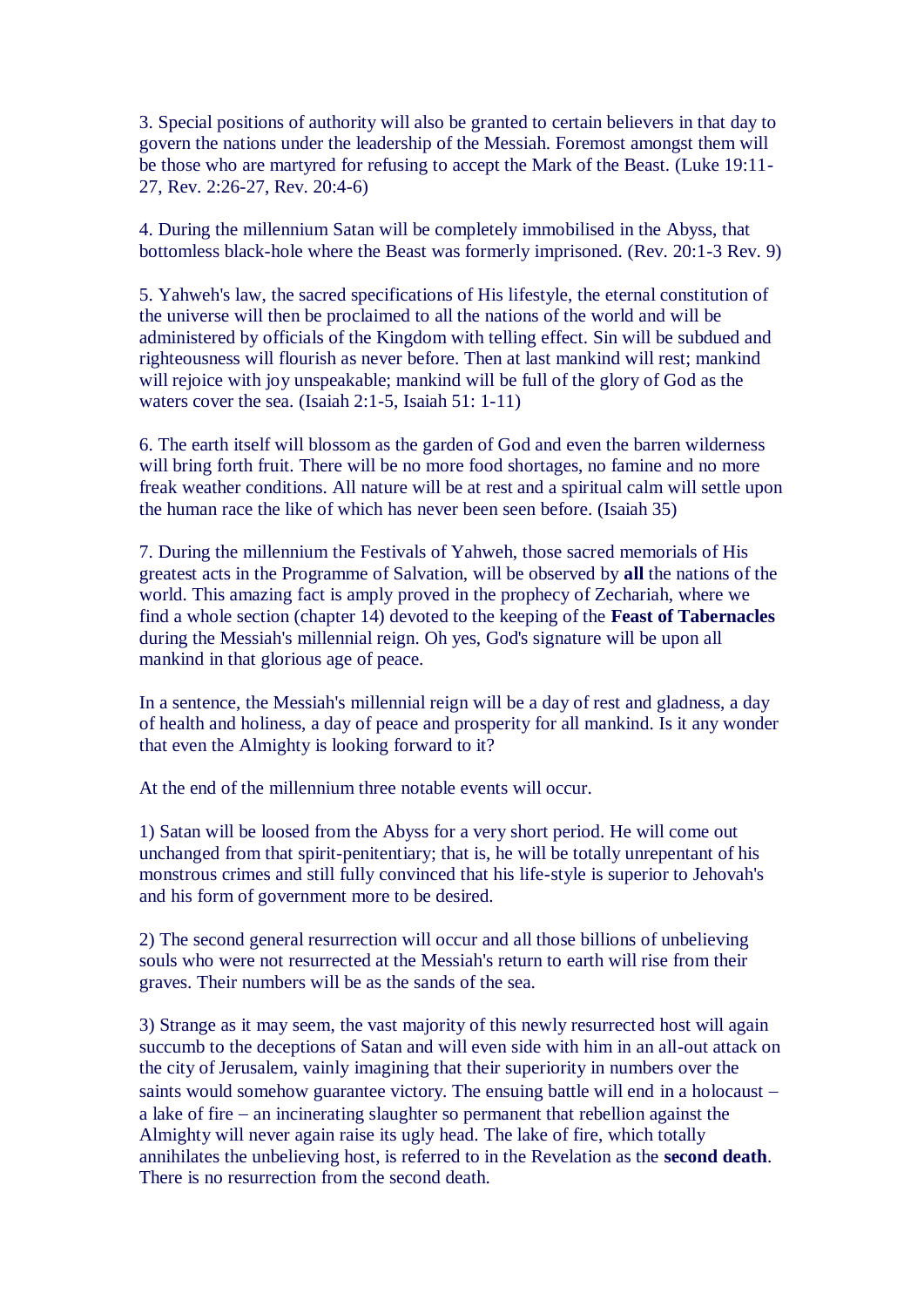3. Special positions of authority will also be granted to certain believers in that day to govern the nations under the leadership of the Messiah. Foremost amongst them will be those who are martyred for refusing to accept the Mark of the Beast. (Luke 19:11-27, Rev. 2:26-27, Rev. 20:4-6)

4. During the millennium Satan will be completely immobilised in the Abyss, that bottomless black-hole where the Beast was formerly imprisoned. (Rev. 20:1-3 Rev. 9)

5. Yahweh's law, the sacred specifications of His lifestyle, the eternal constitution of the universe will then be proclaimed to all the nations of the world and will be administered by officials of the Kingdom with telling effect. Sin will be subdued and righteousness will flourish as never before. Then at last mankind will rest; mankind will rejoice with joy unspeakable; mankind will be full of the glory of God as the waters cover the sea. (Isaiah 2:1-5, Isaiah 51: 1-11)

6. The earth itself will blossom as the garden of God and even the barren wilderness will bring forth fruit. There will be no more food shortages, no famine and no more freak weather conditions. All nature will be at rest and a spiritual calm will settle upon the human race the like of which has never been seen before. (Isaiah 35)

7. During the millennium the Festivals of Yahweh, those sacred memorials of His greatest acts in the Programme of Salvation, will be observed by **all** the nations of the world. This amazing fact is amply proved in the prophecy of Zechariah, where we find a whole section (chapter 14) devoted to the keeping of the **Feast of Tabernacles** during the Messiah's millennial reign. Oh yes, God's signature will be upon all mankind in that glorious age of peace.

In a sentence, the Messiah's millennial reign will be a day of rest and gladness, a day of health and holiness, a day of peace and prosperity for all mankind. Is it any wonder that even the Almighty is looking forward to it?

At the end of the millennium three notable events will occur.

1) Satan will be loosed from the Abyss for a very short period. He will come out unchanged from that spirit-penitentiary; that is, he will be totally unrepentant of his monstrous crimes and still fully convinced that his life-style is superior to Jehovah's and his form of government more to be desired.

2) The second general resurrection will occur and all those billions of unbelieving souls who were not resurrected at the Messiah's return to earth will rise from their graves. Their numbers will be as the sands of the sea.

3) Strange as it may seem, the vast majority of this newly resurrected host will again succumb to the deceptions of Satan and will even side with him in an all-out attack on the city of Jerusalem, vainly imagining that their superiority in numbers over the saints would somehow guarantee victory. The ensuing battle will end in a holocaust – a lake of fire – an incinerating slaughter so permanent that rebellion against the Almighty will never again raise its ugly head. The lake of fire, which totally annihilates the unbelieving host, is referred to in the Revelation as the **second death**. There is no resurrection from the second death.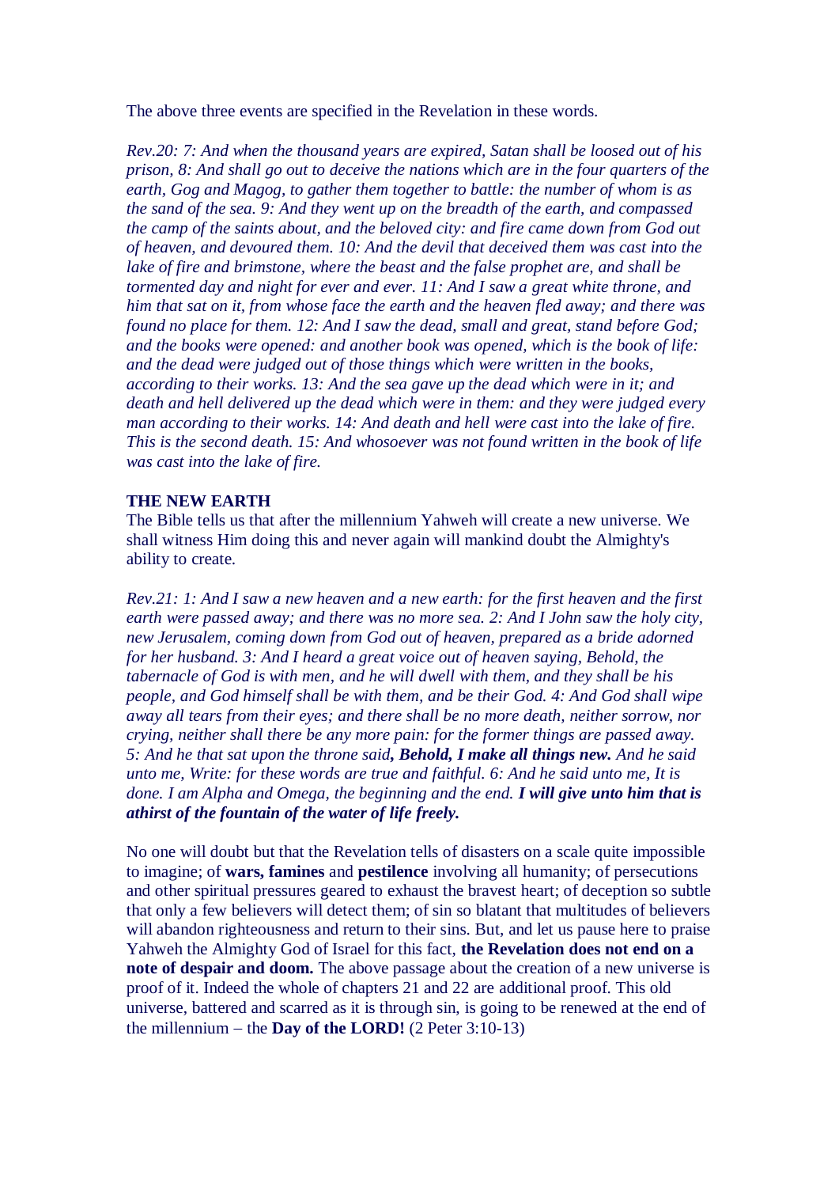The above three events are specified in the Revelation in these words.

*Rev.20: 7: And when the thousand years are expired, Satan shall be loosed out of his prison, 8: And shall go out to deceive the nations which are in the four quarters of the earth, Gog and Magog, to gather them together to battle: the number of whom is as the sand of the sea. 9: And they went up on the breadth of the earth, and compassed the camp of the saints about, and the beloved city: and fire came down from God out of heaven, and devoured them. 10: And the devil that deceived them was cast into the lake of fire and brimstone, where the beast and the false prophet are, and shall be tormented day and night for ever and ever. 11: And I saw a great white throne, and him that sat on it, from whose face the earth and the heaven fled away; and there was found no place for them. 12: And I saw the dead, small and great, stand before God; and the books were opened: and another book was opened, which is the book of life: and the dead were judged out of those things which were written in the books, according to their works. 13: And the sea gave up the dead which were in it; and death and hell delivered up the dead which were in them: and they were judged every man according to their works. 14: And death and hell were cast into the lake of fire. This is the second death. 15: And whosoever was not found written in the book of life was cast into the lake of fire.*

**THE NEW EARTH**

The Bible tells us that after the millennium Yahweh will create a new universe. We shall witness Him doing this and never again will mankind doubt the Almighty's ability to create.

*Rev.21: 1: And I saw a new heaven and a new earth: for the first heaven and the first earth were passed away; and there was no more sea. 2: And I John saw the holy city, new Jerusalem, coming down from God out of heaven, prepared as a bride adorned for her husband. 3: And I heard a great voice out of heaven saying, Behold, the tabernacle of God is with men, and he will dwell with them, and they shall be his people, and God himself shall be with them, and be their God. 4: And God shall wipe away all tears from their eyes; and there shall be no more death, neither sorrow, nor crying, neither shall there be any more pain: for the former things are passed away. 5: And he that sat upon the throne said**, Behold, I make all things new.** And he said unto me, Write: for these words are true and faithful. 6: And he said unto me, It is done. I am Alpha and Omega, the beginning and the end. **I will give unto him that is athirst of the fountain of the water of life freely.***

No one will doubt but that the Revelation tells of disasters on a scale quite impossible to imagine; of **wars, famines** and **pestilence** involving all humanity; of persecutions and other spiritual pressures geared to exhaust the bravest heart; of deception so subtle that only a few believers will detect them; of sin so blatant that multitudes of believers will abandon righteousness and return to their sins. But, and let us pause here to praise Yahweh the Almighty God of Israel for this fact, **the Revelation does not end on a note of despair and doom.** The above passage about the creation of a new universe is proof of it. Indeed the whole of chapters 21 and 22 are additional proof. This old universe, battered and scarred as it is through sin, is going to be renewed at the end of the millennium – the **Day of the LORD!** (2 Peter 3:10-13)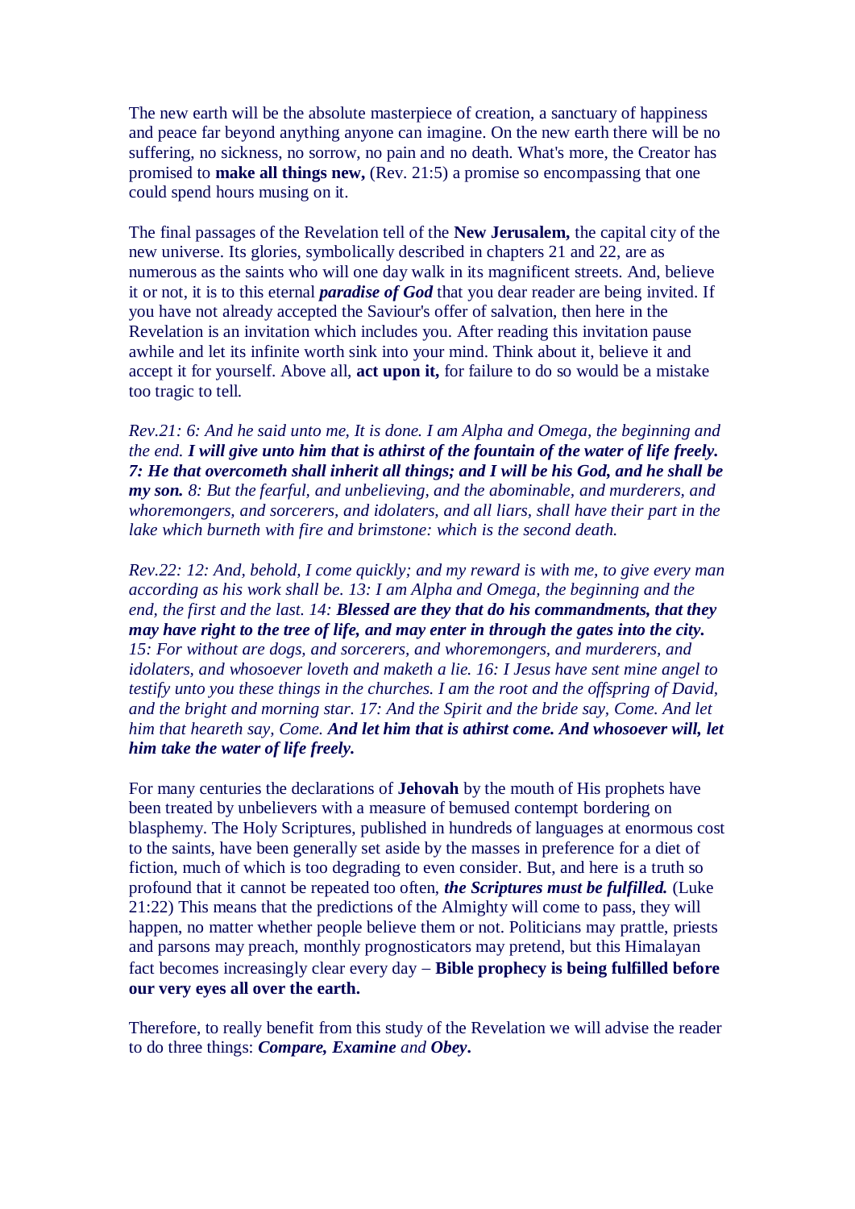The new earth will be the absolute masterpiece of creation, a sanctuary of happiness and peace far beyond anything anyone can imagine. On the new earth there will be no suffering, no sickness, no sorrow, no pain and no death. What's more, the Creator has promised to **make all things new,** (Rev. 21:5) a promise so encompassing that one could spend hours musing on it.

The final passages of the Revelation tell of the **New Jerusalem,** the capital city of the new universe. Its glories, symbolically described in chapters 21 and 22, are as numerous as the saints who will one day walk in its magnificent streets. And, believe it or not, it is to this eternal ***paradise of God*** that you dear reader are being invited. If you have not already accepted the Saviour's offer of salvation, then here in the Revelation is an invitation which includes you. After reading this invitation pause awhile and let its infinite worth sink into your mind. Think about it, believe it and accept it for yourself. Above all, **act upon it,** for failure to do so would be a mistake too tragic to tell.

*Rev.21: 6: And he said unto me, It is done. I am Alpha and Omega, the beginning and the end.* ***I will give unto him that is athirst of the fountain of the water of life freely. 7: He that overcometh shall inherit all things; and I will be his God, and he shall be my son.*** *8: But the fearful, and unbelieving, and the abominable, and murderers, and whoremongers, and sorcerers, and idolaters, and all liars, shall have their part in the lake which burneth with fire and brimstone: which is the second death.*

*Rev.22: 12: And, behold, I come quickly; and my reward is with me, to give every man according as his work shall be. 13: I am Alpha and Omega, the beginning and the end, the first and the last. 14:* ***Blessed are they that do his commandments, that they may have right to the tree of life, and may enter in through the gates into the city.*** *15: For without are dogs, and sorcerers, and whoremongers, and murderers, and idolaters, and whosoever loveth and maketh a lie. 16: I Jesus have sent mine angel to testify unto you these things in the churches. I am the root and the offspring of David, and the bright and morning star. 17: And the Spirit and the bride say, Come. And let him that heareth say, Come.* ***And let him that is athirst come. And whosoever will, let him take the water of life freely.***

For many centuries the declarations of **Jehovah** by the mouth of His prophets have been treated by unbelievers with a measure of bemused contempt bordering on blasphemy. The Holy Scriptures, published in hundreds of languages at enormous cost to the saints, have been generally set aside by the masses in preference for a diet of fiction, much of which is too degrading to even consider. But, and here is a truth so profound that it cannot be repeated too often, ***the Scriptures must be fulfilled.*** (Luke 21:22) This means that the predictions of the Almighty will come to pass, they will happen, no matter whether people believe them or not. Politicians may prattle, priests and parsons may preach, monthly prognosticators may pretend, but this Himalayan fact becomes increasingly clear every day – **Bible prophecy is being fulfilled before our very eyes all over the earth.**

Therefore, to really benefit from this study of the Revelation we will advise the reader to do three things: ***Compare, Examine*** *and* ***Obey*****.**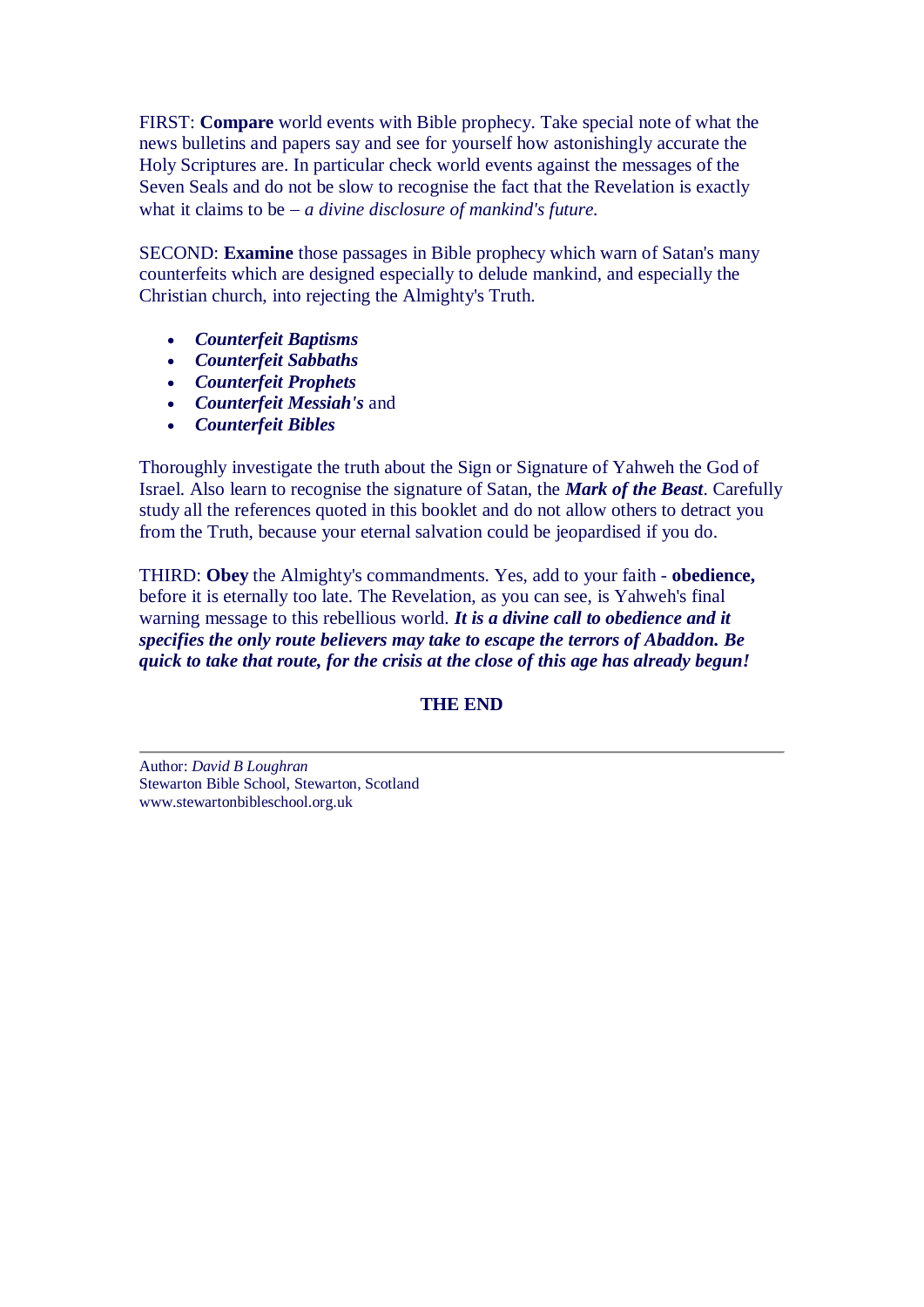FIRST: **Compare** world events with Bible prophecy. Take special note of what the news bulletins and papers say and see for yourself how astonishingly accurate the Holy Scriptures are. In particular check world events against the messages of the Seven Seals and do not be slow to recognise the fact that the Revelation is exactly what it claims to be – *a divine disclosure of mankind's future.*

SECOND: **Examine** those passages in Bible prophecy which warn of Satan's many counterfeits which are designed especially to delude mankind, and especially the Christian church, into rejecting the Almighty's Truth.

- ***Counterfeit Baptisms***
- ***Counterfeit Sabbaths***
- ***Counterfeit Prophets***
- ***Counterfeit Messiah's*** and
- ***Counterfeit Bibles***

Thoroughly investigate the truth about the Sign or Signature of Yahweh the God of Israel. Also learn to recognise the signature of Satan, the ***Mark of the Beast***. Carefully study all the references quoted in this booklet and do not allow others to detract you from the Truth, because your eternal salvation could be jeopardised if you do.

THIRD: **Obey** the Almighty's commandments. Yes, add to your faith - **obedience,** before it is eternally too late. The Revelation, as you can see, is Yahweh's final warning message to this rebellious world. ***It is a divine call to obedience and it specifies the only route believers may take to escape the terrors of Abaddon. Be quick to take that route, for the crisis at the close of this age has already begun!***

**THE END**

---

Author: *David B Loughran*
Stewarton Bible School, Stewarton, Scotland
www.stewartonbibleschool.org.uk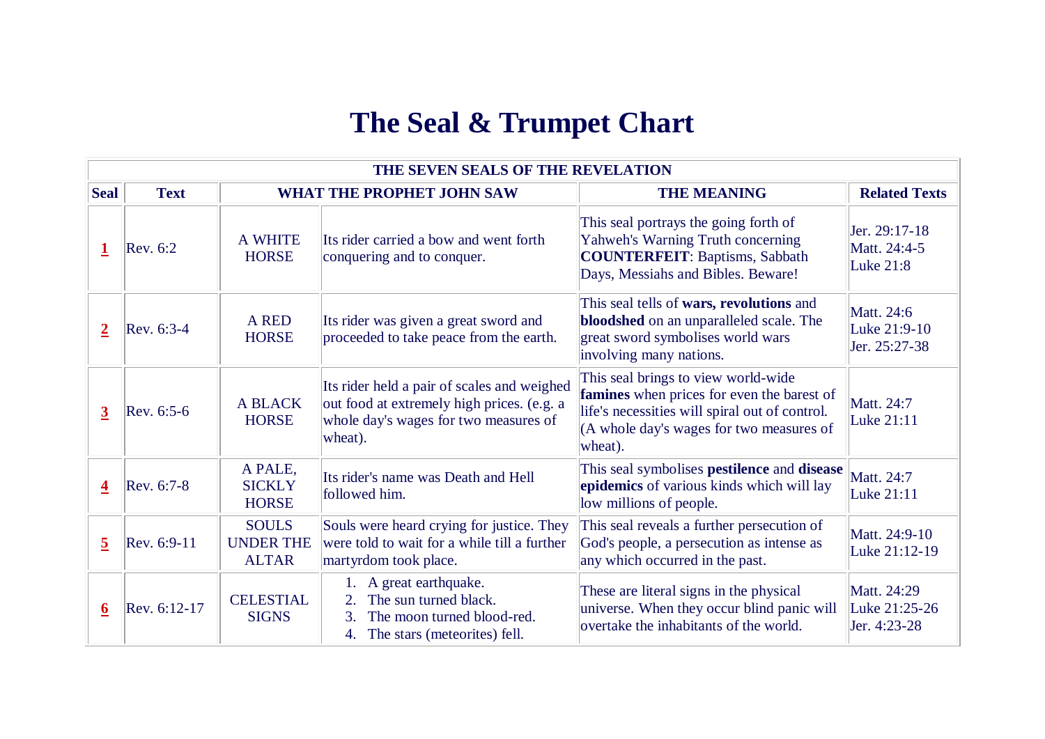# The Seal & Trumpet Chart

| THE SEVEN SEALS OF THE REVELATION | | | | | |
|---|---|---|---|---|---|
| **Seal** | **Text** | **WHAT THE PROPHET JOHN SAW** | | **THE MEANING** | **Related Texts** |
| **1** | Rev. 6:2 | A WHITE HORSE | Its rider carried a bow and went forth conquering and to conquer. | This seal portrays the going forth of Yahweh's Warning Truth concerning **COUNTERFEIT**: Baptisms, Sabbath Days, Messiahs and Bibles. Beware! | Jer. 29:17-18<br>Matt. 24:4-5<br>Luke 21:8 |
| **2** | Rev. 6:3-4 | A RED HORSE | Its rider was given a great sword and proceeded to take peace from the earth. | This seal tells of **wars, revolutions** and **bloodshed** on an unparalleled scale. The great sword symbolises world wars involving many nations. | Matt. 24:6<br>Luke 21:9-10<br>Jer. 25:27-38 |
| **3** | Rev. 6:5-6 | A BLACK HORSE | Its rider held a pair of scales and weighed out food at extremely high prices. (e.g. a whole day's wages for two measures of wheat). | This seal brings to view world-wide **famines** when prices for even the barest of life's necessities will spiral out of control. (A whole day's wages for two measures of wheat). | Matt. 24:7<br>Luke 21:11 |
| **4** | Rev. 6:7-8 | A PALE, SICKLY HORSE | Its rider's name was Death and Hell followed him. | This seal symbolises **pestilence** and **disease epidemics** of various kinds which will lay low millions of people. | Matt. 24:7<br>Luke 21:11 |
| **5** | Rev. 6:9-11 | SOULS UNDER THE ALTAR | Souls were heard crying for justice. They were told to wait for a while till a further martyrdom took place. | This seal reveals a further persecution of God's people, a persecution as intense as any which occurred in the past. | Matt. 24:9-10<br>Luke 21:12-19 |
| **6** | Rev. 6:12-17 | CELESTIAL SIGNS | 1. A great earthquake.<br>2. The sun turned black.<br>3. The moon turned blood-red.<br>4. The stars (meteorites) fell. | These are literal signs in the physical universe. When they occur blind panic will overtake the inhabitants of the world. | Matt. 24:29<br>Luke 21:25-26<br>Jer. 4:23-28 |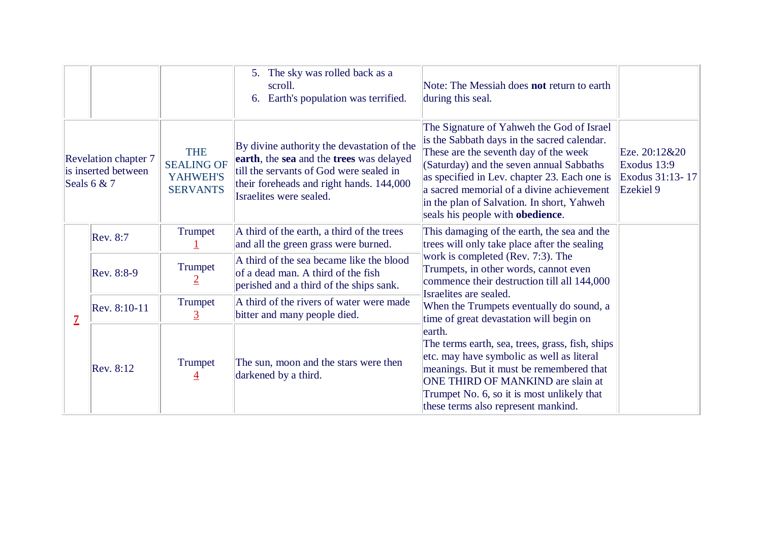| | | | | | |
|---|---|---|---|---|---|
| | | | 5. The sky was rolled back as a scroll.<br>6. Earth's population was terrified. | Note: The Messiah does **not** return to earth during this seal. | |
| Revelation chapter 7 is inserted between Seals 6 & 7 | | THE SEALING OF YAHWEH'S SERVANTS | By divine authority the devastation of the **earth**, the **sea** and the **trees** was delayed till the servants of God were sealed in their foreheads and right hands. 144,000 Israelites were sealed. | The Signature of Yahweh the God of Israel is the Sabbath days in the sacred calendar. These are the seventh day of the week (Saturday) and the seven annual Sabbaths as specified in Lev. chapter 23. Each one is a sacred memorial of a divine achievement in the plan of Salvation. In short, Yahweh seals his people with **obedience**. | Eze. 20:12&20<br>Exodus 13:9<br>Exodus 31:13- 17<br>Ezekiel 9 |
| 7 | Rev. 8:7 | Trumpet 1 | A third of the earth, a third of the trees and all the green grass were burned. | This damaging of the earth, the sea and the trees will only take place after the sealing work is completed (Rev. 7:3). The Trumpets, in other words, cannot even commence their destruction till all 144,000 Israelites are sealed.<br>When the Trumpets eventually do sound, a time of great devastation will begin on earth.<br>The terms earth, sea, trees, grass, fish, ships etc. may have symbolic as well as literal meanings. But it must be remembered that ONE THIRD OF MANKIND are slain at Trumpet No. 6, so it is most unlikely that these terms also represent mankind. | |
| | Rev. 8:8-9 | Trumpet 2 | A third of the sea became like the blood of a dead man. A third of the fish perished and a third of the ships sank. | | |
| | Rev. 8:10-11 | Trumpet 3 | A third of the rivers of water were made bitter and many people died. | | |
| | Rev. 8:12 | Trumpet 4 | The sun, moon and the stars were then darkened by a third. | | |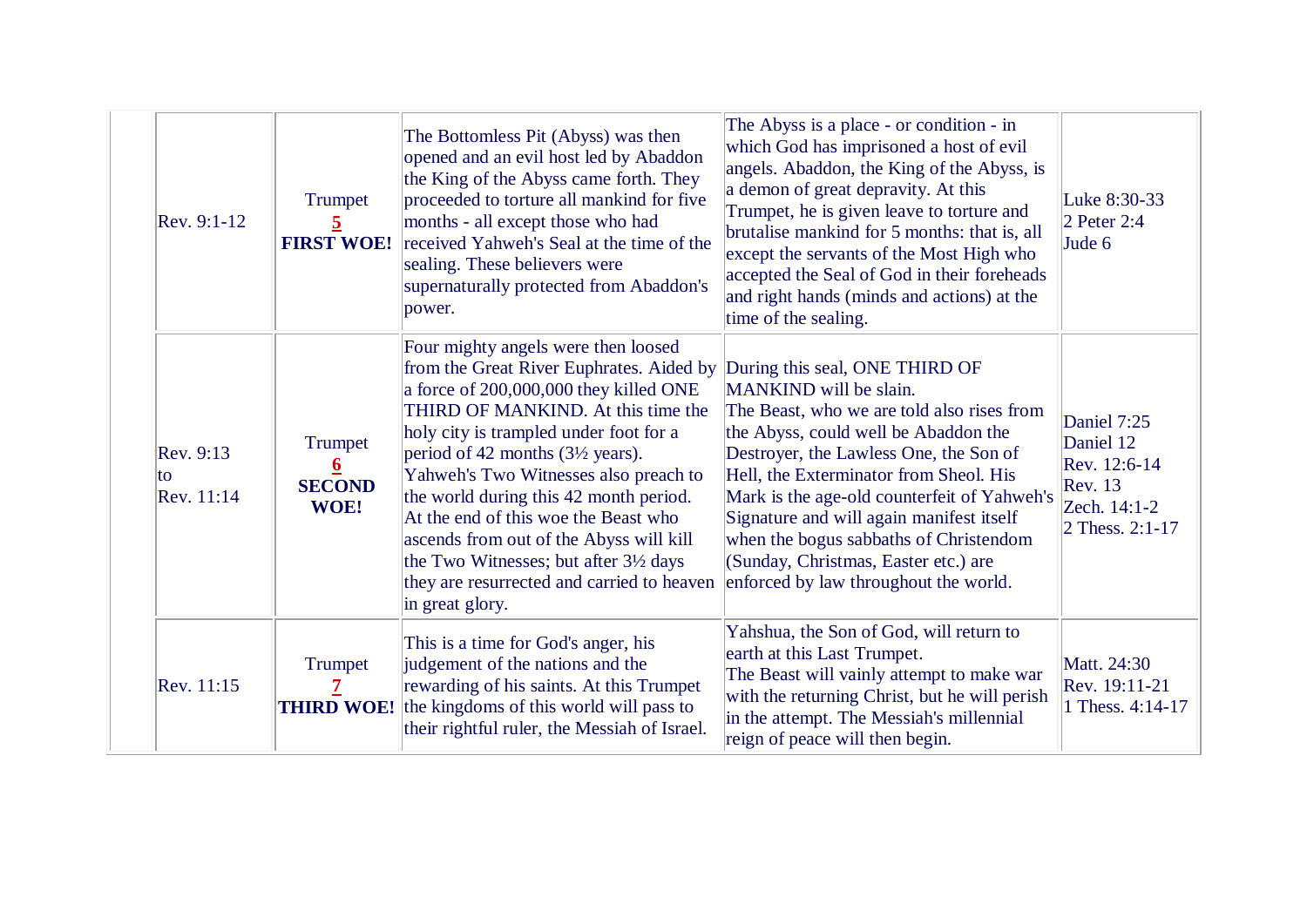| | | | | |
|---|---|---|---|---|
| Rev. 9:1-12 | Trumpet **5** **FIRST WOE!** | The Bottomless Pit (Abyss) was then opened and an evil host led by Abaddon the King of the Abyss came forth. They proceeded to torture all mankind for five months - all except those who had received Yahweh's Seal at the time of the sealing. These believers were supernaturally protected from Abaddon's power. | The Abyss is a place - or condition - in which God has imprisoned a host of evil angels. Abaddon, the King of the Abyss, is a demon of great depravity. At this Trumpet, he is given leave to torture and brutalise mankind for 5 months: that is, all except the servants of the Most High who accepted the Seal of God in their foreheads and right hands (minds and actions) at the time of the sealing. | Luke 8:30-33<br>2 Peter 2:4<br>Jude 6 |
| Rev. 9:13<br>to<br>Rev. 11:14 | Trumpet **6** **SECOND WOE!** | Four mighty angels were then loosed from the Great River Euphrates. Aided by a force of 200,000,000 they killed ONE THIRD OF MANKIND. At this time the holy city is trampled under foot for a period of 42 months (3½ years). Yahweh's Two Witnesses also preach to the world during this 42 month period. At the end of this woe the Beast who ascends from out of the Abyss will kill the Two Witnesses; but after 3½ days they are resurrected and carried to heaven in great glory. | During this seal, ONE THIRD OF MANKIND will be slain.<br>The Beast, who we are told also rises from the Abyss, could well be Abaddon the Destroyer, the Lawless One, the Son of Hell, the Exterminator from Sheol. His Mark is the age-old counterfeit of Yahweh's Signature and will again manifest itself when the bogus sabbaths of Christendom (Sunday, Christmas, Easter etc.) are enforced by law throughout the world. | Daniel 7:25<br>Daniel 12<br>Rev. 12:6-14<br>Rev. 13<br>Zech. 14:1-2<br>2 Thess. 2:1-17 |
| Rev. 11:15 | Trumpet **7** **THIRD WOE!** | This is a time for God's anger, his judgement of the nations and the rewarding of his saints. At this Trumpet the kingdoms of this world will pass to their rightful ruler, the Messiah of Israel. | Yahshua, the Son of God, will return to earth at this Last Trumpet.<br>The Beast will vainly attempt to make war with the returning Christ, but he will perish in the attempt. The Messiah's millennial reign of peace will then begin. | Matt. 24:30<br>Rev. 19:11-21<br>1 Thess. 4:14-17 |